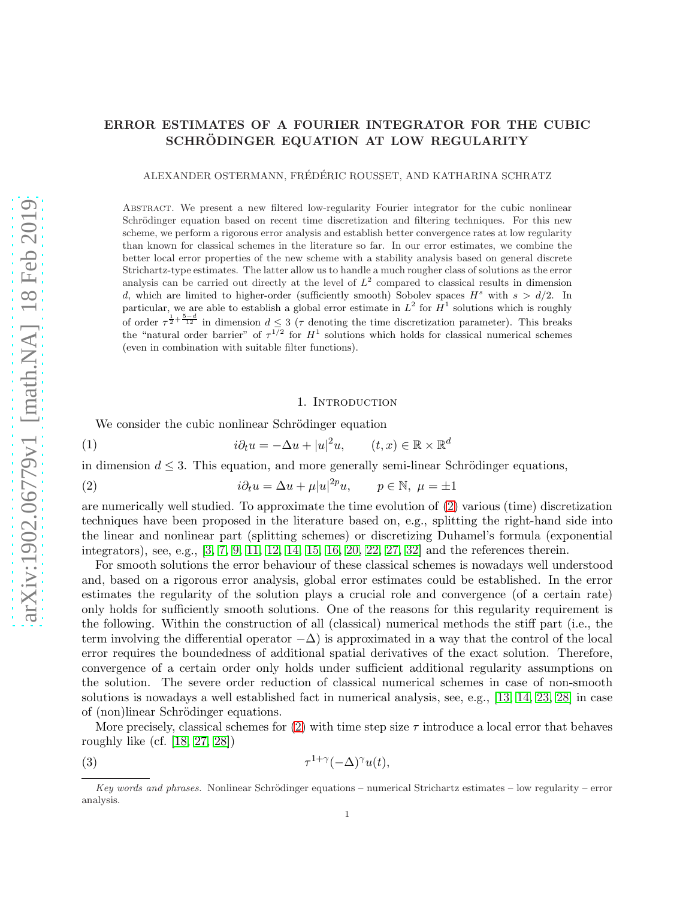# ERROR ESTIMATES OF A FOURIER INTEGRATOR FOR THE CUBIC SCHRÖDINGER EQUATION AT LOW REGULARITY

ALEXANDER OSTERMANN, FRÉDÉRIC ROUSSET, AND KATHARINA SCHRATZ

Abstract. We present a new filtered low-regularity Fourier integrator for the cubic nonlinear Schrödinger equation based on recent time discretization and filtering techniques. For this new scheme, we perform a rigorous error analysis and establish better convergence rates at low regularity than known for classical schemes in the literature so far. In our error estimates, we combine the better local error properties of the new scheme with a stability analysis based on general discrete Strichartz-type estimates. The latter allow us to handle a much rougher class of solutions as the error analysis can be carried out directly at the level of $L^2$ compared to classical results in dimension $d$, which are limited to higher-order (sufficiently smooth) Sobolev spaces $H^s$ with $s > d/2$. In particular, we are able to establish a global error estimate in $L^2$ for $H^1$ solutions which is roughly of order $\tau^{\frac{1}{2}+\frac{5-d}{12}}$ in dimension $d \leq 3$ ($\tau$ denoting the time discretization parameter). This breaks the "natural order barrier" of $\tau^{1/2}$ for $H^1$ solutions which holds for classical numerical schemes (even in combination with suitable filter functions).

## 1. Introduction

We consider the cubic nonlinear Schrödinger equation

$$i\partial_t u = -\Delta u + |u|^2 u, \qquad (t,x) \in \mathbb{R} \times \mathbb{R}^d \tag{1}$$

in dimension $d \leq 3$. This equation, and more generally semi-linear Schrödinger equations,

$$i\partial_t u = \Delta u + \mu |u|^{2p} u, \qquad p \in \mathbb{N},\ \mu = \pm 1 \tag{2}$$

are numerically well studied. To approximate the time evolution of (2) various (time) discretization techniques have been proposed in the literature based on, e.g., splitting the right-hand side into the linear and nonlinear part (splitting schemes) or discretizing Duhamel's formula (exponential integrators), see, e.g., [3, 7, 9, 11, 12, 14, 15, 16, 20, 22, 27, 32] and the references therein.

For smooth solutions the error behaviour of these classical schemes is nowadays well understood and, based on a rigorous error analysis, global error estimates could be established. In the error estimates the regularity of the solution plays a crucial role and convergence (of a certain rate) only holds for sufficiently smooth solutions. One of the reasons for this regularity requirement is the following. Within the construction of all (classical) numerical methods the stiff part (i.e., the term involving the differential operator $-\Delta$) is approximated in a way that the control of the local error requires the boundedness of additional spatial derivatives of the exact solution. Therefore, convergence of a certain order only holds under sufficient additional regularity assumptions on the solution. The severe order reduction of classical numerical schemes in case of non-smooth solutions is nowadays a well established fact in numerical analysis, see, e.g., [13, 14, 23, 28] in case of (non)linear Schrödinger equations.

More precisely, classical schemes for (2) with time step size $\tau$ introduce a local error that behaves roughly like (cf. [18, 27, 28])

$$\tau^{1+\gamma}(-\Delta)^{\gamma} u(t), \tag{3}$$

*Key words and phrases.* Nonlinear Schrödinger equations – numerical Strichartz estimates – low regularity – error analysis.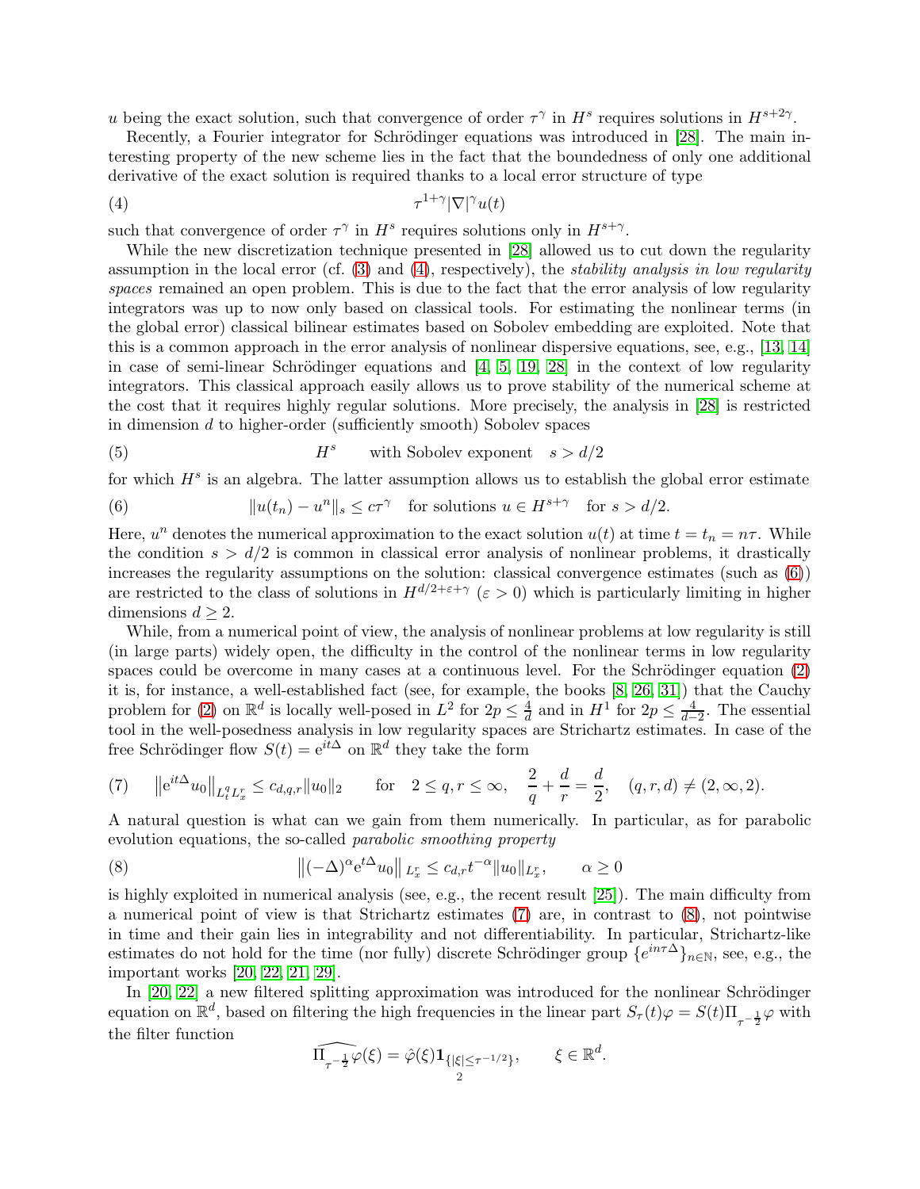$u$ being the exact solution, such that convergence of order $\tau^\gamma$ in $H^s$ requires solutions in $H^{s+2\gamma}$.

Recently, a Fourier integrator for Schrödinger equations was introduced in [28]. The main interesting property of the new scheme lies in the fact that the boundedness of only one additional derivative of the exact solution is required thanks to a local error structure of type

$$\tau^{1+\gamma}|\nabla|^\gamma u(t) \tag{4}$$

such that convergence of order $\tau^\gamma$ in $H^s$ requires solutions only in $H^{s+\gamma}$.

While the new discretization technique presented in [28] allowed us to cut down the regularity assumption in the local error (cf. (3) and (4), respectively), the *stability analysis in low regularity spaces* remained an open problem. This is due to the fact that the error analysis of low regularity integrators was up to now only based on classical tools. For estimating the nonlinear terms (in the global error) classical bilinear estimates based on Sobolev embedding are exploited. Note that this is a common approach in the error analysis of nonlinear dispersive equations, see, e.g., [13, 14] in case of semi-linear Schrödinger equations and [4, 5, 19, 28] in the context of low regularity integrators. This classical approach easily allows us to prove stability of the numerical scheme at the cost that it requires highly regular solutions. More precisely, the analysis in [28] is restricted in dimension $d$ to higher-order (sufficiently smooth) Sobolev spaces

$$H^s \qquad \text{with Sobolev exponent} \quad s > d/2 \tag{5}$$

for which $H^s$ is an algebra. The latter assumption allows us to establish the global error estimate

$$\|u(t_n) - u^n\|_s \le c\tau^\gamma \quad \text{for solutions } u \in H^{s+\gamma} \quad \text{for } s > d/2. \tag{6}$$

Here, $u^n$ denotes the numerical approximation to the exact solution $u(t)$ at time $t = t_n = n\tau$. While the condition $s > d/2$ is common in classical error analysis of nonlinear problems, it drastically increases the regularity assumptions on the solution: classical convergence estimates (such as (6)) are restricted to the class of solutions in $H^{d/2+\varepsilon+\gamma}$ ($\varepsilon > 0$) which is particularly limiting in higher dimensions $d \ge 2$.

While, from a numerical point of view, the analysis of nonlinear problems at low regularity is still (in large parts) widely open, the difficulty in the control of the nonlinear terms in low regularity spaces could be overcome in many cases at a continuous level. For the Schrödinger equation (2) it is, for instance, a well-established fact (see, for example, the books [8, 26, 31]) that the Cauchy problem for (2) on $\mathbb{R}^d$ is locally well-posed in $L^2$ for $2p \le \frac{4}{d}$ and in $H^1$ for $2p \le \frac{4}{d-2}$. The essential tool in the well-posedness analysis in low regularity spaces are Strichartz estimates. In case of the free Schrödinger flow $S(t) = \mathrm{e}^{it\Delta}$ on $\mathbb{R}^d$ they take the form

$$\left\|\mathrm{e}^{it\Delta}u_0\right\|_{L^q_t L^r_x} \le c_{d,q,r}\|u_0\|_2 \qquad \text{for} \quad 2 \le q, r \le \infty, \quad \frac{2}{q} + \frac{d}{r} = \frac{d}{2}, \quad (q,r,d) \ne (2,\infty,2). \tag{7}$$

A natural question is what can we gain from them numerically. In particular, as for parabolic evolution equations, the so-called *parabolic smoothing property*

$$\left\|(-\Delta)^\alpha \mathrm{e}^{t\Delta}u_0\right\|_{L^r_x} \le c_{d,r} t^{-\alpha}\|u_0\|_{L^r_x}, \qquad \alpha \ge 0 \tag{8}$$

is highly exploited in numerical analysis (see, e.g., the recent result [25]). The main difficulty from a numerical point of view is that Strichartz estimates (7) are, in contrast to (8), not pointwise in time and their gain lies in integrability and not differentiability. In particular, Strichartz-like estimates do not hold for the time (nor fully) discrete Schrödinger group $\{e^{in\tau\Delta}\}_{n\in\mathbb{N}}$, see, e.g., the important works [20, 22, 21, 29].

In [20, 22] a new filtered splitting approximation was introduced for the nonlinear Schrödinger equation on $\mathbb{R}^d$, based on filtering the high frequencies in the linear part $S_\tau(t)\varphi = S(t)\Pi_{\tau^{-\frac{1}{2}}}\varphi$ with the filter function

$$\widehat{\Pi_{\tau^{-\frac{1}{2}}}\varphi}(\xi) = \hat{\varphi}(\xi)\mathbf{1}_{\{|\xi| \le \tau^{-1/2}\}}, \qquad \xi \in \mathbb{R}^d.$$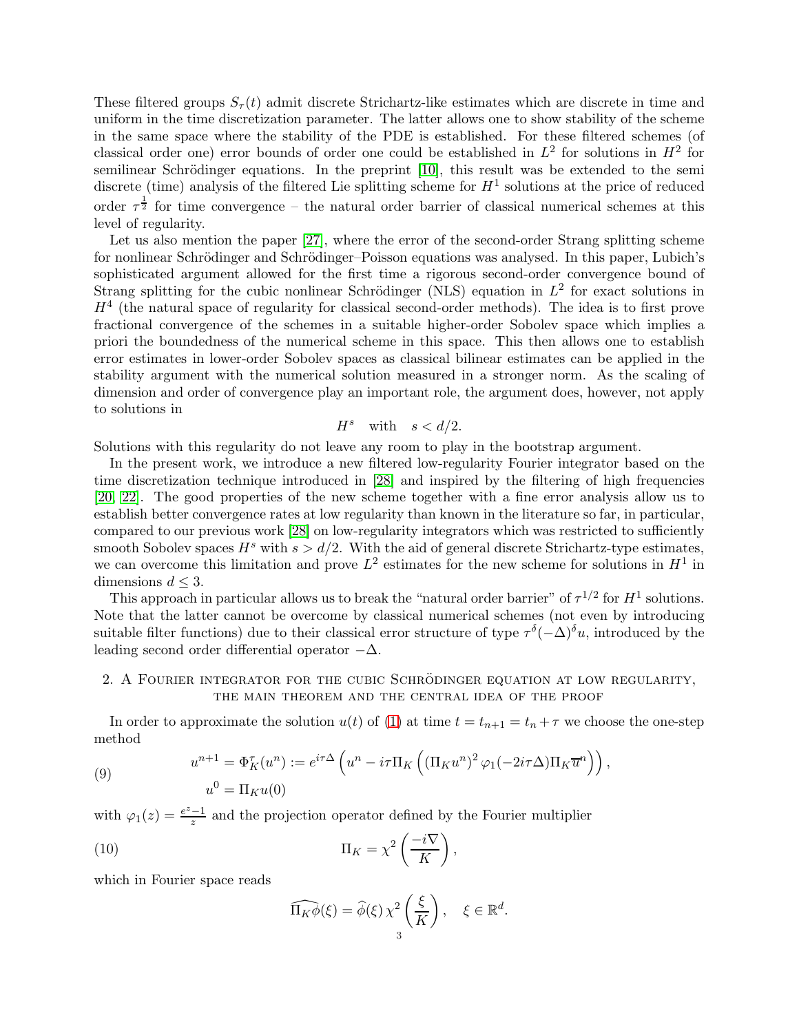These filtered groups $S_\tau(t)$ admit discrete Strichartz-like estimates which are discrete in time and uniform in the time discretization parameter. The latter allows one to show stability of the scheme in the same space where the stability of the PDE is established. For these filtered schemes (of classical order one) error bounds of order one could be established in $L^2$ for solutions in $H^2$ for semilinear Schrödinger equations. In the preprint [10], this result was be extended to the semi discrete (time) analysis of the filtered Lie splitting scheme for $H^1$ solutions at the price of reduced order $\tau^{\frac{1}{2}}$ for time convergence – the natural order barrier of classical numerical schemes at this level of regularity.

Let us also mention the paper [27], where the error of the second-order Strang splitting scheme for nonlinear Schrödinger and Schrödinger–Poisson equations was analysed. In this paper, Lubich's sophisticated argument allowed for the first time a rigorous second-order convergence bound of Strang splitting for the cubic nonlinear Schrödinger (NLS) equation in $L^2$ for exact solutions in $H^4$ (the natural space of regularity for classical second-order methods). The idea is to first prove fractional convergence of the schemes in a suitable higher-order Sobolev space which implies a priori the boundedness of the numerical scheme in this space. This then allows one to establish error estimates in lower-order Sobolev spaces as classical bilinear estimates can be applied in the stability argument with the numerical solution measured in a stronger norm. As the scaling of dimension and order of convergence play an important role, the argument does, however, not apply to solutions in

$$H^s \quad \text{with} \quad s < d/2.$$

Solutions with this regularity do not leave any room to play in the bootstrap argument.

In the present work, we introduce a new filtered low-regularity Fourier integrator based on the time discretization technique introduced in [28] and inspired by the filtering of high frequencies [20, 22]. The good properties of the new scheme together with a fine error analysis allow us to establish better convergence rates at low regularity than known in the literature so far, in particular, compared to our previous work [28] on low-regularity integrators which was restricted to sufficiently smooth Sobolev spaces $H^s$ with $s > d/2$. With the aid of general discrete Strichartz-type estimates, we can overcome this limitation and prove $L^2$ estimates for the new scheme for solutions in $H^1$ in dimensions $d \leq 3$.

This approach in particular allows us to break the "natural order barrier" of $\tau^{1/2}$ for $H^1$ solutions. Note that the latter cannot be overcome by classical numerical schemes (not even by introducing suitable filter functions) due to their classical error structure of type $\tau^\delta(-\Delta)^\delta u$, introduced by the leading second order differential operator $-\Delta$.

## 2. A Fourier integrator for the cubic Schrödinger equation at low regularity, the main theorem and the central idea of the proof

In order to approximate the solution $u(t)$ of (1) at time $t = t_{n+1} = t_n + \tau$ we choose the one-step method

$$
\begin{aligned}
u^{n+1} &= \Phi_K^\tau(u^n) := e^{i\tau\Delta}\left(u^n - i\tau\Pi_K\left((\Pi_K u^n)^2\,\varphi_1(-2i\tau\Delta)\Pi_K\overline{u}^n\right)\right), \\
u^0 &= \Pi_K u(0)
\end{aligned}
\tag{9}
$$

with $\varphi_1(z) = \frac{e^z - 1}{z}$ and the projection operator defined by the Fourier multiplier

$$\Pi_K = \chi^2\left(\frac{-i\nabla}{K}\right), \tag{10}$$

which in Fourier space reads

$$\widehat{\Pi_K\phi}(\xi) = \widehat{\phi}(\xi)\,\chi^2\left(\frac{\xi}{K}\right), \quad \xi \in \mathbb{R}^d.$$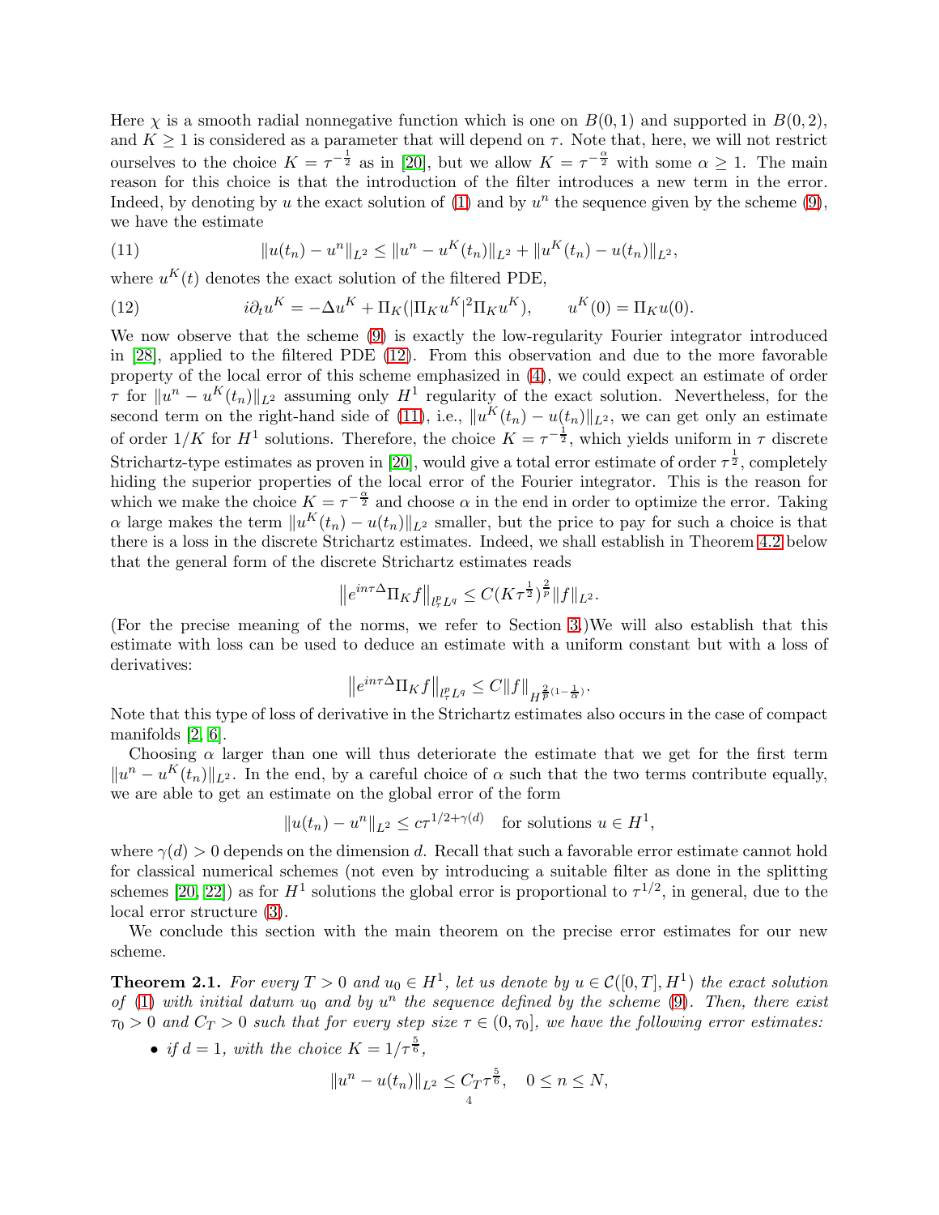Here $\chi$ is a smooth radial nonnegative function which is one on $B(0,1)$ and supported in $B(0,2)$, and $K \geq 1$ is considered as a parameter that will depend on $\tau$. Note that, here, we will not restrict ourselves to the choice $K = \tau^{-\frac{1}{2}}$ as in [20], but we allow $K = \tau^{-\frac{\alpha}{2}}$ with some $\alpha \geq 1$. The main reason for this choice is that the introduction of the filter introduces a new term in the error. Indeed, by denoting by $u$ the exact solution of (1) and by $u^n$ the sequence given by the scheme (9), we have the estimate

$$\|u(t_n) - u^n\|_{L^2} \leq \|u^n - u^K(t_n)\|_{L^2} + \|u^K(t_n) - u(t_n)\|_{L^2}, \tag{11}$$

where $u^K(t)$ denotes the exact solution of the filtered PDE,

$$i\partial_t u^K = -\Delta u^K + \Pi_K(|\Pi_K u^K|^2 \Pi_K u^K), \qquad u^K(0) = \Pi_K u(0). \tag{12}$$

We now observe that the scheme (9) is exactly the low-regularity Fourier integrator introduced in [28], applied to the filtered PDE (12). From this observation and due to the more favorable property of the local error of this scheme emphasized in (4), we could expect an estimate of order $\tau$ for $\|u^n - u^K(t_n)\|_{L^2}$ assuming only $H^1$ regularity of the exact solution. Nevertheless, for the second term on the right-hand side of (11), i.e., $\|u^K(t_n) - u(t_n)\|_{L^2}$, we can get only an estimate of order $1/K$ for $H^1$ solutions. Therefore, the choice $K = \tau^{-\frac{1}{2}}$, which yields uniform in $\tau$ discrete Strichartz-type estimates as proven in [20], would give a total error estimate of order $\tau^{\frac{1}{2}}$, completely hiding the superior properties of the local error of the Fourier integrator. This is the reason for which we make the choice $K = \tau^{-\frac{\alpha}{2}}$ and choose $\alpha$ in the end in order to optimize the error. Taking $\alpha$ large makes the term $\|u^K(t_n) - u(t_n)\|_{L^2}$ smaller, but the price to pay for such a choice is that there is a loss in the discrete Strichartz estimates. Indeed, we shall establish in Theorem 4.2 below that the general form of the discrete Strichartz estimates reads

$$\left\|e^{in\tau\Delta}\Pi_K f\right\|_{l^p_\tau L^q} \leq C(K\tau^{\frac{1}{2}})^{\frac{2}{p}}\|f\|_{L^2}.$$

(For the precise meaning of the norms, we refer to Section 3.)We will also establish that this estimate with loss can be used to deduce an estimate with a uniform constant but with a loss of derivatives:

$$\left\|e^{in\tau\Delta}\Pi_K f\right\|_{l^p_\tau L^q} \leq C\|f\|_{H^{\frac{2}{p}(1-\frac{1}{\alpha})}}.$$

Note that this type of loss of derivative in the Strichartz estimates also occurs in the case of compact manifolds [2, 6].

Choosing $\alpha$ larger than one will thus deteriorate the estimate that we get for the first term $\|u^n - u^K(t_n)\|_{L^2}$. In the end, by a careful choice of $\alpha$ such that the two terms contribute equally, we are able to get an estimate on the global error of the form

$$\|u(t_n) - u^n\|_{L^2} \leq c\tau^{1/2+\gamma(d)} \quad \text{for solutions } u \in H^1,$$

where $\gamma(d) > 0$ depends on the dimension $d$. Recall that such a favorable error estimate cannot hold for classical numerical schemes (not even by introducing a suitable filter as done in the splitting schemes [20, 22]) as for $H^1$ solutions the global error is proportional to $\tau^{1/2}$, in general, due to the local error structure (3).

We conclude this section with the main theorem on the precise error estimates for our new scheme.

**Theorem 2.1.** *For every $T > 0$ and $u_0 \in H^1$, let us denote by $u \in \mathcal{C}([0,T], H^1)$ the exact solution of (1) with initial datum $u_0$ and by $u^n$ the sequence defined by the scheme (9). Then, there exist $\tau_0 > 0$ and $C_T > 0$ such that for every step size $\tau \in (0, \tau_0]$, we have the following error estimates:*

- *if $d = 1$, with the choice $K = 1/\tau^{\frac{5}{6}}$,*

$$\|u^n - u(t_n)\|_{L^2} \leq C_T\tau^{\frac{5}{6}}, \quad 0 \leq n \leq N,$$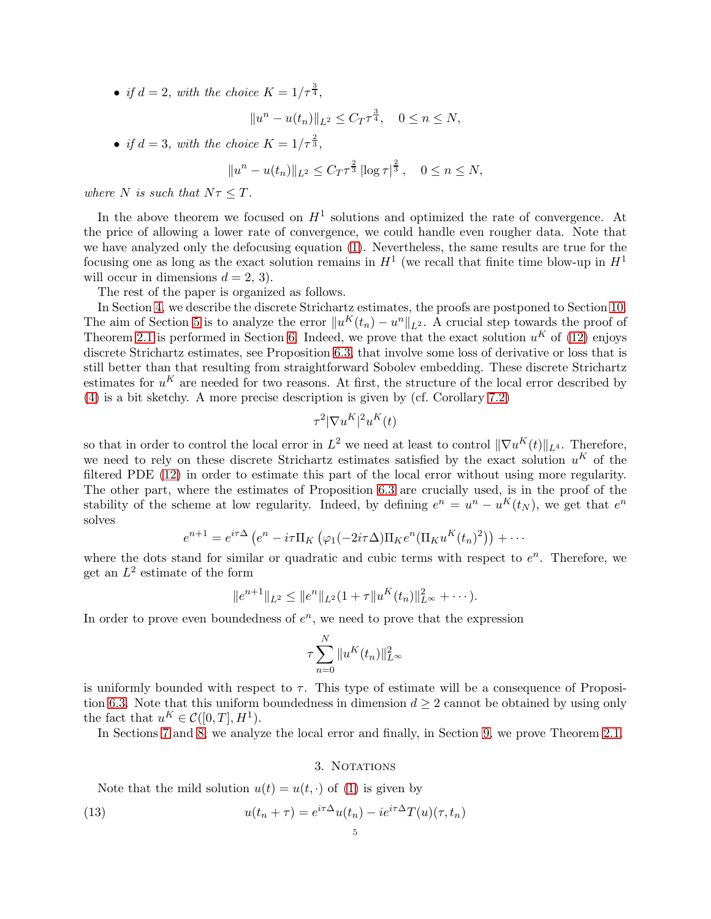- *if $d = 2$, with the choice $K = 1/\tau^{\frac{3}{4}}$,*

$$\|u^n - u(t_n)\|_{L^2} \le C_T \tau^{\frac{3}{4}}, \quad 0 \le n \le N,$$

- *if $d = 3$, with the choice $K = 1/\tau^{\frac{2}{3}}$,*

$$\|u^n - u(t_n)\|_{L^2} \le C_T \tau^{\frac{2}{3}} |\log \tau|^{\frac{2}{3}}, \quad 0 \le n \le N,$$

*where $N$ is such that $N\tau \le T$.*

In the above theorem we focused on $H^1$ solutions and optimized the rate of convergence. At the price of allowing a lower rate of convergence, we could handle even rougher data. Note that we have analyzed only the defocusing equation (1). Nevertheless, the same results are true for the focusing one as long as the exact solution remains in $H^1$ (we recall that finite time blow-up in $H^1$ will occur in dimensions $d = 2, 3$).

The rest of the paper is organized as follows.

In Section 4, we describe the discrete Strichartz estimates, the proofs are postponed to Section 10. The aim of Section 5 is to analyze the error $\|u^K(t_n) - u^n\|_{L^2}$. A crucial step towards the proof of Theorem 2.1 is performed in Section 6. Indeed, we prove that the exact solution $u^K$ of (12) enjoys discrete Strichartz estimates, see Proposition 6.3, that involve some loss of derivative or loss that is still better than that resulting from straightforward Sobolev embedding. These discrete Strichartz estimates for $u^K$ are needed for two reasons. At first, the structure of the local error described by (4) is a bit sketchy. A more precise description is given by (cf. Corollary 7.2)

$$\tau^2 |\nabla u^K|^2 u^K(t)$$

so that in order to control the local error in $L^2$ we need at least to control $\|\nabla u^K(t)\|_{L^4}$. Therefore, we need to rely on these discrete Strichartz estimates satisfied by the exact solution $u^K$ of the filtered PDE (12) in order to estimate this part of the local error without using more regularity. The other part, where the estimates of Proposition 6.3 are crucially used, is in the proof of the stability of the scheme at low regularity. Indeed, by defining $e^n = u^n - u^K(t_N)$, we get that $e^n$ solves

$$e^{n+1} = e^{i\tau\Delta}\left(e^n - i\tau \Pi_K\left(\varphi_1(-2i\tau\Delta)\Pi_K e^n(\Pi_K u^K(t_n)^2)\right) + \cdots\right.$$

where the dots stand for similar or quadratic and cubic terms with respect to $e^n$. Therefore, we get an $L^2$ estimate of the form

$$\|e^{n+1}\|_{L^2} \le \|e^n\|_{L^2}(1 + \tau \|u^K(t_n)\|_{L^\infty}^2 + \cdots).$$

In order to prove even boundedness of $e^n$, we need to prove that the expression

$$\tau \sum_{n=0}^{N} \|u^K(t_n)\|_{L^\infty}^2$$

is uniformly bounded with respect to $\tau$. This type of estimate will be a consequence of Proposition 6.3. Note that this uniform boundedness in dimension $d \ge 2$ cannot be obtained by using only the fact that $u^K \in \mathcal{C}([0,T], H^1)$.

In Sections 7 and 8, we analyze the local error and finally, in Section 9, we prove Theorem 2.1.

## 3. Notations

Note that the mild solution $u(t) = u(t,\cdot)$ of (1) is given by

$$u(t_n + \tau) = e^{i\tau\Delta}u(t_n) - ie^{i\tau\Delta}T(u)(\tau, t_n) \tag{13}$$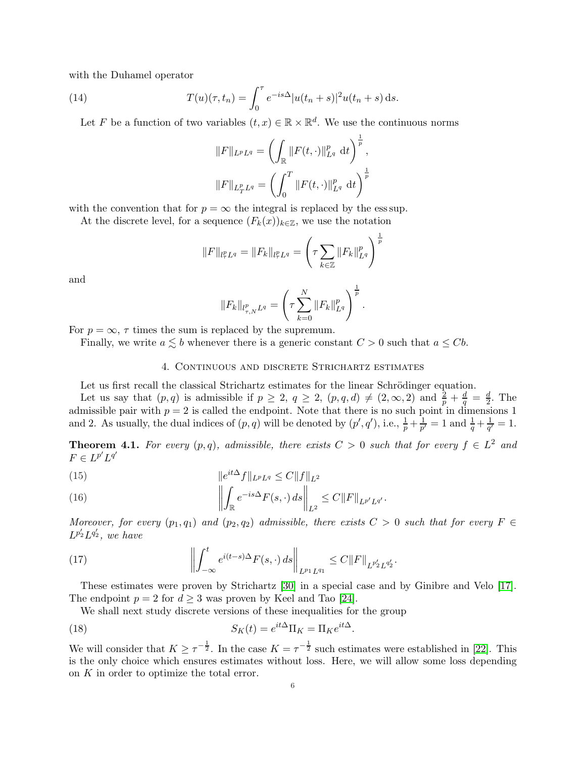with the Duhamel operator

$$T(u)(\tau, t_n) = \int_0^\tau e^{-is\Delta} |u(t_n + s)|^2 u(t_n + s) \, \mathrm{d}s. \tag{14}$$

Let $F$ be a function of two variables $(t, x) \in \mathbb{R} \times \mathbb{R}^d$. We use the continuous norms

$$\|F\|_{L^p L^q} = \left( \int_{\mathbb{R}} \|F(t, \cdot)\|_{L^q}^p \, \mathrm{d}t \right)^{\frac{1}{p}},$$

$$\|F\|_{L^p_T L^q} = \left( \int_0^T \|F(t, \cdot)\|_{L^q}^p \, \mathrm{d}t \right)^{\frac{1}{p}}$$

with the convention that for $p = \infty$ the integral is replaced by the ess sup.

At the discrete level, for a sequence $(F_k(x))_{k \in \mathbb{Z}}$, we use the notation

$$\|F\|_{l^p_\tau L^q} = \|F_k\|_{l^p_\tau L^q} = \left( \tau \sum_{k \in \mathbb{Z}} \|F_k\|_{L^q}^p \right)^{\frac{1}{p}}$$

and

$$\|F_k\|_{l^p_{\tau,N} L^q} = \left( \tau \sum_{k=0}^{N} \|F_k\|_{L^q}^p \right)^{\frac{1}{p}}.$$

For $p = \infty$, $\tau$ times the sum is replaced by the supremum.

Finally, we write $a \lesssim b$ whenever there is a generic constant $C > 0$ such that $a \leq Cb$.

## 4. Continuous and discrete Strichartz estimates

Let us first recall the classical Strichartz estimates for the linear Schrödinger equation.

Let us say that $(p, q)$ is admissible if $p \geq 2$, $q \geq 2$, $(p, q, d) \neq (2, \infty, 2)$ and $\frac{2}{p} + \frac{d}{q} = \frac{d}{2}$. The admissible pair with $p = 2$ is called the endpoint. Note that there is no such point in dimensions 1 and 2. As usually, the dual indices of $(p, q)$ will be denoted by $(p', q')$, i.e., $\frac{1}{p} + \frac{1}{p'} = 1$ and $\frac{1}{q} + \frac{1}{q'} = 1$.

**Theorem 4.1.** *For every $(p, q)$, admissible, there exists $C > 0$ such that for every $f \in L^2$ and $F \in L^{p'} L^{q'}$*

$$\|e^{it\Delta} f\|_{L^p L^q} \leq C \|f\|_{L^2} \tag{15}$$

$$\left\| \int_{\mathbb{R}} e^{-is\Delta} F(s, \cdot) \, ds \right\|_{L^2} \leq C \|F\|_{L^{p'} L^{q'}}. \tag{16}$$

*Moreover, for every $(p_1, q_1)$ and $(p_2, q_2)$ admissible, there exists $C > 0$ such that for every $F \in L^{p_2'} L^{q_2'}$, we have*

$$\left\| \int_{-\infty}^{t} e^{i(t-s)\Delta} F(s, \cdot) \, ds \right\|_{L^{p_1} L^{q_1}} \leq C \|F\|_{L^{p_2'} L^{q_2'}}. \tag{17}$$

These estimates were proven by Strichartz [30] in a special case and by Ginibre and Velo [17]. The endpoint $p = 2$ for $d \geq 3$ was proven by Keel and Tao [24].

We shall next study discrete versions of these inequalities for the group

$$S_K(t) = e^{it\Delta} \Pi_K = \Pi_K e^{it\Delta}. \tag{18}$$

We will consider that $K \geq \tau^{-\frac{1}{2}}$. In the case $K = \tau^{-\frac{1}{2}}$ such estimates were established in [22]. This is the only choice which ensures estimates without loss. Here, we will allow some loss depending on $K$ in order to optimize the total error.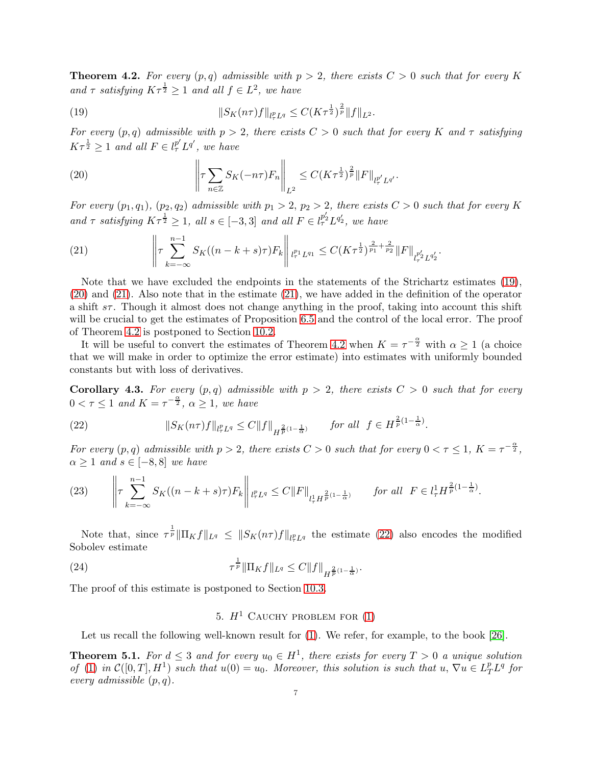**Theorem 4.2.** *For every $(p,q)$ admissible with $p>2$, there exists $C>0$ such that for every $K$ and $\tau$ satisfying $K\tau^{\frac12}\geq 1$ and all $f\in L^2$, we have*

$$\|S_K(n\tau)f\|_{l^p_\tau L^q}\leq C(K\tau^{\frac12})^{\frac2p}\|f\|_{L^2}. \tag{19}$$

*For every $(p,q)$ admissible with $p>2$, there exists $C>0$ such that for every $K$ and $\tau$ satisfying $K\tau^{\frac12}\geq 1$ and all $F\in l^{p'}_\tau L^{q'}$, we have*

$$\left\|\tau\sum_{n\in\mathbb{Z}}S_K(-n\tau)F_n\right\|_{L^2}\leq C(K\tau^{\frac12})^{\frac2p}\|F\|_{l^{p'}_\tau L^{q'}}. \tag{20}$$

*For every $(p_1,q_1)$, $(p_2,q_2)$ admissible with $p_1>2$, $p_2>2$, there exists $C>0$ such that for every $K$ and $\tau$ satisfying $K\tau^{\frac12}\geq 1$, all $s\in[-3,3]$ and all $F\in l^{p_2'}_\tau L^{q_2'}$, we have*

$$\left\|\tau\sum_{k=-\infty}^{n-1}S_K((n-k+s)\tau)F_k\right\|_{l^{p_1}_\tau L^{q_1}}\leq C(K\tau^{\frac12})^{\frac{2}{p_1}+\frac{2}{p_2}}\|F\|_{l^{p_2'}_\tau L^{q_2'}}. \tag{21}$$

Note that we have excluded the endpoints in the statements of the Strichartz estimates (19), (20) and (21). Also note that in the estimate (21), we have added in the definition of the operator a shift $s\tau$. Though it almost does not change anything in the proof, taking into account this shift will be crucial to get the estimates of Proposition 6.5 and the control of the local error. The proof of Theorem 4.2 is postponed to Section 10.2.

It will be useful to convert the estimates of Theorem 4.2 when $K=\tau^{-\frac{\alpha}{2}}$ with $\alpha\geq 1$ (a choice that we will make in order to optimize the error estimate) into estimates with uniformly bounded constants but with loss of derivatives.

**Corollary 4.3.** *For every $(p,q)$ admissible with $p>2$, there exists $C>0$ such that for every $0<\tau\leq 1$ and $K=\tau^{-\frac{\alpha}{2}}$, $\alpha\geq 1$, we have*

$$\|S_K(n\tau)f\|_{l^p_\tau L^q}\leq C\|f\|_{H^{\frac2p(1-\frac1\alpha)}}\qquad \text{for all } \; f\in H^{\frac2p(1-\frac1\alpha)}. \tag{22}$$

*For every $(p,q)$ admissible with $p>2$, there exists $C>0$ such that for every $0<\tau\leq 1$, $K=\tau^{-\frac{\alpha}{2}}$, $\alpha\geq 1$ and $s\in[-8,8]$ we have*

$$\left\|\tau\sum_{k=-\infty}^{n-1}S_K((n-k+s)\tau)F_k\right\|_{l^p_\tau L^q}\leq C\|F\|_{l^1_\tau H^{\frac2p(1-\frac1\alpha)}}\qquad \text{for all } \; F\in l^1_\tau H^{\frac2p(1-\frac1\alpha)}. \tag{23}$$

Note that, since $\tau^{\frac1p}\|\Pi_K f\|_{L^q}\leq \|S_K(n\tau)f\|_{l^p_\tau L^q}$ the estimate (22) also encodes the modified Sobolev estimate

$$\tau^{\frac1p}\|\Pi_K f\|_{L^q}\leq C\|f\|_{H^{\frac2p(1-\frac1\alpha)}}. \tag{24}$$

The proof of this estimate is postponed to Section 10.3.

## 5. $H^1$ Cauchy problem for (1)

Let us recall the following well-known result for (1). We refer, for example, to the book [26].

**Theorem 5.1.** *For $d\leq 3$ and for every $u_0\in H^1$, there exists for every $T>0$ a unique solution of (1) in $\mathcal{C}([0,T],H^1)$ such that $u(0)=u_0$. Moreover, this solution is such that $u$, $\nabla u\in L^p_T L^q$ for every admissible $(p,q)$.*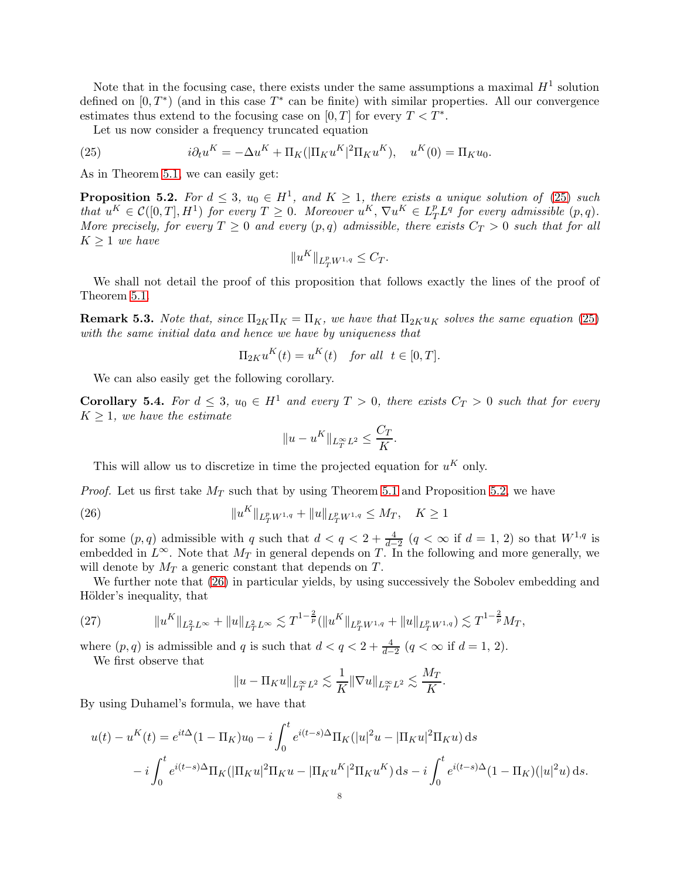Note that in the focusing case, there exists under the same assumptions a maximal $H^1$ solution defined on $[0, T^*)$ (and in this case $T^*$ can be finite) with similar properties. All our convergence estimates thus extend to the focusing case on $[0, T]$ for every $T < T^*$.

Let us now consider a frequency truncated equation

$$i\partial_t u^K = -\Delta u^K + \Pi_K(|\Pi_K u^K|^2 \Pi_K u^K), \quad u^K(0) = \Pi_K u_0. \tag{25}$$

As in Theorem 5.1, we can easily get:

**Proposition 5.2.** *For $d \leq 3$, $u_0 \in H^1$, and $K \geq 1$, there exists a unique solution of (25) such that $u^K \in \mathcal{C}([0,T], H^1)$ for every $T \geq 0$. Moreover $u^K, \nabla u^K \in L^p_T L^q$ for every admissible $(p, q)$. More precisely, for every $T \geq 0$ and every $(p, q)$ admissible, there exists $C_T > 0$ such that for all $K \geq 1$ we have*

$$\|u^K\|_{L^p_T W^{1,q}} \leq C_T.$$

We shall not detail the proof of this proposition that follows exactly the lines of the proof of Theorem 5.1.

**Remark 5.3.** *Note that, since $\Pi_{2K}\Pi_K = \Pi_K$, we have that $\Pi_{2K} u_K$ solves the same equation (25) with the same initial data and hence we have by uniqueness that*

$$\Pi_{2K} u^K(t) = u^K(t) \quad \text{for all} \;\; t \in [0, T].$$

We can also easily get the following corollary.

**Corollary 5.4.** *For $d \leq 3$, $u_0 \in H^1$ and every $T > 0$, there exists $C_T > 0$ such that for every $K \geq 1$, we have the estimate*

$$\|u - u^K\|_{L^\infty_T L^2} \leq \frac{C_T}{K}.$$

This will allow us to discretize in time the projected equation for $u^K$ only.

*Proof.* Let us first take $M_T$ such that by using Theorem 5.1 and Proposition 5.2, we have

$$\|u^K\|_{L^p_T W^{1,q}} + \|u\|_{L^p_T W^{1,q}} \leq M_T, \quad K \geq 1 \tag{26}$$

for some $(p, q)$ admissible with $q$ such that $d < q < 2 + \frac{4}{d-2}$ ($q < \infty$ if $d = 1, 2$) so that $W^{1,q}$ is embedded in $L^\infty$. Note that $M_T$ in general depends on $T$. In the following and more generally, we will denote by $M_T$ a generic constant that depends on $T$.

We further note that (26) in particular yields, by using successively the Sobolev embedding and Hölder's inequality, that

$$\|u^K\|_{L^2_T L^\infty} + \|u\|_{L^2_T L^\infty} \lesssim T^{1-\frac{2}{p}} (\|u^K\|_{L^p_T W^{1,q}} + \|u\|_{L^p_T W^{1,q}}) \lesssim T^{1-\frac{2}{p}} M_T, \tag{27}$$

where $(p, q)$ is admissible and $q$ is such that $d < q < 2 + \frac{4}{d-2}$ ($q < \infty$ if $d = 1, 2$).

We first observe that

$$\|u - \Pi_K u\|_{L^\infty_T L^2} \lesssim \frac{1}{K} \|\nabla u\|_{L^\infty_T L^2} \lesssim \frac{M_T}{K}.$$

By using Duhamel's formula, we have that

$$\begin{aligned}
u(t) - u^K(t) = e^{it\Delta}(1 - \Pi_K) u_0 &- i \int_0^t e^{i(t-s)\Delta} \Pi_K (|u|^2 u - |\Pi_K u|^2 \Pi_K u) \, \mathrm{d}s \\
&- i \int_0^t e^{i(t-s)\Delta} \Pi_K (|\Pi_K u|^2 \Pi_K u - |\Pi_K u^K|^2 \Pi_K u^K) \, \mathrm{d}s - i \int_0^t e^{i(t-s)\Delta} (1 - \Pi_K)(|u|^2 u) \, \mathrm{d}s.
\end{aligned}$$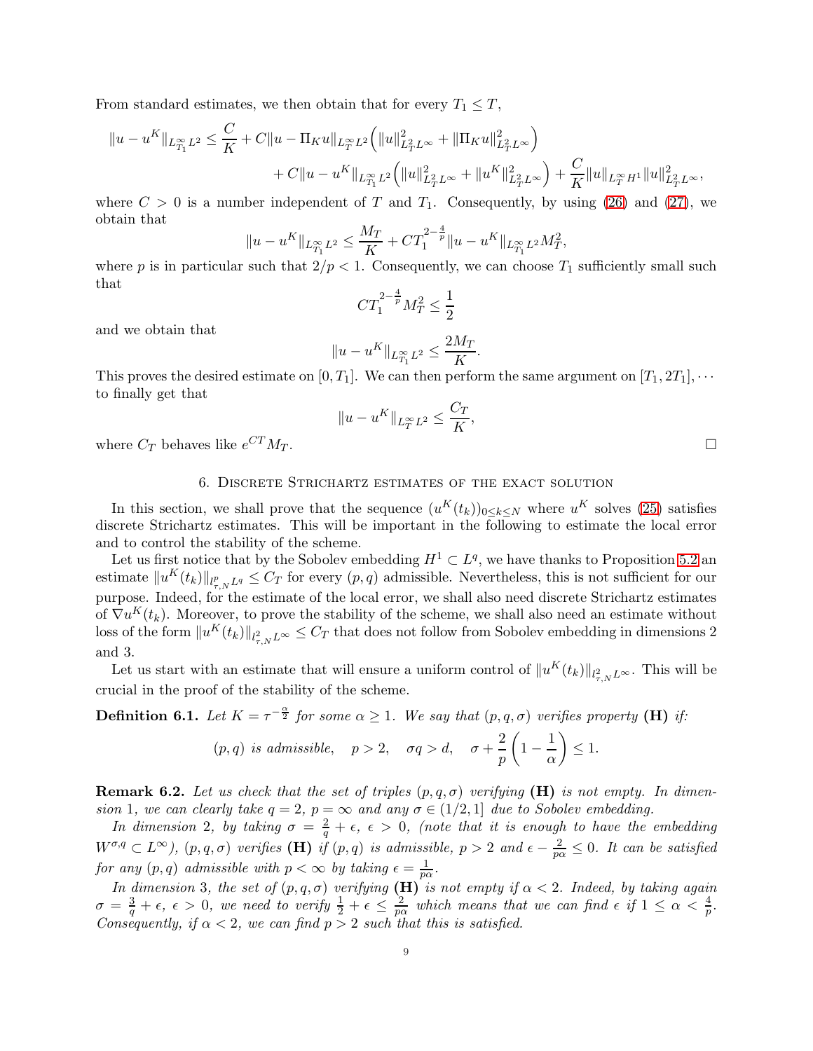From standard estimates, we then obtain that for every $T_1 \leq T$,

$$
\|u - u^K\|_{L^\infty_{T_1} L^2} \leq \frac{C}{K} + C\|u - \Pi_K u\|_{L^\infty_T L^2}\Big(\|u\|^2_{L^2_T L^\infty} + \|\Pi_K u\|^2_{L^2_T L^\infty}\Big)
$$
$$
+ C\|u - u^K\|_{L^\infty_{T_1} L^2}\Big(\|u\|^2_{L^2_T L^\infty} + \|u^K\|^2_{L^2_T L^\infty}\Big) + \frac{C}{K}\|u\|_{L^\infty_T H^1}\|u\|^2_{L^2_T L^\infty},
$$

where $C > 0$ is a number independent of $T$ and $T_1$. Consequently, by using (26) and (27), we obtain that

$$
\|u - u^K\|_{L^\infty_{T_1} L^2} \leq \frac{M_T}{K} + C T_1^{2-\frac{4}{p}}\|u - u^K\|_{L^\infty_{T_1} L^2} M_T^2,
$$

where $p$ is in particular such that $2/p < 1$. Consequently, we can choose $T_1$ sufficiently small such that

$$
C T_1^{2-\frac{4}{p}} M_T^2 \leq \frac{1}{2}
$$

and we obtain that

$$
\|u - u^K\|_{L^\infty_{T_1} L^2} \leq \frac{2M_T}{K}.
$$

This proves the desired estimate on $[0, T_1]$. We can then perform the same argument on $[T_1, 2T_1], \cdots$ to finally get that

$$
\|u - u^K\|_{L^\infty_T L^2} \leq \frac{C_T}{K},
$$

where $C_T$ behaves like $e^{CT} M_T$. $\square$

## 6. Discrete Strichartz estimates of the exact solution

In this section, we shall prove that the sequence $(u^K(t_k))_{0 \leq k \leq N}$ where $u^K$ solves (25) satisfies discrete Strichartz estimates. This will be important in the following to estimate the local error and to control the stability of the scheme.

Let us first notice that by the Sobolev embedding $H^1 \subset L^q$, we have thanks to Proposition 5.2 an estimate $\|u^K(t_k)\|_{l^p_{\tau,N} L^q} \leq C_T$ for every $(p, q)$ admissible. Nevertheless, this is not sufficient for our purpose. Indeed, for the estimate of the local error, we shall also need discrete Strichartz estimates of $\nabla u^K(t_k)$. Moreover, to prove the stability of the scheme, we shall also need an estimate without loss of the form $\|u^K(t_k)\|_{l^2_{\tau,N} L^\infty} \leq C_T$ that does not follow from Sobolev embedding in dimensions 2 and 3.

Let us start with an estimate that will ensure a uniform control of $\|u^K(t_k)\|_{l^2_{\tau,N} L^\infty}$. This will be crucial in the proof of the stability of the scheme.

**Definition 6.1.** *Let $K = \tau^{-\frac{\alpha}{2}}$ for some $\alpha \geq 1$. We say that $(p, q, \sigma)$ verifies property* **(H)** *if:*

$$
(p, q) \text{ is admissible}, \quad p > 2, \quad \sigma q > d, \quad \sigma + \frac{2}{p}\left(1 - \frac{1}{\alpha}\right) \leq 1.
$$

**Remark 6.2.** *Let us check that the set of triples $(p, q, \sigma)$ verifying* **(H)** *is not empty. In dimension 1, we can clearly take $q = 2$, $p = \infty$ and any $\sigma \in (1/2, 1]$ due to Sobolev embedding.*

*In dimension 2, by taking $\sigma = \frac{2}{q} + \epsilon$, $\epsilon > 0$, (note that it is enough to have the embedding $W^{\sigma,q} \subset L^\infty$), $(p, q, \sigma)$ verifies* **(H)** *if $(p, q)$ is admissible, $p > 2$ and $\epsilon - \frac{2}{p\alpha} \leq 0$. It can be satisfied for any $(p, q)$ admissible with $p < \infty$ by taking $\epsilon = \frac{1}{p\alpha}$.*

*In dimension 3, the set of $(p, q, \sigma)$ verifying* **(H)** *is not empty if $\alpha < 2$. Indeed, by taking again $\sigma = \frac{3}{q} + \epsilon$, $\epsilon > 0$, we need to verify $\frac{1}{2} + \epsilon \leq \frac{2}{p\alpha}$ which means that we can find $\epsilon$ if $1 \leq \alpha < \frac{4}{p}$. Consequently, if $\alpha < 2$, we can find $p > 2$ such that this is satisfied.*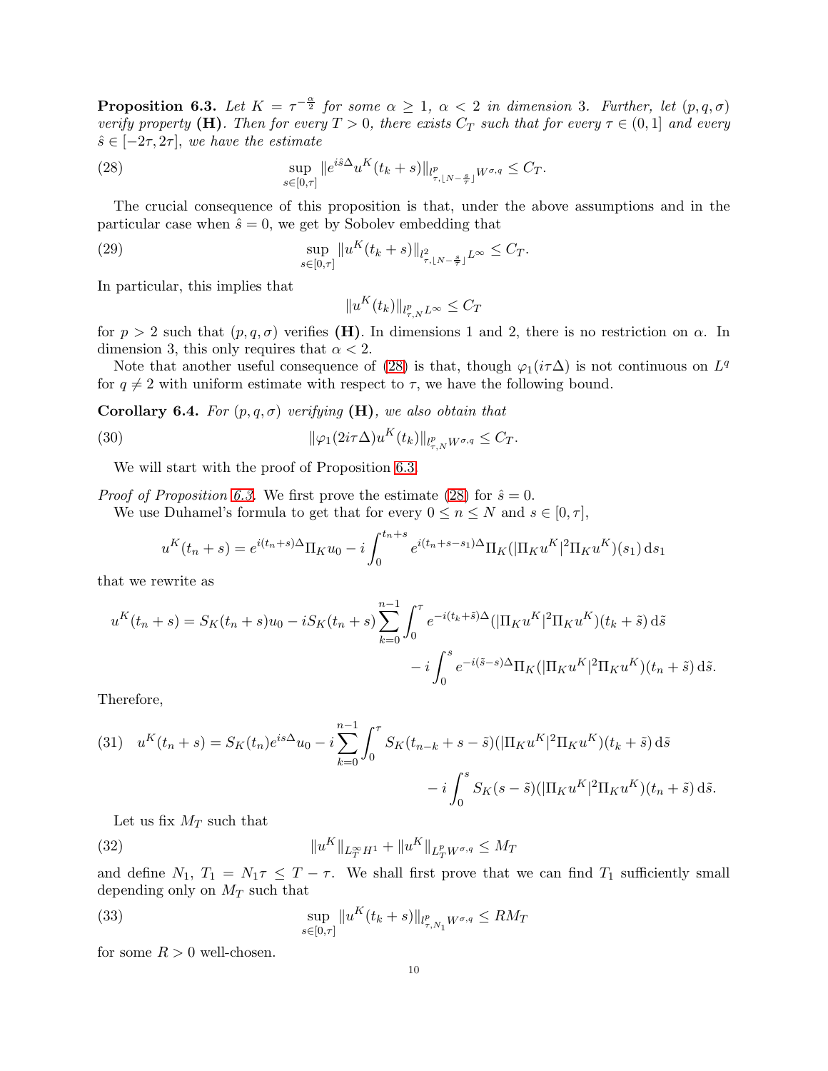**Proposition 6.3.** *Let $K = \tau^{-\frac{\alpha}{2}}$ for some $\alpha \geq 1$, $\alpha < 2$ in dimension 3. Further, let $(p, q, \sigma)$ verify property* **(H)**. *Then for every $T > 0$, there exists $C_T$ such that for every $\tau \in (0, 1]$ and every $\hat{s} \in [-2\tau, 2\tau]$, we have the estimate*

$$\sup_{s\in[0,\tau]} \|e^{i\hat{s}\Delta} u^K(t_k + s)\|_{l^p_{\tau,\lfloor N-\frac{s}{\tau}\rfloor} W^{\sigma,q}} \leq C_T. \tag{28}$$

The crucial consequence of this proposition is that, under the above assumptions and in the particular case when $\hat{s} = 0$, we get by Sobolev embedding that

$$\sup_{s\in[0,\tau]} \|u^K(t_k + s)\|_{l^2_{\tau,\lfloor N-\frac{s}{\tau}\rfloor} L^\infty} \leq C_T. \tag{29}$$

In particular, this implies that

$$\|u^K(t_k)\|_{l^p_{\tau,N} L^\infty} \leq C_T$$

for $p > 2$ such that $(p, q, \sigma)$ verifies **(H)**. In dimensions 1 and 2, there is no restriction on $\alpha$. In dimension 3, this only requires that $\alpha < 2$.

Note that another useful consequence of (28) is that, though $\varphi_1(i\tau\Delta)$ is not continuous on $L^q$ for $q \neq 2$ with uniform estimate with respect to $\tau$, we have the following bound.

**Corollary 6.4.** *For $(p, q, \sigma)$ verifying* **(H)**, *we also obtain that*

$$\|\varphi_1(2i\tau\Delta) u^K(t_k)\|_{l^p_{\tau,N} W^{\sigma,q}} \leq C_T. \tag{30}$$

We will start with the proof of Proposition 6.3.

*Proof of Proposition 6.3.* We first prove the estimate (28) for $\hat{s} = 0$.

We use Duhamel's formula to get that for every $0 \leq n \leq N$ and $s \in [0, \tau]$,

$$u^K(t_n + s) = e^{i(t_n+s)\Delta}\Pi_K u_0 - i\int_0^{t_n+s} e^{i(t_n+s-s_1)\Delta}\Pi_K(|\Pi_K u^K|^2 \Pi_K u^K)(s_1)\,\mathrm{d}s_1$$

that we rewrite as

$$\begin{aligned} u^K(t_n + s) = S_K(t_n + s)u_0 - iS_K(t_n + s)\sum_{k=0}^{n-1}\int_0^\tau e^{-i(t_k+\tilde{s})\Delta}(|\Pi_K u^K|^2\Pi_K u^K)(t_k + \tilde{s})\,\mathrm{d}\tilde{s} \\ - i\int_0^s e^{-i(\tilde{s}-s)\Delta}\Pi_K(|\Pi_K u^K|^2\Pi_K u^K)(t_n + \tilde{s})\,\mathrm{d}\tilde{s}. \end{aligned}$$

Therefore,

$$\begin{aligned} u^K(t_n + s) = S_K(t_n)e^{is\Delta}u_0 - i\sum_{k=0}^{n-1}\int_0^\tau S_K(t_{n-k} + s - \tilde{s})(|\Pi_K u^K|^2\Pi_K u^K)(t_k + \tilde{s})\,\mathrm{d}\tilde{s} \\ - i\int_0^s S_K(s - \tilde{s})(|\Pi_K u^K|^2\Pi_K u^K)(t_n + \tilde{s})\,\mathrm{d}\tilde{s}. \end{aligned} \tag{31}$$

Let us fix $M_T$ such that

$$\|u^K\|_{L^\infty_T H^1} + \|u^K\|_{L^p_T W^{\sigma,q}} \leq M_T \tag{32}$$

and define $N_1$, $T_1 = N_1\tau \leq T - \tau$. We shall first prove that we can find $T_1$ sufficiently small depending only on $M_T$ such that

$$\sup_{s\in[0,\tau]} \|u^K(t_k + s)\|_{l^p_{\tau,N_1} W^{\sigma,q}} \leq RM_T \tag{33}$$

for some $R > 0$ well-chosen.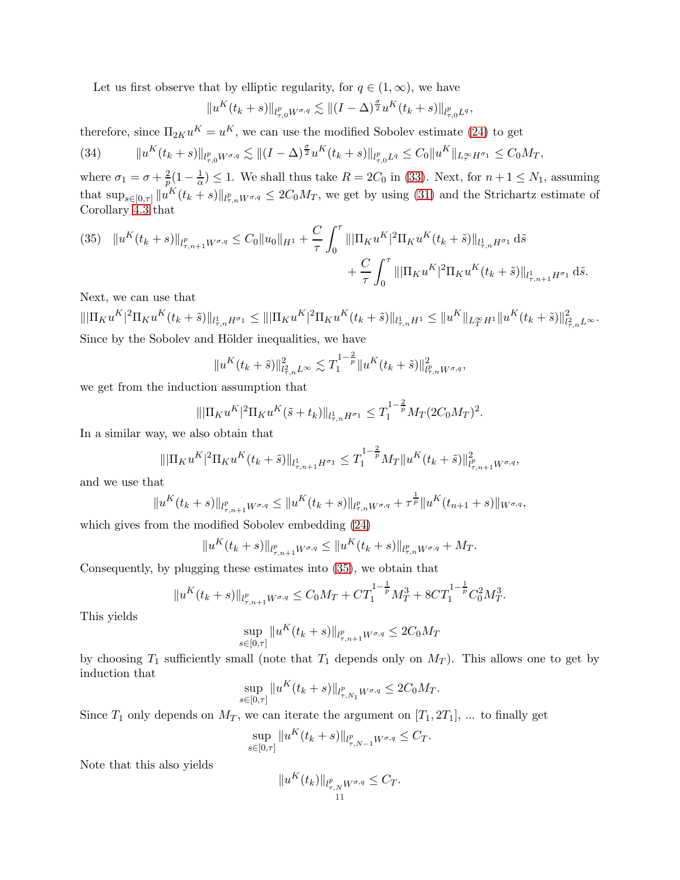Let us first observe that by elliptic regularity, for $q \in (1, \infty)$, we have

$$\|u^K(t_k + s)\|_{l^p_{\tau,0} W^{\sigma,q}} \lesssim \|(I - \Delta)^{\frac{\sigma}{2}} u^K(t_k + s)\|_{l^p_{\tau,0} L^q},$$

therefore, since $\Pi_{2K} u^K = u^K$, we can use the modified Sobolev estimate (24) to get

$$(34) \qquad \|u^K(t_k + s)\|_{l^p_{\tau,0} W^{\sigma,q}} \lesssim \|(I - \Delta)^{\frac{\sigma}{2}} u^K(t_k + s)\|_{l^p_{\tau,0} L^q} \le C_0 \|u^K\|_{L^\infty_T H^{\sigma_1}} \le C_0 M_T,$$

where $\sigma_1 = \sigma + \frac{2}{p}(1 - \frac{1}{\alpha}) \le 1$. We shall thus take $R = 2C_0$ in (33). Next, for $n + 1 \le N_1$, assuming that $\sup_{s \in [0,\tau]} \|u^K(t_k + s)\|_{l^p_{\tau,n} W^{\sigma,q}} \le 2C_0 M_T$, we get by using (31) and the Strichartz estimate of Corollary 4.3 that

$$(35) \quad \|u^K(t_k + s)\|_{l^p_{\tau,n+1} W^{\sigma,q}} \le C_0 \|u_0\|_{H^1} + \frac{C}{\tau} \int_0^\tau \||\Pi_K u^K|^2 \Pi_K u^K(t_k + \tilde{s})\|_{l^1_{\tau,n} H^{\sigma_1}} \, \mathrm{d}\tilde{s} + \frac{C}{\tau} \int_0^\tau \||\Pi_K u^K|^2 \Pi_K u^K(t_k + \tilde{s})\|_{l^1_{\tau,n+1} H^{\sigma_1}} \, \mathrm{d}\tilde{s}.$$

Next, we can use that

$$\||\Pi_K u^K|^2 \Pi_K u^K(t_k + \tilde{s})\|_{l^1_{\tau,n} H^{\sigma_1}} \le \||\Pi_K u^K|^2 \Pi_K u^K(t_k + \tilde{s})\|_{l^1_{\tau,n} H^1} \le \|u^K\|_{L^\infty_T H^1} \|u^K(t_k + \tilde{s})\|^2_{l^2_{\tau,n} L^\infty}.$$

Since by the Sobolev and Hölder inequalities, we have

$$\|u^K(t_k + \tilde{s})\|^2_{l^2_{\tau,n} L^\infty} \lesssim T_1^{1 - \frac{2}{p}} \|u^K(t_k + \tilde{s})\|^2_{l^p_{\tau,n} W^{\sigma,q}},$$

we get from the induction assumption that

$$\||\Pi_K u^K|^2 \Pi_K u^K(\tilde{s} + t_k)\|_{l^1_{\tau,n} H^{\sigma_1}} \le T_1^{1 - \frac{2}{p}} M_T (2C_0 M_T)^2.$$

In a similar way, we also obtain that

$$\||\Pi_K u^K|^2 \Pi_K u^K(t_k + \tilde{s})\|_{l^1_{\tau,n+1} H^{\sigma_1}} \le T_1^{1 - \frac{2}{p}} M_T \|u^K(t_k + \tilde{s})\|^2_{l^p_{\tau,n+1} W^{\sigma,q}},$$

and we use that

$$\|u^K(t_k + s)\|_{l^p_{\tau,n+1} W^{\sigma,q}} \le \|u^K(t_k + s)\|_{l^p_{\tau,n} W^{\sigma,q}} + \tau^{\frac{1}{p}} \|u^K(t_{n+1} + s)\|_{W^{\sigma,q}},$$

which gives from the modified Sobolev embedding (24)

$$\|u^K(t_k + s)\|_{l^p_{\tau,n+1} W^{\sigma,q}} \le \|u^K(t_k + s)\|_{l^p_{\tau,n} W^{\sigma,q}} + M_T.$$

Consequently, by plugging these estimates into (35), we obtain that

$$\|u^K(t_k + s)\|_{l^p_{\tau,n+1} W^{\sigma,q}} \le C_0 M_T + C T_1^{1 - \frac{1}{p}} M_T^3 + 8 C T_1^{1 - \frac{1}{p}} C_0^2 M_T^3.$$

This yields

$$\sup_{s \in [0,\tau]} \|u^K(t_k + s)\|_{l^p_{\tau,n+1} W^{\sigma,q}} \le 2C_0 M_T$$

by choosing $T_1$ sufficiently small (note that $T_1$ depends only on $M_T$). This allows one to get by induction that

$$\sup_{s \in [0,\tau]} \|u^K(t_k + s)\|_{l^p_{\tau,N_1} W^{\sigma,q}} \le 2C_0 M_T.$$

Since $T_1$ only depends on $M_T$, we can iterate the argument on $[T_1, 2T_1]$, ... to finally get

$$\sup_{s \in [0,\tau]} \|u^K(t_k + s)\|_{l^p_{\tau,N-1} W^{\sigma,q}} \le C_T.$$

Note that this also yields

$$\|u^K(t_k)\|_{l^p_{\tau,N} W^{\sigma,q}} \le C_T.$$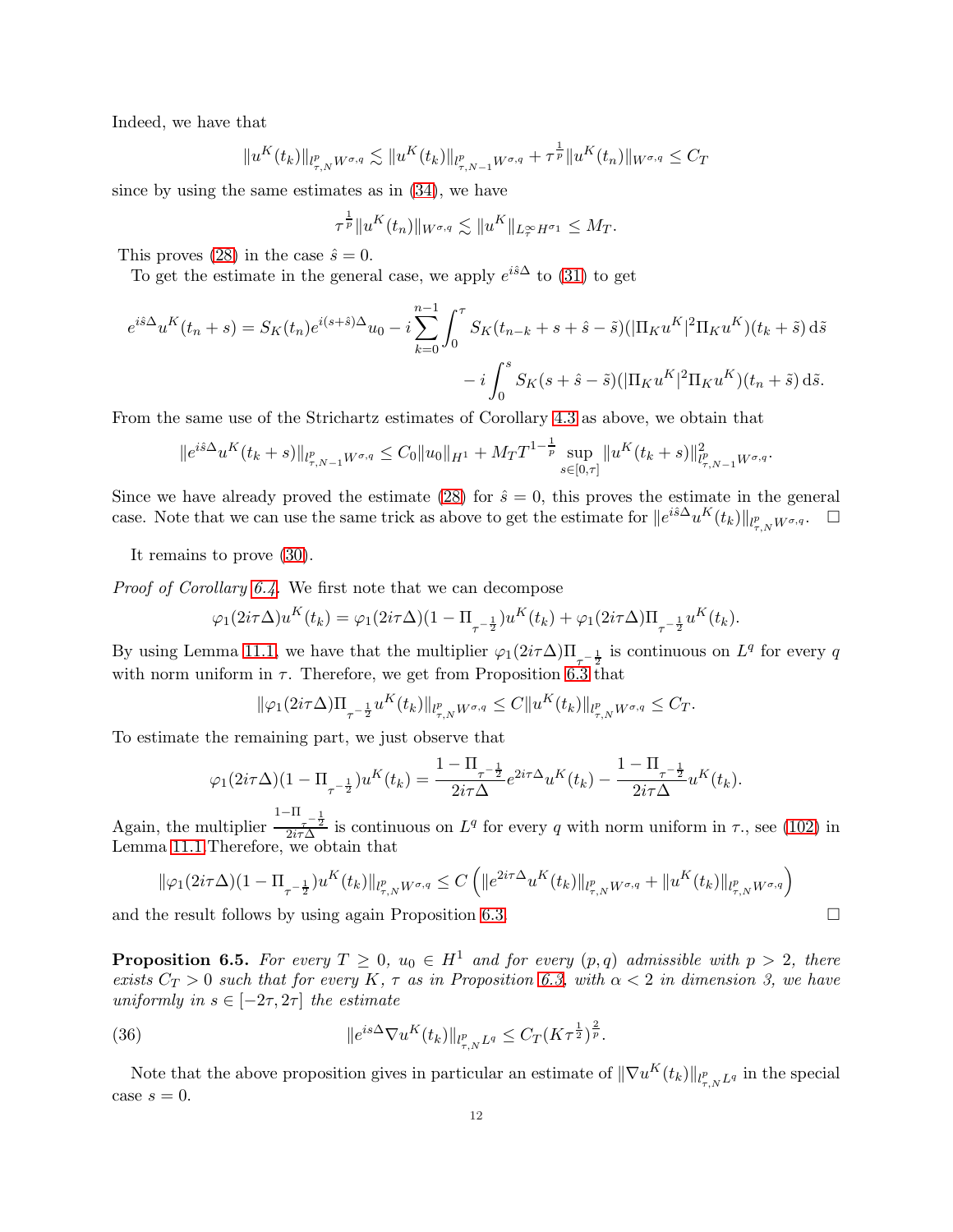Indeed, we have that

$$\|u^K(t_k)\|_{l^p_{\tau,N}W^{\sigma,q}} \lesssim \|u^K(t_k)\|_{l^p_{\tau,N-1}W^{\sigma,q}} + \tau^{\frac{1}{p}}\|u^K(t_n)\|_{W^{\sigma,q}} \leq C_T$$

since by using the same estimates as in (34), we have

$$\tau^{\frac{1}{p}}\|u^K(t_n)\|_{W^{\sigma,q}} \lesssim \|u^K\|_{L^\infty_T H^{\sigma_1}} \leq M_T.$$

This proves (28) in the case $\hat{s} = 0$.

To get the estimate in the general case, we apply $e^{i\hat{s}\Delta}$ to (31) to get

$$e^{i\hat{s}\Delta}u^K(t_n+s) = S_K(t_n)e^{i(s+\hat{s})\Delta}u_0 - i\sum_{k=0}^{n-1}\int_0^\tau S_K(t_{n-k}+s+\hat{s}-\tilde{s})(|\Pi_K u^K|^2\Pi_K u^K)(t_k+\tilde{s})\,\mathrm{d}\tilde{s}$$
$$- i\int_0^s S_K(s+\hat{s}-\tilde{s})(|\Pi_K u^K|^2\Pi_K u^K)(t_n+\tilde{s})\,\mathrm{d}\tilde{s}.$$

From the same use of the Strichartz estimates of Corollary 4.3 as above, we obtain that

$$\|e^{i\hat{s}\Delta}u^K(t_k+s)\|_{l^p_{\tau,N-1}W^{\sigma,q}} \leq C_0\|u_0\|_{H^1} + M_T T^{1-\frac{1}{p}}\sup_{s\in[0,\tau]}\|u^K(t_k+s)\|^2_{l^p_{\tau,N-1}W^{\sigma,q}}.$$

Since we have already proved the estimate (28) for $\hat{s} = 0$, this proves the estimate in the general case. Note that we can use the same trick as above to get the estimate for $\|e^{i\hat{s}\Delta}u^K(t_k)\|_{l^p_{\tau,N}W^{\sigma,q}}$. $\square$

It remains to prove (30).

*Proof of Corollary 6.4.* We first note that we can decompose

$$\varphi_1(2i\tau\Delta)u^K(t_k) = \varphi_1(2i\tau\Delta)(1-\Pi_{\tau^{-\frac{1}{2}}})u^K(t_k) + \varphi_1(2i\tau\Delta)\Pi_{\tau^{-\frac{1}{2}}}u^K(t_k).$$

By using Lemma 11.1, we have that the multiplier $\varphi_1(2i\tau\Delta)\Pi_{\tau^{-\frac{1}{2}}}$ is continuous on $L^q$ for every $q$ with norm uniform in $\tau$. Therefore, we get from Proposition 6.3 that

$$\|\varphi_1(2i\tau\Delta)\Pi_{\tau^{-\frac{1}{2}}}u^K(t_k)\|_{l^p_{\tau,N}W^{\sigma,q}} \leq C\|u^K(t_k)\|_{l^p_{\tau,N}W^{\sigma,q}} \leq C_T.$$

To estimate the remaining part, we just observe that

$$\varphi_1(2i\tau\Delta)(1-\Pi_{\tau^{-\frac{1}{2}}})u^K(t_k) = \frac{1-\Pi_{\tau^{-\frac{1}{2}}}}{2i\tau\Delta}e^{2i\tau\Delta}u^K(t_k) - \frac{1-\Pi_{\tau^{-\frac{1}{2}}}}{2i\tau\Delta}u^K(t_k).$$

Again, the multiplier $\frac{1-\Pi_{\tau^{-\frac{1}{2}}}}{2i\tau\Delta}$ is continuous on $L^q$ for every $q$ with norm uniform in $\tau$., see (102) in Lemma 11.1 Therefore, we obtain that

$$\|\varphi_1(2i\tau\Delta)(1-\Pi_{\tau^{-\frac{1}{2}}})u^K(t_k)\|_{l^p_{\tau,N}W^{\sigma,q}} \leq C\left(\|e^{2i\tau\Delta}u^K(t_k)\|_{l^p_{\tau,N}W^{\sigma,q}} + \|u^K(t_k)\|_{l^p_{\tau,N}W^{\sigma,q}}\right)$$

and the result follows by using again Proposition 6.3. $\square$

**Proposition 6.5.** *For every $T \geq 0$, $u_0 \in H^1$ and for every $(p,q)$ admissible with $p > 2$, there exists $C_T > 0$ such that for every $K$, $\tau$ as in Proposition 6.3, with $\alpha < 2$ in dimension 3, we have uniformly in $s \in [-2\tau, 2\tau]$ the estimate*

$$\|e^{is\Delta}\nabla u^K(t_k)\|_{l^p_{\tau,N}L^q} \leq C_T(K\tau^{\frac{1}{2}})^{\frac{2}{p}}. \tag{36}$$

Note that the above proposition gives in particular an estimate of $\|\nabla u^K(t_k)\|_{l^p_{\tau,N}L^q}$ in the special case $s = 0$.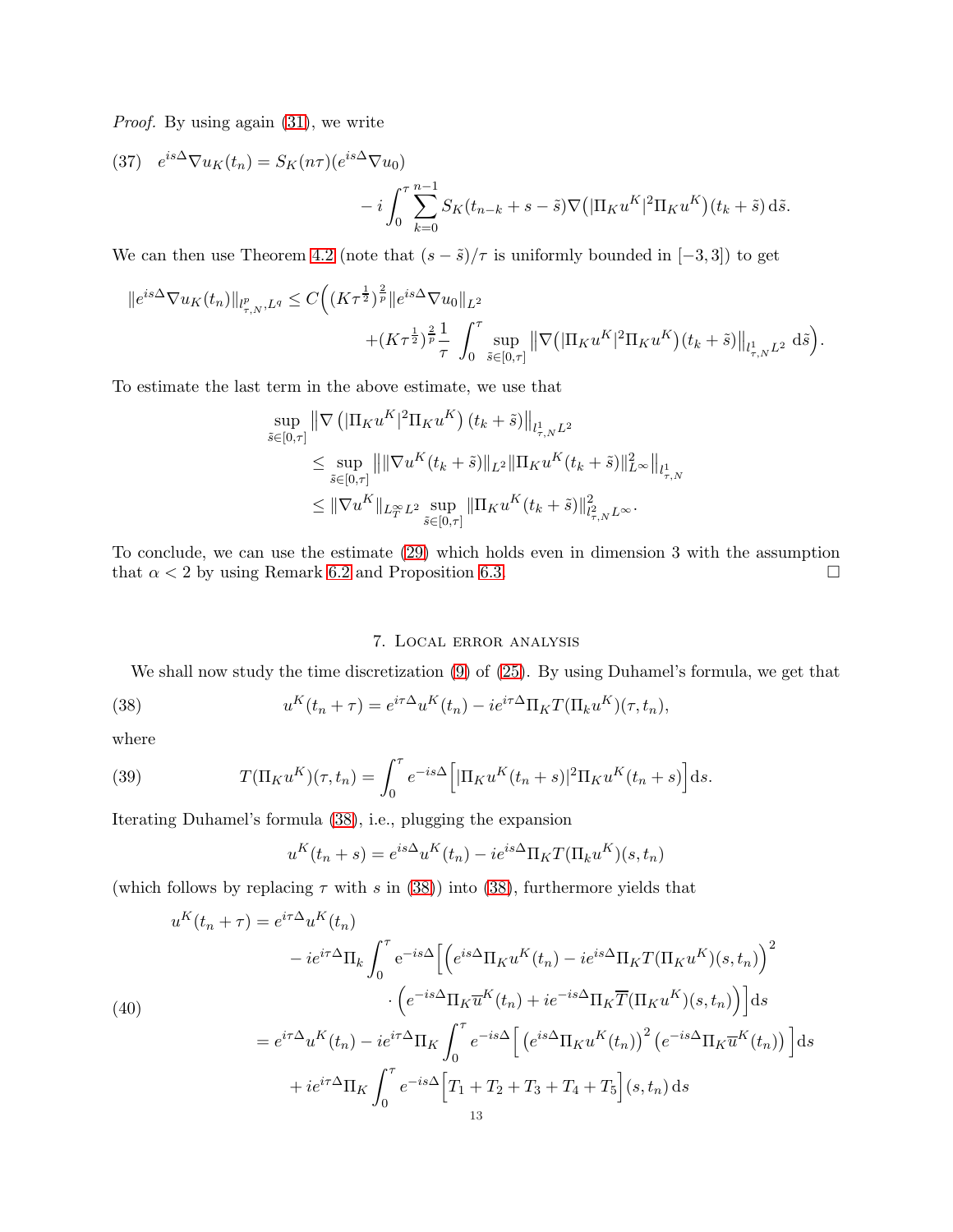*Proof.* By using again (31), we write

$$
(37)\quad e^{is\Delta}\nabla u_K(t_n) = S_K(n\tau)(e^{is\Delta}\nabla u_0) - i\int_0^\tau \sum_{k=0}^{n-1} S_K(t_{n-k}+s-\tilde{s})\nabla\big(|\Pi_K u^K|^2 \Pi_K u^K\big)(t_k+\tilde{s})\,\mathrm{d}\tilde{s}.
$$

We can then use Theorem 4.2 (note that $(s-\tilde{s})/\tau$ is uniformly bounded in $[-3,3]$) to get

$$
\|e^{is\Delta}\nabla u_K(t_n)\|_{l^p_{\tau,N},L^q} \leq C\Big((K\tau^{\frac{1}{2}})^{\frac{2}{p}}\|e^{is\Delta}\nabla u_0\|_{L^2} + (K\tau^{\frac{1}{2}})^{\frac{2}{p}}\frac{1}{\tau}\int_0^\tau \sup_{\tilde{s}\in[0,\tau]}\big\|\nabla\big(|\Pi_K u^K|^2\Pi_K u^K\big)(t_k+\tilde{s})\big\|_{l^1_{\tau,N}L^2}\,\mathrm{d}\tilde{s}\Big).
$$

To estimate the last term in the above estimate, we use that

$$
\begin{aligned}
&\sup_{\tilde{s}\in[0,\tau]}\big\|\nabla\left(|\Pi_K u^K|^2\Pi_K u^K\right)(t_k+\tilde{s})\big\|_{l^1_{\tau,N}L^2} \\
&\leq \sup_{\tilde{s}\in[0,\tau]}\big\|\|\nabla u^K(t_k+\tilde{s})\|_{L^2}\|\Pi_K u^K(t_k+\tilde{s})\|^2_{L^\infty}\big\|_{l^1_{\tau,N}} \\
&\leq \|\nabla u^K\|_{L^\infty_T L^2}\sup_{\tilde{s}\in[0,\tau]}\|\Pi_K u^K(t_k+\tilde{s})\|^2_{l^2_{\tau,N}L^\infty}.
\end{aligned}
$$

To conclude, we can use the estimate (29) which holds even in dimension 3 with the assumption that $\alpha<2$ by using Remark 6.2 and Proposition 6.3. $\square$

## 7. Local error analysis

We shall now study the time discretization (9) of (25). By using Duhamel's formula, we get that

$$
(38)\qquad u^K(t_n+\tau) = e^{i\tau\Delta}u^K(t_n) - ie^{i\tau\Delta}\Pi_K T(\Pi_k u^K)(\tau,t_n),
$$

where

$$
(39)\qquad T(\Pi_K u^K)(\tau,t_n) = \int_0^\tau e^{-is\Delta}\Big[|\Pi_K u^K(t_n+s)|^2\Pi_K u^K(t_n+s)\Big]\mathrm{d}s.
$$

Iterating Duhamel's formula (38), i.e., plugging the expansion

$$
u^K(t_n+s) = e^{is\Delta}u^K(t_n) - ie^{is\Delta}\Pi_K T(\Pi_k u^K)(s,t_n)
$$

(which follows by replacing $\tau$ with $s$ in (38)) into (38), furthermore yields that

$$
(40)\qquad
\begin{aligned}
u^K(t_n+\tau) &= e^{i\tau\Delta}u^K(t_n) \\
&\quad - ie^{i\tau\Delta}\Pi_k\int_0^\tau \mathrm{e}^{-is\Delta}\Big[\Big(e^{is\Delta}\Pi_K u^K(t_n) - ie^{is\Delta}\Pi_K T(\Pi_K u^K)(s,t_n)\Big)^2 \\
&\qquad\cdot\Big(e^{-is\Delta}\Pi_K\overline{u}^K(t_n) + ie^{-is\Delta}\Pi_K\overline{T}(\Pi_K u^K)(s,t_n)\Big)\Big]\mathrm{d}s \\
&= e^{i\tau\Delta}u^K(t_n) - ie^{i\tau\Delta}\Pi_K\int_0^\tau e^{-is\Delta}\Big[\big(e^{is\Delta}\Pi_K u^K(t_n)\big)^2\big(e^{-is\Delta}\Pi_K\overline{u}^K(t_n)\big)\Big]\mathrm{d}s \\
&\quad + ie^{i\tau\Delta}\Pi_K\int_0^\tau e^{-is\Delta}\Big[T_1+T_2+T_3+T_4+T_5\Big](s,t_n)\,\mathrm{d}s
\end{aligned}
$$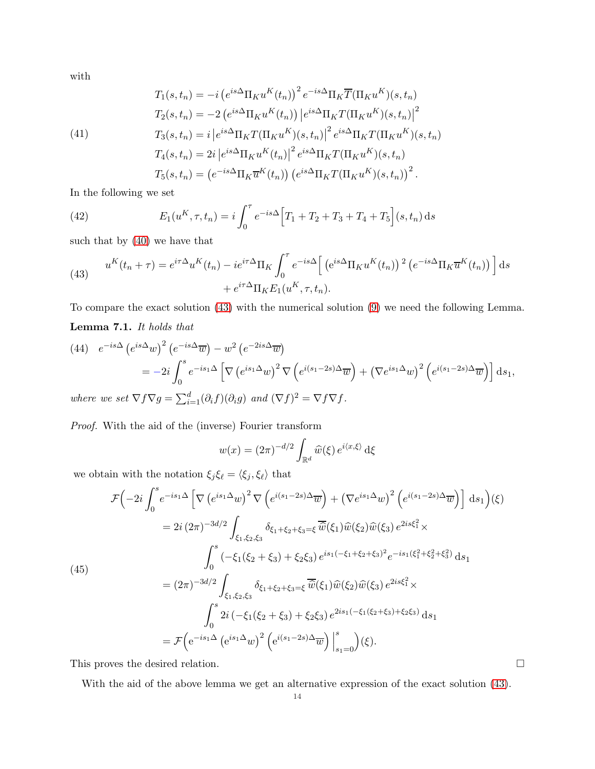with

$$
\begin{aligned}
T_1(s,t_n) &= -i\left(e^{is\Delta}\Pi_K u^K(t_n)\right)^2 e^{-is\Delta}\Pi_K\overline{T}(\Pi_K u^K)(s,t_n)\\
T_2(s,t_n) &= -2\left(e^{is\Delta}\Pi_K u^K(t_n)\right)\left|e^{is\Delta}\Pi_K T(\Pi_K u^K)(s,t_n)\right|^2\\
T_3(s,t_n) &= i\left|e^{is\Delta}\Pi_K T(\Pi_K u^K)(s,t_n)\right|^2 e^{is\Delta}\Pi_K T(\Pi_K u^K)(s,t_n)\\
T_4(s,t_n) &= 2i\left|e^{is\Delta}\Pi_K u^K(t_n)\right|^2 e^{is\Delta}\Pi_K T(\Pi_K u^K)(s,t_n)\\
T_5(s,t_n) &= \left(e^{-is\Delta}\Pi_K\overline{u}^K(t_n)\right)\left(e^{is\Delta}\Pi_K T(\Pi_K u^K)(s,t_n)\right)^2.
\end{aligned}
\tag{41}
$$

In the following we set

$$
E_1(u^K,\tau,t_n) = i\int_0^\tau e^{-is\Delta}\Big[T_1+T_2+T_3+T_4+T_5\Big](s,t_n)\,\mathrm{d}s
\tag{42}
$$

such that by (40) we have that

$$
\begin{aligned}
u^K(t_n+\tau) = e^{i\tau\Delta}u^K(t_n) &- ie^{i\tau\Delta}\Pi_K\int_0^\tau e^{-is\Delta}\Big[\left(\mathrm{e}^{is\Delta}\Pi_K u^K(t_n)\right)^2\left(e^{-is\Delta}\Pi_K\overline{u}^K(t_n)\right)\Big]\,\mathrm{d}s\\
&+ e^{i\tau\Delta}\Pi_K E_1(u^K,\tau,t_n).
\end{aligned}
\tag{43}
$$

To compare the exact solution (43) with the numerical solution (9) we need the following Lemma.

**Lemma 7.1.** *It holds that*

$$
\begin{aligned}
&e^{-is\Delta}\left(e^{is\Delta}w\right)^2\left(e^{-is\Delta}\overline{w}\right) - w^2\left(e^{-2is\Delta}\overline{w}\right)\\
&\quad= -2i\int_0^s e^{-is_1\Delta}\left[\nabla\left(e^{is_1\Delta}w\right)^2\nabla\left(e^{i(s_1-2s)\Delta}\overline{w}\right) + \left(\nabla e^{is_1\Delta}w\right)^2\left(e^{i(s_1-2s)\Delta}\overline{w}\right)\right]\mathrm{d}s_1,
\end{aligned}
\tag{44}
$$

*where we set* $\nabla f\nabla g = \sum_{i=1}^d(\partial_i f)(\partial_i g)$ *and* $(\nabla f)^2 = \nabla f\nabla f$.

*Proof.* With the aid of the (inverse) Fourier transform

$$
w(x) = (2\pi)^{-d/2}\int_{\mathbb{R}^d}\widehat{w}(\xi)\,e^{i\langle x,\xi\rangle}\,\mathrm{d}\xi
$$

we obtain with the notation $\xi_j\xi_\ell = \langle\xi_j,\xi_\ell\rangle$ that

$$
\begin{aligned}
&\mathcal{F}\Big(-2i\int_0^s e^{-is_1\Delta}\left[\nabla\left(e^{is_1\Delta}w\right)^2\nabla\left(e^{i(s_1-2s)\Delta}\overline{w}\right) + \left(\nabla e^{is_1\Delta}w\right)^2\left(e^{i(s_1-2s)\Delta}\overline{w}\right)\right]\mathrm{d}s_1\Big)(\xi)\\
&\quad= 2i\,(2\pi)^{-3d/2}\int_{\xi_1,\xi_2,\xi_3}\delta_{\xi_1+\xi_2+\xi_3=\xi}\,\overline{\widehat{w}}(\xi_1)\widehat{w}(\xi_2)\widehat{w}(\xi_3)\,e^{2is\xi_1^2}\times\\
&\qquad\qquad\int_0^s\left(-\xi_1(\xi_2+\xi_3)+\xi_2\xi_3\right)e^{is_1(-\xi_1+\xi_2+\xi_3)^2}e^{-is_1(\xi_1^2+\xi_2^2+\xi_3^2)}\,\mathrm{d}s_1\\
&\quad= (2\pi)^{-3d/2}\int_{\xi_1,\xi_2,\xi_3}\delta_{\xi_1+\xi_2+\xi_3=\xi}\,\overline{\widehat{w}}(\xi_1)\widehat{w}(\xi_2)\widehat{w}(\xi_3)\,e^{2is\xi_1^2}\times\\
&\qquad\qquad\int_0^s 2i\left(-\xi_1(\xi_2+\xi_3)+\xi_2\xi_3\right)e^{2is_1(-\xi_1(\xi_2+\xi_3)+\xi_2\xi_3)}\,\mathrm{d}s_1\\
&\quad= \mathcal{F}\Big(\mathrm{e}^{-is_1\Delta}\left(e^{is_1\Delta}w\right)^2\left(\mathrm{e}^{i(s_1-2s)\Delta}\overline{w}\right)\Big|_{s_1=0}^{s}\Big)(\xi).
\end{aligned}
\tag{45}
$$

This proves the desired relation. $\square$

With the aid of the above lemma we get an alternative expression of the exact solution (43).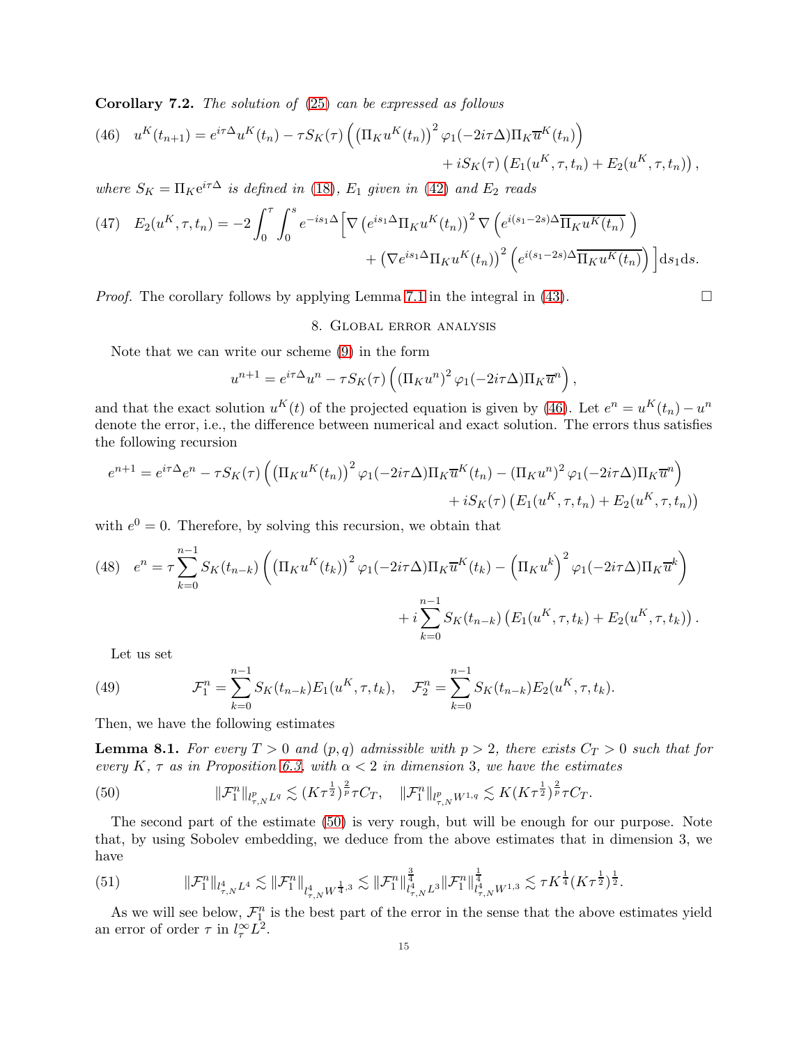**Corollary 7.2.** *The solution of (25) can be expressed as follows*

$$
(46)\quad u^K(t_{n+1}) = e^{i\tau\Delta}u^K(t_n) - \tau S_K(\tau)\left(\left(\Pi_K u^K(t_n)\right)^2 \varphi_1(-2i\tau\Delta)\Pi_K \overline{u}^K(t_n)\right) + iS_K(\tau)\left(E_1(u^K,\tau,t_n) + E_2(u^K,\tau,t_n)\right),
$$

*where $S_K = \Pi_K e^{i\tau\Delta}$ is defined in (18), $E_1$ given in (42) and $E_2$ reads*

$$
(47)\quad E_2(u^K,\tau,t_n) = -2\int_0^\tau\int_0^s e^{-is_1\Delta}\Big[\nabla\left(e^{is_1\Delta}\Pi_K u^K(t_n)\right)^2\nabla\left(e^{i(s_1-2s)\Delta}\overline{\Pi_K u^K(t_n)}\right) + \left(\nabla e^{is_1\Delta}\Pi_K u^K(t_n)\right)^2\left(e^{i(s_1-2s)\Delta}\overline{\Pi_K u^K(t_n)}\right)\Big]\mathrm{d}s_1\mathrm{d}s.
$$

*Proof.* The corollary follows by applying Lemma 7.1 in the integral in (43). $\square$

## 8. Global error analysis

Note that we can write our scheme (9) in the form

$$
u^{n+1} = e^{i\tau\Delta}u^n - \tau S_K(\tau)\left(\left(\Pi_K u^n\right)^2\varphi_1(-2i\tau\Delta)\Pi_K\overline{u}^n\right),
$$

and that the exact solution $u^K(t)$ of the projected equation is given by (46). Let $e^n = u^K(t_n) - u^n$ denote the error, i.e., the difference between numerical and exact solution. The errors thus satisfies the following recursion

$$
e^{n+1} = e^{i\tau\Delta}e^n - \tau S_K(\tau)\left(\left(\Pi_K u^K(t_n)\right)^2\varphi_1(-2i\tau\Delta)\Pi_K\overline{u}^K(t_n) - \left(\Pi_K u^n\right)^2\varphi_1(-2i\tau\Delta)\Pi_K\overline{u}^n\right) + iS_K(\tau)\left(E_1(u^K,\tau,t_n) + E_2(u^K,\tau,t_n)\right)
$$

with $e^0 = 0$. Therefore, by solving this recursion, we obtain that

$$
(48)\quad e^n = \tau\sum_{k=0}^{n-1} S_K(t_{n-k})\left(\left(\Pi_K u^K(t_k)\right)^2\varphi_1(-2i\tau\Delta)\Pi_K\overline{u}^K(t_k) - \left(\Pi_K u^k\right)^2\varphi_1(-2i\tau\Delta)\Pi_K\overline{u}^k\right) + i\sum_{k=0}^{n-1} S_K(t_{n-k})\left(E_1(u^K,\tau,t_k) + E_2(u^K,\tau,t_k)\right).
$$

Let us set

$$
(49)\qquad \mathcal{F}_1^n = \sum_{k=0}^{n-1} S_K(t_{n-k})E_1(u^K,\tau,t_k), \quad \mathcal{F}_2^n = \sum_{k=0}^{n-1} S_K(t_{n-k})E_2(u^K,\tau,t_k).
$$

Then, we have the following estimates

**Lemma 8.1.** *For every $T > 0$ and $(p,q)$ admissible with $p > 2$, there exists $C_T > 0$ such that for every $K$, $\tau$ as in Proposition 6.3, with $\alpha < 2$ in dimension 3, we have the estimates*

$$
(50)\qquad \|\mathcal{F}_1^n\|_{l^p_{\tau,N}L^q} \lesssim (K\tau^{\frac{1}{2}})^{\frac{2}{p}}\tau C_T, \quad \|\mathcal{F}_1^n\|_{l^p_{\tau,N}W^{1,q}} \lesssim K(K\tau^{\frac{1}{2}})^{\frac{2}{p}}\tau C_T.
$$

The second part of the estimate (50) is very rough, but will be enough for our purpose. Note that, by using Sobolev embedding, we deduce from the above estimates that in dimension 3, we have

$$
(51)\qquad \|\mathcal{F}_1^n\|_{l^4_{\tau,N}L^4} \lesssim \|\mathcal{F}_1^n\|_{l^4_{\tau,N}W^{\frac{1}{4},3}} \lesssim \|\mathcal{F}_1^n\|^{\frac{3}{4}}_{l^4_{\tau,N}L^3}\|\mathcal{F}_1^n\|^{\frac{1}{4}}_{l^4_{\tau,N}W^{1,3}} \lesssim \tau K^{\frac{1}{4}}(K\tau^{\frac{1}{2}})^{\frac{1}{2}}.
$$

As we will see below, $\mathcal{F}_1^n$ is the best part of the error in the sense that the above estimates yield an error of order $\tau$ in $l^\infty_\tau L^2$.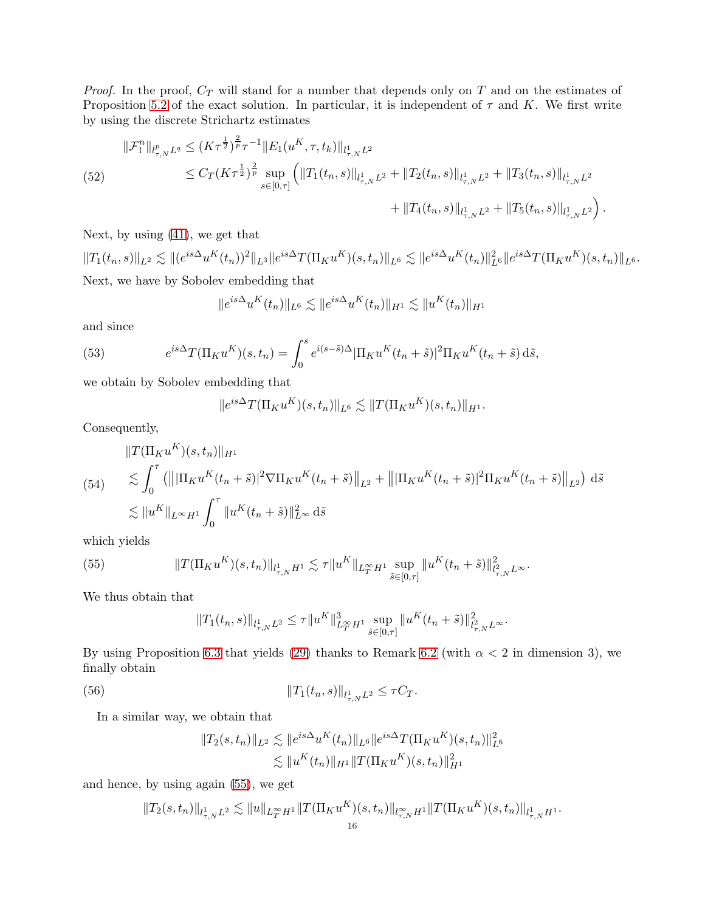*Proof.* In the proof, $C_T$ will stand for a number that depends only on $T$ and on the estimates of Proposition 5.2 of the exact solution. In particular, it is independent of $\tau$ and $K$. We first write by using the discrete Strichartz estimates

$$
\begin{aligned}
\|\mathcal{F}_1^n\|_{l^p_{\tau,N}L^q} &\leq (K\tau^{\frac{1}{2}})^{\frac{2}{p}}\tau^{-1}\|E_1(u^K,\tau,t_k)\|_{l^1_{\tau,N}L^2} \\
&\leq C_T(K\tau^{\frac{1}{2}})^{\frac{2}{p}}\sup_{s\in[0,\tau]}\Big(\|T_1(t_n,s)\|_{l^1_{\tau,N}L^2}+\|T_2(t_n,s)\|_{l^1_{\tau,N}L^2}+\|T_3(t_n,s)\|_{l^1_{\tau,N}L^2} \\
&\qquad\qquad +\|T_4(t_n,s)\|_{l^1_{\tau,N}L^2}+\|T_5(t_n,s)\|_{l^1_{\tau,N}L^2}\Big).
\end{aligned}
\tag{52}
$$

Next, by using (41), we get that

$$
\|T_1(t_n,s)\|_{L^2}\lesssim\|(e^{is\Delta}u^K(t_n))^2\|_{L^3}\|e^{is\Delta}T(\Pi_Ku^K)(s,t_n)\|_{L^6}\lesssim\|e^{is\Delta}u^K(t_n)\|_{L^6}^2\|e^{is\Delta}T(\Pi_Ku^K)(s,t_n)\|_{L^6}.
$$

Next, we have by Sobolev embedding that

$$
\|e^{is\Delta}u^K(t_n)\|_{L^6}\lesssim\|e^{is\Delta}u^K(t_n)\|_{H^1}\lesssim\|u^K(t_n)\|_{H^1}
$$

and since

$$
e^{is\Delta}T(\Pi_Ku^K)(s,t_n)=\int_0^s e^{i(s-\tilde{s})\Delta}|\Pi_Ku^K(t_n+\tilde{s})|^2\Pi_Ku^K(t_n+\tilde{s})\,\mathrm{d}\tilde{s},
\tag{53}
$$

we obtain by Sobolev embedding that

$$
\|e^{is\Delta}T(\Pi_Ku^K)(s,t_n)\|_{L^6}\lesssim\|T(\Pi_Ku^K)(s,t_n)\|_{H^1}.
$$

Consequently,

$$
\begin{aligned}
&\|T(\Pi_Ku^K)(s,t_n)\|_{H^1} \\
&\lesssim\int_0^\tau\left(\big\||\Pi_Ku^K(t_n+\tilde{s})|^2\nabla\Pi_Ku^K(t_n+\tilde{s})\big\|_{L^2}+\big\||\Pi_Ku^K(t_n+\tilde{s})|^2\Pi_Ku^K(t_n+\tilde{s})\big\|_{L^2}\right)\,\mathrm{d}\tilde{s} \\
&\lesssim\|u^K\|_{L^\infty H^1}\int_0^\tau\|u^K(t_n+\tilde{s})\|_{L^\infty}^2\,\mathrm{d}\tilde{s}
\end{aligned}
\tag{54}
$$

which yields

$$
\|T(\Pi_Ku^K)(s,t_n)\|_{l^1_{\tau,N}H^1}\lesssim\tau\|u^K\|_{L^\infty_TH^1}\sup_{\tilde{s}\in[0,\tau]}\|u^K(t_n+\tilde{s})\|^2_{l^2_{\tau,N}L^\infty}.
\tag{55}
$$

We thus obtain that

$$
\|T_1(t_n,s)\|_{l^1_{\tau,N}L^2}\leq\tau\|u^K\|^3_{L^\infty_TH^1}\sup_{\tilde{s}\in[0,\tau]}\|u^K(t_n+\tilde{s})\|^2_{l^2_{\tau,N}L^\infty}.
$$

By using Proposition 6.3 that yields (29) thanks to Remark 6.2 (with $\alpha<2$ in dimension 3), we finally obtain

$$
\|T_1(t_n,s)\|_{l^1_{\tau,N}L^2}\leq\tau C_T.
\tag{56}
$$

In a similar way, we obtain that

$$
\begin{aligned}
\|T_2(s,t_n)\|_{L^2}&\lesssim\|e^{is\Delta}u^K(t_n)\|_{L^6}\|e^{is\Delta}T(\Pi_Ku^K)(s,t_n)\|^2_{L^6} \\
&\lesssim\|u^K(t_n)\|_{H^1}\|T(\Pi_Ku^K)(s,t_n)\|^2_{H^1}
\end{aligned}
$$

and hence, by using again (55), we get

$$
\|T_2(s,t_n)\|_{l^1_{\tau,N}L^2}\lesssim\|u\|_{L^\infty_TH^1}\|T(\Pi_Ku^K)(s,t_n)\|_{l^\infty_{\tau,N}H^1}\|T(\Pi_Ku^K)(s,t_n)\|_{l^1_{\tau,N}H^1}.
$$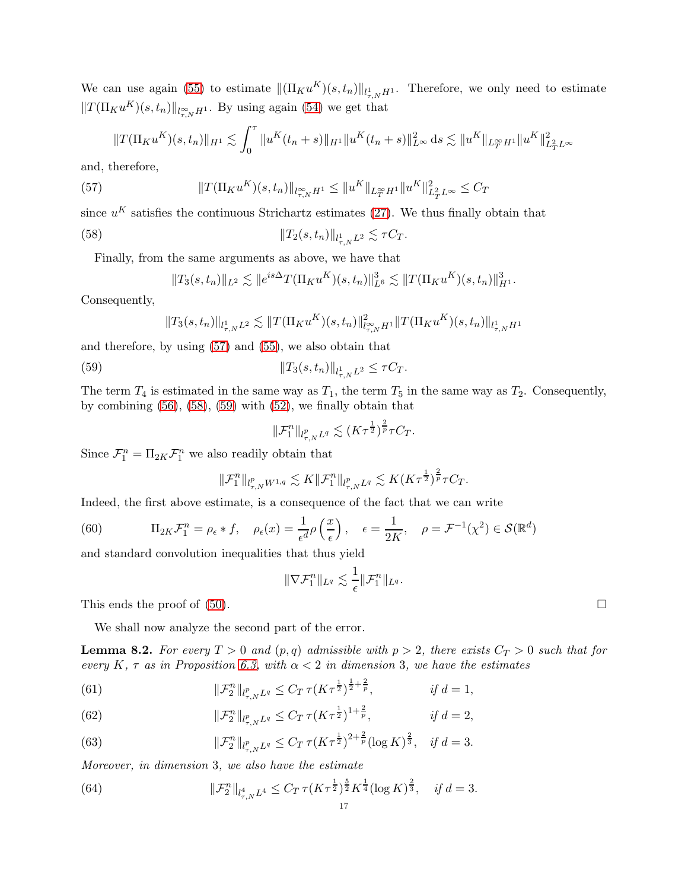We can use again (55) to estimate $\|(\Pi_K u^K)(s,t_n)\|_{l^1_{\tau,N}H^1}$. Therefore, we only need to estimate $\|T(\Pi_K u^K)(s,t_n)\|_{l^\infty_{\tau,N}H^1}$. By using again (54) we get that

$$\|T(\Pi_K u^K)(s,t_n)\|_{H^1} \lesssim \int_0^\tau \|u^K(t_n+s)\|_{H^1}\|u^K(t_n+s)\|_{L^\infty}^2 \,\mathrm{d}s \lesssim \|u^K\|_{L^\infty_T H^1}\|u^K\|_{L^2_T L^\infty}^2$$

and, therefore,

$$\|T(\Pi_K u^K)(s,t_n)\|_{l^\infty_{\tau,N}H^1} \leq \|u^K\|_{L^\infty_T H^1}\|u^K\|_{L^2_T L^\infty}^2 \leq C_T \tag{57}$$

since $u^K$ satisfies the continuous Strichartz estimates (27). We thus finally obtain that

$$\|T_2(s,t_n)\|_{l^1_{\tau,N}L^2} \lesssim \tau C_T. \tag{58}$$

Finally, from the same arguments as above, we have that

$$\|T_3(s,t_n)\|_{L^2} \lesssim \|e^{is\Delta}T(\Pi_K u^K)(s,t_n)\|_{L^6}^3 \lesssim \|T(\Pi_K u^K)(s,t_n)\|_{H^1}^3.$$

Consequently,

$$\|T_3(s,t_n)\|_{l^1_{\tau,N}L^2} \lesssim \|T(\Pi_K u^K)(s,t_n)\|_{l^\infty_{\tau,N}H^1}^2 \|T(\Pi_K u^K)(s,t_n)\|_{l^1_{\tau,N}H^1}$$

and therefore, by using (57) and (55), we also obtain that

$$\|T_3(s,t_n)\|_{l^1_{\tau,N}L^2} \leq \tau C_T. \tag{59}$$

The term $T_4$ is estimated in the same way as $T_1$, the term $T_5$ in the same way as $T_2$. Consequently, by combining (56), (58), (59) with (52), we finally obtain that

$$\|\mathcal{F}_1^n\|_{l^p_{\tau,N}L^q} \lesssim (K\tau^{\frac{1}{2}})^{\frac{2}{p}}\tau C_T.$$

Since $\mathcal{F}_1^n = \Pi_{2K}\mathcal{F}_1^n$ we also readily obtain that

$$\|\mathcal{F}_1^n\|_{l^p_{\tau,N}W^{1,q}} \lesssim K\|\mathcal{F}_1^n\|_{l^p_{\tau,N}L^q} \lesssim K(K\tau^{\frac{1}{2}})^{\frac{2}{p}}\tau C_T.$$

Indeed, the first above estimate, is a consequence of the fact that we can write

$$\Pi_{2K}\mathcal{F}_1^n = \rho_\epsilon * f, \quad \rho_\epsilon(x) = \frac{1}{\epsilon^d}\rho\left(\frac{x}{\epsilon}\right), \quad \epsilon = \frac{1}{2K}, \quad \rho = \mathcal{F}^{-1}(\chi^2) \in \mathcal{S}(\mathbb{R}^d) \tag{60}$$

and standard convolution inequalities that thus yield

$$\|\nabla \mathcal{F}_1^n\|_{L^q} \lesssim \frac{1}{\epsilon}\|\mathcal{F}_1^n\|_{L^q}.$$

This ends the proof of (50). □

We shall now analyze the second part of the error.

**Lemma 8.2.** *For every $T>0$ and $(p,q)$ admissible with $p>2$, there exists $C_T>0$ such that for every $K$, $\tau$ as in Proposition 6.3, with $\alpha<2$ in dimension 3, we have the estimates*

$$\|\mathcal{F}_2^n\|_{l^p_{\tau,N}L^q} \leq C_T\,\tau(K\tau^{\frac{1}{2}})^{\frac{1}{2}+\frac{2}{p}}, \qquad \text{if } d=1, \tag{61}$$

$$\|\mathcal{F}_2^n\|_{l^p_{\tau,N}L^q} \leq C_T\,\tau(K\tau^{\frac{1}{2}})^{1+\frac{2}{p}}, \qquad \text{if } d=2, \tag{62}$$

$$\|\mathcal{F}_2^n\|_{l^p_{\tau,N}L^q} \leq C_T\,\tau(K\tau^{\frac{1}{2}})^{2+\frac{2}{p}}(\log K)^{\frac{2}{3}}, \quad \text{if } d=3. \tag{63}$$

*Moreover, in dimension 3, we also have the estimate*

$$\|\mathcal{F}_2^n\|_{l^4_{\tau,N}L^4} \leq C_T\,\tau(K\tau^{\frac{1}{2}})^{\frac{5}{2}}K^{\frac{1}{4}}(\log K)^{\frac{2}{3}}, \quad \text{if } d=3. \tag{64}$$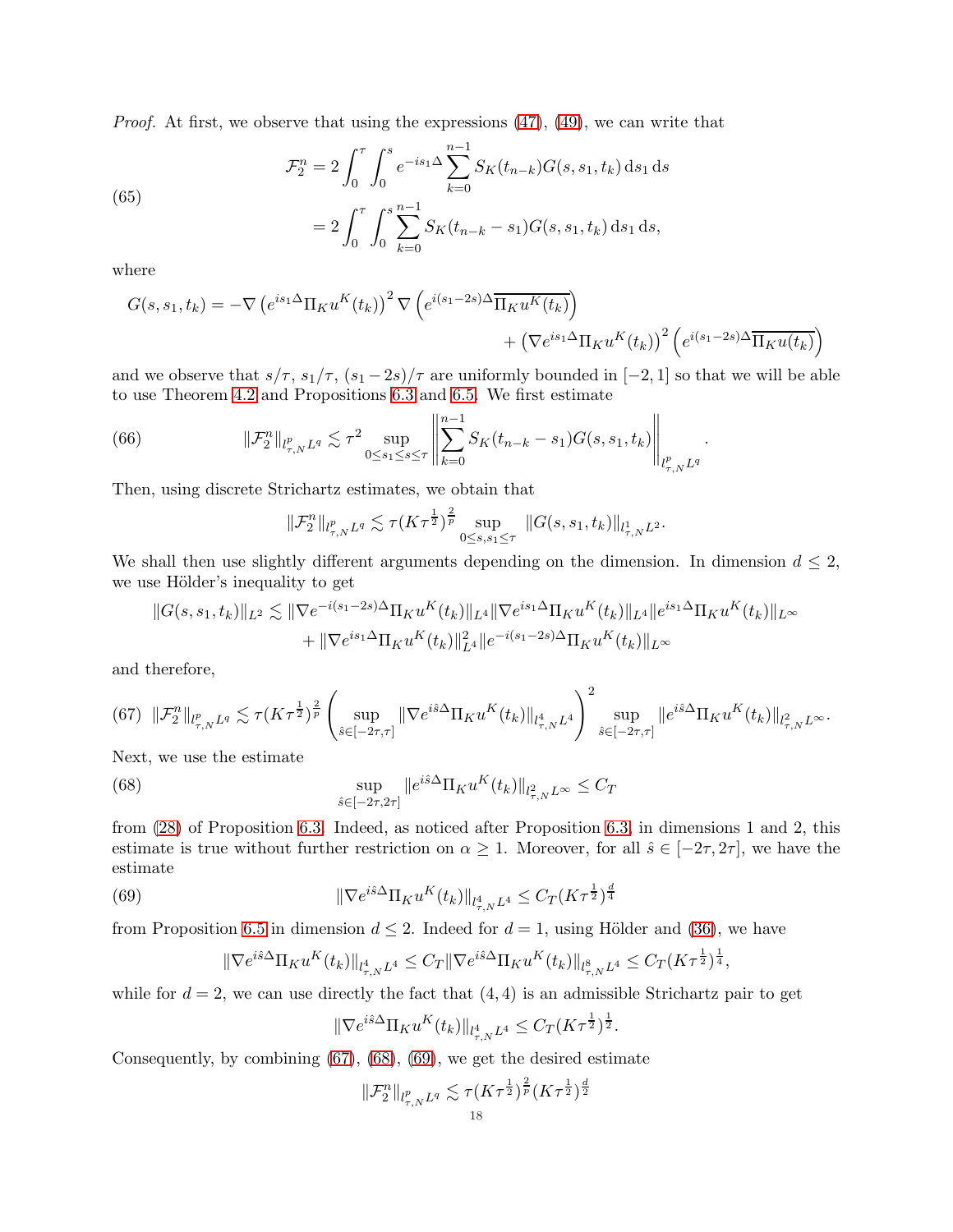*Proof.* At first, we observe that using the expressions (47), (49), we can write that

$$\begin{aligned}
\mathcal{F}_2^n &= 2\int_0^\tau \int_0^s e^{-is_1\Delta} \sum_{k=0}^{n-1} S_K(t_{n-k}) G(s,s_1,t_k)\,\mathrm{d}s_1\,\mathrm{d}s \\
&= 2\int_0^\tau \int_0^s \sum_{k=0}^{n-1} S_K(t_{n-k}-s_1) G(s,s_1,t_k)\,\mathrm{d}s_1\,\mathrm{d}s,
\end{aligned} \tag{65}$$

where

$$G(s,s_1,t_k) = -\nabla\left(e^{is_1\Delta}\Pi_K u^K(t_k)\right)^2 \nabla\left(e^{i(s_1-2s)\Delta}\overline{\Pi_K u^K(t_k)}\right) + \left(\nabla e^{is_1\Delta}\Pi_K u^K(t_k)\right)^2\left(e^{i(s_1-2s)\Delta}\overline{\Pi_K u(t_k)}\right)$$

and we observe that $s/\tau$, $s_1/\tau$, $(s_1-2s)/\tau$ are uniformly bounded in $[-2,1]$ so that we will be able to use Theorem 4.2 and Propositions 6.3 and 6.5. We first estimate

$$\|\mathcal{F}_2^n\|_{l^p_{\tau,N}L^q} \lesssim \tau^2 \sup_{0\le s_1\le s\le \tau}\left\|\sum_{k=0}^{n-1} S_K(t_{n-k}-s_1)G(s,s_1,t_k)\right\|_{l^p_{\tau,N}L^q}. \tag{66}$$

Then, using discrete Strichartz estimates, we obtain that

$$\|\mathcal{F}_2^n\|_{l^p_{\tau,N}L^q} \lesssim \tau (K\tau^{\frac12})^{\frac2p} \sup_{0\le s,s_1\le\tau} \|G(s,s_1,t_k)\|_{l^1_{\tau,N}L^2}.$$

We shall then use slightly different arguments depending on the dimension. In dimension $d\le 2$, we use Hölder's inequality to get

$$\begin{aligned}
\|G(s,s_1,t_k)\|_{L^2} \lesssim\; & \|\nabla e^{-i(s_1-2s)\Delta}\Pi_K u^K(t_k)\|_{L^4}\|\nabla e^{is_1\Delta}\Pi_K u^K(t_k)\|_{L^4}\|e^{is_1\Delta}\Pi_K u^K(t_k)\|_{L^\infty} \\
&+ \|\nabla e^{is_1\Delta}\Pi_K u^K(t_k)\|_{L^4}^2\|e^{-i(s_1-2s)\Delta}\Pi_K u^K(t_k)\|_{L^\infty}
\end{aligned}$$

and therefore,

$$\|\mathcal{F}_2^n\|_{l^p_{\tau,N}L^q} \lesssim \tau(K\tau^{\frac12})^{\frac2p}\left(\sup_{\hat s\in[-2\tau,\tau]}\|\nabla e^{i\hat s\Delta}\Pi_K u^K(t_k)\|_{l^4_{\tau,N}L^4}\right)^2 \sup_{\hat s\in[-2\tau,\tau]}\|e^{i\hat s\Delta}\Pi_K u^K(t_k)\|_{l^2_{\tau,N}L^\infty}. \tag{67}$$

Next, we use the estimate

$$\sup_{\hat s\in[-2\tau,2\tau]}\|e^{i\hat s\Delta}\Pi_K u^K(t_k)\|_{l^2_{\tau,N}L^\infty} \le C_T \tag{68}$$

from (28) of Proposition 6.3. Indeed, as noticed after Proposition 6.3, in dimensions 1 and 2, this estimate is true without further restriction on $\alpha\ge 1$. Moreover, for all $\hat s\in[-2\tau,2\tau]$, we have the estimate

$$\|\nabla e^{i\hat s\Delta}\Pi_K u^K(t_k)\|_{l^4_{\tau,N}L^4} \le C_T(K\tau^{\frac12})^{\frac d4} \tag{69}$$

from Proposition 6.5 in dimension $d\le 2$. Indeed for $d=1$, using Hölder and (36), we have

$$\|\nabla e^{i\hat s\Delta}\Pi_K u^K(t_k)\|_{l^4_{\tau,N}L^4} \le C_T\|\nabla e^{i\hat s\Delta}\Pi_K u^K(t_k)\|_{l^8_{\tau,N}L^4} \le C_T(K\tau^{\frac12})^{\frac14},$$

while for $d=2$, we can use directly the fact that $(4,4)$ is an admissible Strichartz pair to get

$$\|\nabla e^{i\hat s\Delta}\Pi_K u^K(t_k)\|_{l^4_{\tau,N}L^4} \le C_T(K\tau^{\frac12})^{\frac12}.$$

Consequently, by combining (67), (68), (69), we get the desired estimate

$$\|\mathcal{F}_2^n\|_{l^p_{\tau,N}L^q} \lesssim \tau(K\tau^{\frac12})^{\frac2p}(K\tau^{\frac12})^{\frac d2}$$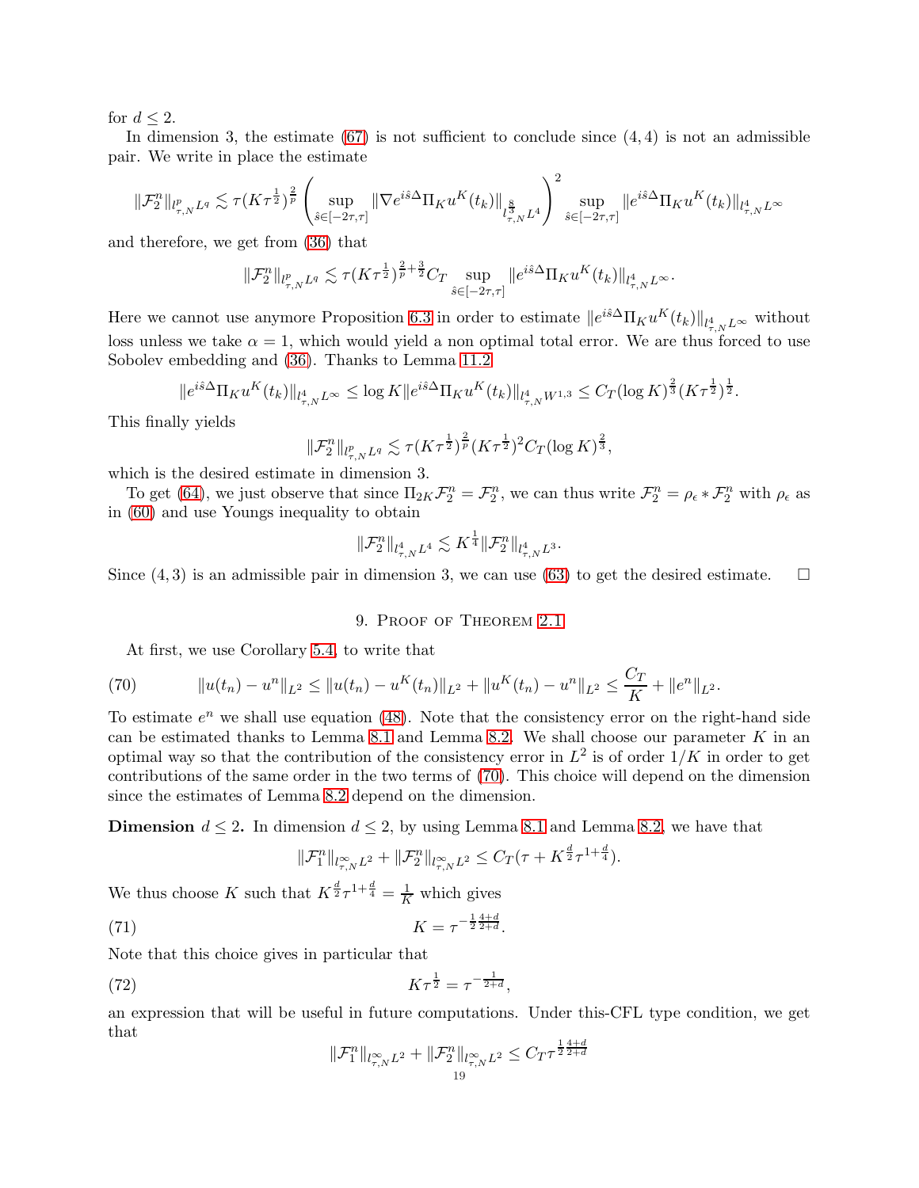for $d \leq 2$.

In dimension 3, the estimate (67) is not sufficient to conclude since $(4,4)$ is not an admissible pair. We write in place the estimate

$$\|\mathcal{F}_2^n\|_{l^p_{\tau,N}L^q} \lesssim \tau (K\tau^{\frac{1}{2}})^{\frac{2}{p}} \left( \sup_{\hat{s}\in[-2\tau,\tau]} \|\nabla e^{i\hat{s}\Delta}\Pi_K u^K(t_k)\|_{l^{\frac{8}{3}}_{\tau,N}L^4} \right)^2 \sup_{\hat{s}\in[-2\tau,\tau]} \|e^{i\hat{s}\Delta}\Pi_K u^K(t_k)\|_{l^4_{\tau,N}L^\infty}$$

and therefore, we get from (36) that

$$\|\mathcal{F}_2^n\|_{l^p_{\tau,N}L^q} \lesssim \tau (K\tau^{\frac{1}{2}})^{\frac{2}{p}+\frac{3}{2}} C_T \sup_{\hat{s}\in[-2\tau,\tau]} \|e^{i\hat{s}\Delta}\Pi_K u^K(t_k)\|_{l^4_{\tau,N}L^\infty}.$$

Here we cannot use anymore Proposition 6.3 in order to estimate $\|e^{i\hat{s}\Delta}\Pi_K u^K(t_k)\|_{l^4_{\tau,N}L^\infty}$ without loss unless we take $\alpha = 1$, which would yield a non optimal total error. We are thus forced to use Sobolev embedding and (36). Thanks to Lemma 11.2

$$\|e^{i\hat{s}\Delta}\Pi_K u^K(t_k)\|_{l^4_{\tau,N}L^\infty} \leq \log K \|e^{i\hat{s}\Delta}\Pi_K u^K(t_k)\|_{l^4_{\tau,N}W^{1,3}} \leq C_T (\log K)^{\frac{2}{3}} (K\tau^{\frac{1}{2}})^{\frac{1}{2}}.$$

This finally yields

$$\|\mathcal{F}_2^n\|_{l^p_{\tau,N}L^q} \lesssim \tau (K\tau^{\frac{1}{2}})^{\frac{2}{p}} (K\tau^{\frac{1}{2}})^2 C_T (\log K)^{\frac{2}{3}},$$

which is the desired estimate in dimension 3.

To get (64), we just observe that since $\Pi_{2K}\mathcal{F}_2^n = \mathcal{F}_2^n$, we can thus write $\mathcal{F}_2^n = \rho_\epsilon * \mathcal{F}_2^n$ with $\rho_\epsilon$ as in (60) and use Youngs inequality to obtain

$$\|\mathcal{F}_2^n\|_{l^4_{\tau,N}L^4} \lesssim K^{\frac{1}{4}} \|\mathcal{F}_2^n\|_{l^4_{\tau,N}L^3}.$$

Since $(4,3)$ is an admissible pair in dimension 3, we can use (63) to get the desired estimate. $\square$

## 9. Proof of Theorem 2.1

At first, we use Corollary 5.4, to write that

$$\|u(t_n) - u^n\|_{L^2} \leq \|u(t_n) - u^K(t_n)\|_{L^2} + \|u^K(t_n) - u^n\|_{L^2} \leq \frac{C_T}{K} + \|e^n\|_{L^2}. \tag{70}$$

To estimate $e^n$ we shall use equation (48). Note that the consistency error on the right-hand side can be estimated thanks to Lemma 8.1 and Lemma 8.2. We shall choose our parameter $K$ in an optimal way so that the contribution of the consistency error in $L^2$ is of order $1/K$ in order to get contributions of the same order in the two terms of (70). This choice will depend on the dimension since the estimates of Lemma 8.2 depend on the dimension.

**Dimension $d \leq 2$.** In dimension $d \leq 2$, by using Lemma 8.1 and Lemma 8.2, we have that

$$\|\mathcal{F}_1^n\|_{l^\infty_{\tau,N}L^2} + \|\mathcal{F}_2^n\|_{l^\infty_{\tau,N}L^2} \leq C_T(\tau + K^{\frac{d}{2}}\tau^{1+\frac{d}{4}}).$$

We thus choose $K$ such that $K^{\frac{d}{2}}\tau^{1+\frac{d}{4}} = \frac{1}{K}$ which gives

$$K = \tau^{-\frac{1}{2}\frac{4+d}{2+d}}. \tag{71}$$

Note that this choice gives in particular that

$$K\tau^{\frac{1}{2}} = \tau^{-\frac{1}{2+d}}, \tag{72}$$

an expression that will be useful in future computations. Under this-CFL type condition, we get that

$$\|\mathcal{F}_1^n\|_{l^\infty_{\tau,N}L^2} + \|\mathcal{F}_2^n\|_{l^\infty_{\tau,N}L^2} \leq C_T \tau^{\frac{1}{2}\frac{4+d}{2+d}}$$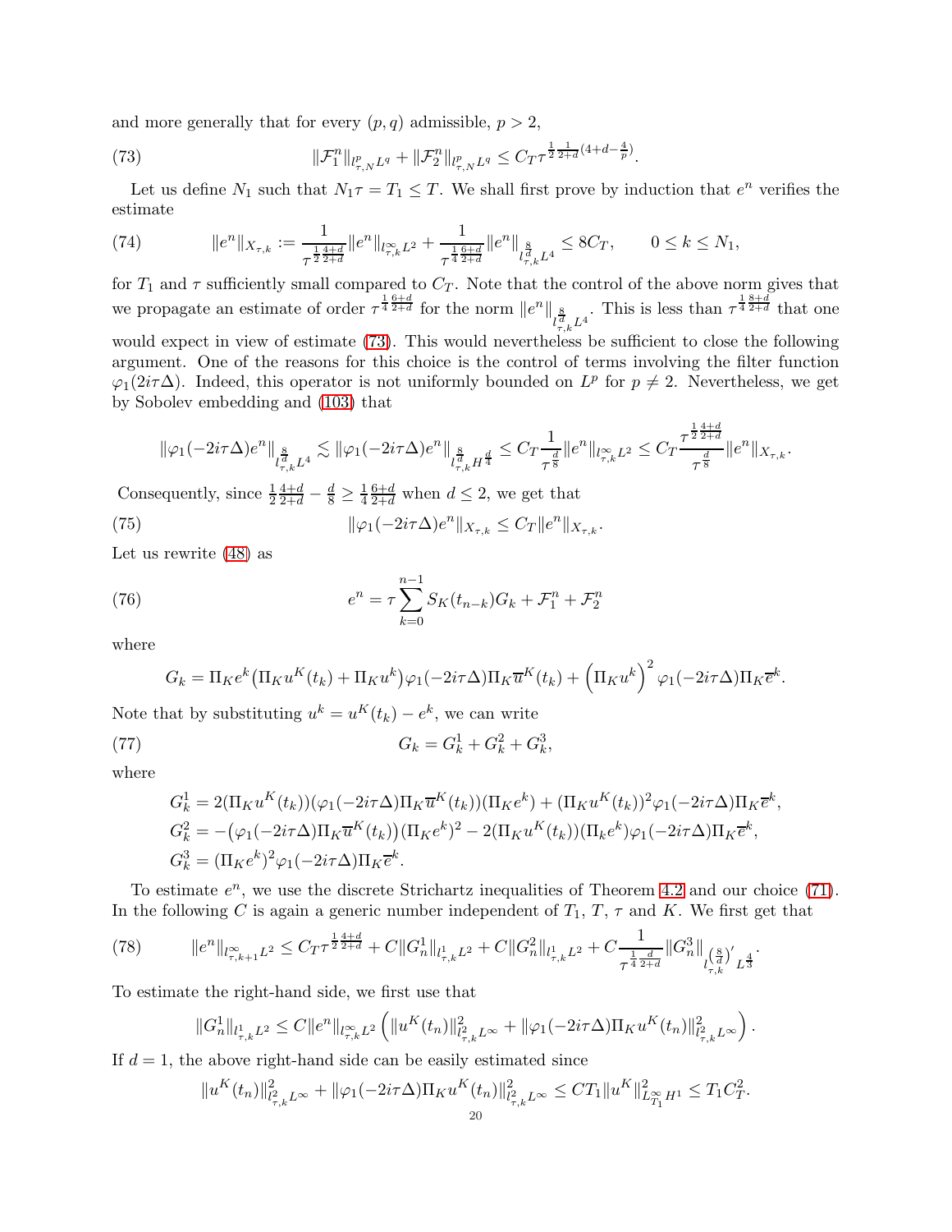and more generally that for every $(p,q)$ admissible, $p>2$,

$$\|\mathcal{F}_1^n\|_{l^p_{\tau,N}L^q} + \|\mathcal{F}_2^n\|_{l^p_{\tau,N}L^q} \le C_T \tau^{\frac{1}{2}\frac{1}{2+d}(4+d-\frac{4}{p})}. \tag{73}$$

Let us define $N_1$ such that $N_1\tau = T_1 \le T$. We shall first prove by induction that $e^n$ verifies the estimate

$$\|e^n\|_{X_{\tau,k}} := \frac{1}{\tau^{\frac{1}{2}\frac{4+d}{2+d}}}\|e^n\|_{l^\infty_{\tau,k}L^2} + \frac{1}{\tau^{\frac{1}{4}\frac{6+d}{2+d}}}\|e^n\|_{l^{\frac{8}{d}}_{\tau,k}L^4} \le 8C_T, \qquad 0\le k\le N_1, \tag{74}$$

for $T_1$ and $\tau$ sufficiently small compared to $C_T$. Note that the control of the above norm gives that we propagate an estimate of order $\tau^{\frac{1}{4}\frac{6+d}{2+d}}$ for the norm $\|e^n\|_{l^{\frac{8}{d}}_{\tau,k}L^4}$. This is less than $\tau^{\frac{1}{4}\frac{8+d}{2+d}}$ that one would expect in view of estimate (73). This would nevertheless be sufficient to close the following argument. One of the reasons for this choice is the control of terms involving the filter function $\varphi_1(2i\tau\Delta)$. Indeed, this operator is not uniformly bounded on $L^p$ for $p\neq 2$. Nevertheless, we get by Sobolev embedding and (103) that

$$\|\varphi_1(-2i\tau\Delta)e^n\|_{l^{\frac{8}{d}}_{\tau,k}L^4} \lesssim \|\varphi_1(-2i\tau\Delta)e^n\|_{l^{\frac{8}{d}}_{\tau,k}H^{\frac{d}{4}}} \le C_T\frac{1}{\tau^{\frac{d}{8}}}\|e^n\|_{l^\infty_{\tau,k}L^2} \le C_T\frac{\tau^{\frac{1}{2}\frac{4+d}{2+d}}}{\tau^{\frac{d}{8}}}\|e^n\|_{X_{\tau,k}}.$$

Consequently, since $\frac{1}{2}\frac{4+d}{2+d} - \frac{d}{8} \ge \frac{1}{4}\frac{6+d}{2+d}$ when $d\le 2$, we get that

$$\|\varphi_1(-2i\tau\Delta)e^n\|_{X_{\tau,k}} \le C_T\|e^n\|_{X_{\tau,k}}. \tag{75}$$

Let us rewrite (48) as

$$e^n = \tau\sum_{k=0}^{n-1} S_K(t_{n-k})G_k + \mathcal{F}_1^n + \mathcal{F}_2^n \tag{76}$$

where

$$G_k = \Pi_K e^k\big(\Pi_K u^K(t_k) + \Pi_K u^k\big)\varphi_1(-2i\tau\Delta)\Pi_K\overline{u}^K(t_k) + \Big(\Pi_K u^k\Big)^2\varphi_1(-2i\tau\Delta)\Pi_K\overline{e}^k.$$

Note that by substituting $u^k = u^K(t_k) - e^k$, we can write

$$G_k = G_k^1 + G_k^2 + G_k^3, \tag{77}$$

where

$$\begin{aligned}
G_k^1 &= 2(\Pi_K u^K(t_k))(\varphi_1(-2i\tau\Delta)\Pi_K\overline{u}^K(t_k))(\Pi_K e^k) + (\Pi_K u^K(t_k))^2\varphi_1(-2i\tau\Delta)\Pi_K\overline{e}^k,\\
G_k^2 &= -\big(\varphi_1(-2i\tau\Delta)\Pi_K\overline{u}^K(t_k)\big)(\Pi_K e^k)^2 - 2(\Pi_K u^K(t_k))(\Pi_k e^k)\varphi_1(-2i\tau\Delta)\Pi_K\overline{e}^k,\\
G_k^3 &= (\Pi_K e^k)^2\varphi_1(-2i\tau\Delta)\Pi_K\overline{e}^k.
\end{aligned}$$

To estimate $e^n$, we use the discrete Strichartz inequalities of Theorem 4.2 and our choice (71). In the following $C$ is again a generic number independent of $T_1$, $T$, $\tau$ and $K$. We first get that

$$\|e^n\|_{l^\infty_{\tau,k+1}L^2} \le C_T\tau^{\frac{1}{2}\frac{4+d}{2+d}} + C\|G_n^1\|_{l^1_{\tau,k}L^2} + C\|G_n^2\|_{l^1_{\tau,k}L^2} + C\frac{1}{\tau^{\frac{1}{4}\frac{d}{2+d}}}\|G_n^3\|_{l^{(\frac{8}{d})'}_{\tau,k}L^{\frac{4}{3}}}. \tag{78}$$

To estimate the right-hand side, we first use that

$$\|G_n^1\|_{l^1_{\tau,k}L^2} \le C\|e^n\|_{l^\infty_{\tau,k}L^2}\left(\|u^K(t_n)\|^2_{l^2_{\tau,k}L^\infty} + \|\varphi_1(-2i\tau\Delta)\Pi_K u^K(t_n)\|^2_{l^2_{\tau,k}L^\infty}\right).$$

If $d=1$, the above right-hand side can be easily estimated since

$$\|u^K(t_n)\|^2_{l^2_{\tau,k}L^\infty} + \|\varphi_1(-2i\tau\Delta)\Pi_K u^K(t_n)\|^2_{l^2_{\tau,k}L^\infty} \le CT_1\|u^K\|^2_{L^\infty_{T_1}H^1} \le T_1C_T^2.$$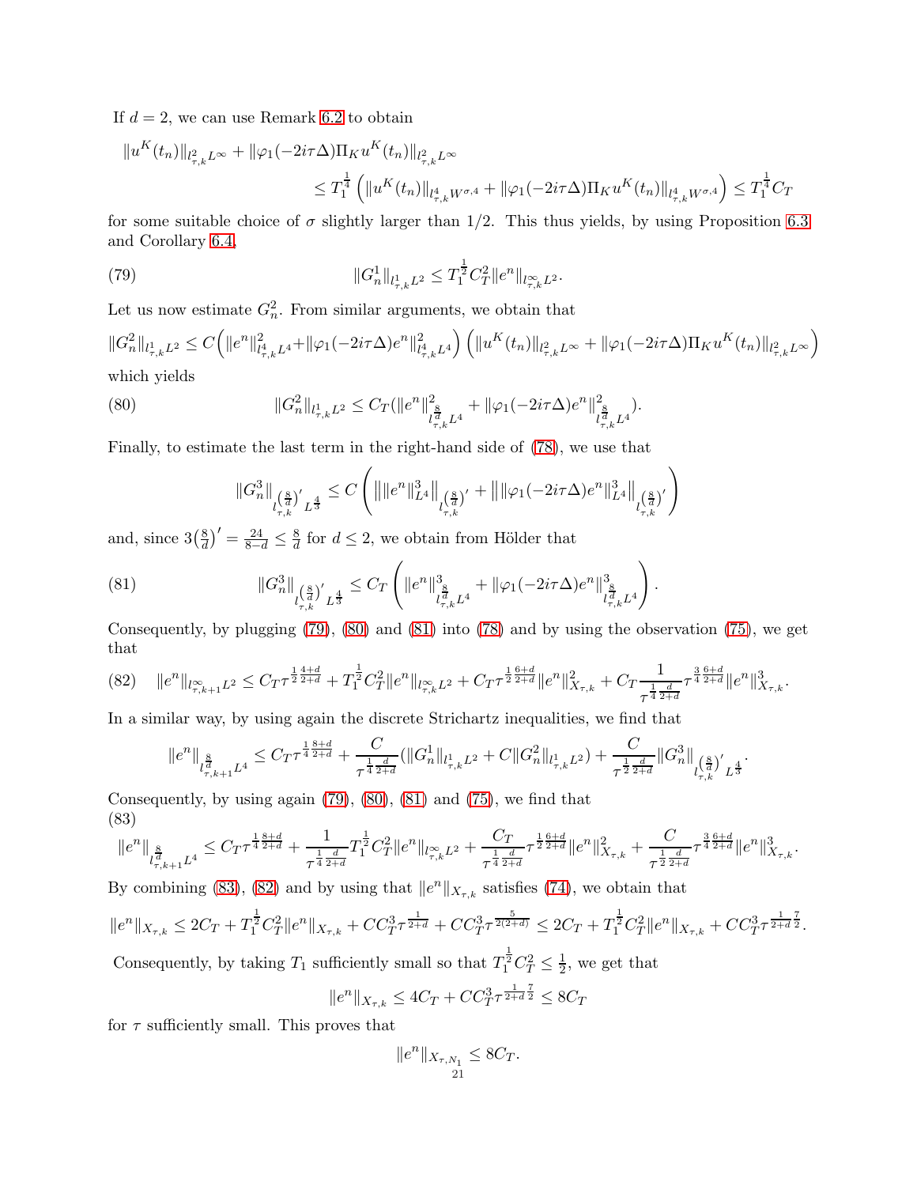If $d = 2$, we can use Remark 6.2 to obtain

$$\|u^K(t_n)\|_{l^2_{\tau,k}L^\infty} + \|\varphi_1(-2i\tau\Delta)\Pi_K u^K(t_n)\|_{l^2_{\tau,k}L^\infty} \leq T_1^{\frac{1}{4}}\left(\|u^K(t_n)\|_{l^4_{\tau,k}W^{\sigma,4}} + \|\varphi_1(-2i\tau\Delta)\Pi_K u^K(t_n)\|_{l^4_{\tau,k}W^{\sigma,4}}\right) \leq T_1^{\frac{1}{4}} C_T$$

for some suitable choice of $\sigma$ slightly larger than $1/2$. This thus yields, by using Proposition 6.3 and Corollary 6.4,

$$\|G_n^1\|_{l^1_{\tau,k}L^2} \leq T_1^{\frac{1}{2}} C_T^2 \|e^n\|_{l^\infty_{\tau,k}L^2}. \tag{79}$$

Let us now estimate $G_n^2$. From similar arguments, we obtain that

$$\|G_n^2\|_{l^1_{\tau,k}L^2} \leq C\Big(\|e^n\|^2_{l^4_{\tau,k}L^4} + \|\varphi_1(-2i\tau\Delta)e^n\|^2_{l^4_{\tau,k}L^4}\Big)\left(\|u^K(t_n)\|_{l^2_{\tau,k}L^\infty} + \|\varphi_1(-2i\tau\Delta)\Pi_K u^K(t_n)\|_{l^2_{\tau,k}L^\infty}\right)$$

which yields

$$\|G_n^2\|_{l^1_{\tau,k}L^2} \leq C_T(\|e^n\|^2_{l^{\frac{8}{d}}_{\tau,k}L^4} + \|\varphi_1(-2i\tau\Delta)e^n\|^2_{l^{\frac{8}{d}}_{\tau,k}L^4}). \tag{80}$$

Finally, to estimate the last term in the right-hand side of (78), we use that

$$\|G_n^3\|_{l^{(\frac{8}{d})'}_{\tau,k}L^{\frac{4}{3}}} \leq C\left(\Big\|\|e^n\|^3_{L^4}\Big\|_{l^{(\frac{8}{d})'}_{\tau,k}} + \Big\|\|\varphi_1(-2i\tau\Delta)e^n\|^3_{L^4}\Big\|_{l^{(\frac{8}{d})'}_{\tau,k}}\right)$$

and, since $3\big(\frac{8}{d}\big)' = \frac{24}{8-d} \leq \frac{8}{d}$ for $d \leq 2$, we obtain from Hölder that

$$\|G_n^3\|_{l^{(\frac{8}{d})'}_{\tau,k}L^{\frac{4}{3}}} \leq C_T\left(\|e^n\|^3_{l^{\frac{8}{d}}_{\tau,k}L^4} + \|\varphi_1(-2i\tau\Delta)e^n\|^3_{l^{\frac{8}{d}}_{\tau,k}L^4}\right). \tag{81}$$

Consequently, by plugging (79), (80) and (81) into (78) and by using the observation (75), we get that

$$\|e^n\|_{l^\infty_{\tau,k+1}L^2} \leq C_T\tau^{\frac{1}{2}\frac{4+d}{2+d}} + T_1^{\frac{1}{2}}C_T^2\|e^n\|_{l^\infty_{\tau,k}L^2} + C_T\tau^{\frac{1}{2}\frac{6+d}{2+d}}\|e^n\|^2_{X_{\tau,k}} + C_T\frac{1}{\tau^{\frac{1}{4}\frac{d}{2+d}}}\tau^{\frac{3}{4}\frac{6+d}{2+d}}\|e^n\|^3_{X_{\tau,k}}. \tag{82}$$

In a similar way, by using again the discrete Strichartz inequalities, we find that

$$\|e^n\|_{l^{\frac{8}{d}}_{\tau,k+1}L^4} \leq C_T\tau^{\frac{1}{4}\frac{8+d}{2+d}} + \frac{C}{\tau^{\frac{1}{4}\frac{d}{2+d}}}(\|G_n^1\|_{l^1_{\tau,k}L^2} + C\|G_n^2\|_{l^1_{\tau,k}L^2}) + \frac{C}{\tau^{\frac{1}{2}\frac{d}{2+d}}}\|G_n^3\|_{l^{(\frac{8}{d})'}_{\tau,k}L^{\frac{4}{3}}}.$$

Consequently, by using again (79), (80), (81) and (75), we find that

$$\|e^n\|_{l^{\frac{8}{d}}_{\tau,k+1}L^4} \leq C_T\tau^{\frac{1}{4}\frac{8+d}{2+d}} + \frac{1}{\tau^{\frac{1}{4}\frac{d}{2+d}}}T_1^{\frac{1}{2}}C_T^2\|e^n\|_{l^\infty_{\tau,k}L^2} + \frac{C_T}{\tau^{\frac{1}{4}\frac{d}{2+d}}}\tau^{\frac{1}{2}\frac{6+d}{2+d}}\|e^n\|^2_{X_{\tau,k}} + \frac{C}{\tau^{\frac{1}{2}\frac{d}{2+d}}}\tau^{\frac{3}{4}\frac{6+d}{2+d}}\|e^n\|^3_{X_{\tau,k}}. \tag{83}$$

By combining (83), (82) and by using that $\|e^n\|_{X_{\tau,k}}$ satisfies (74), we obtain that

$$\|e^n\|_{X_{\tau,k}} \leq 2C_T + T_1^{\frac{1}{2}}C_T^2\|e^n\|_{X_{\tau,k}} + CC_T^3\tau^{\frac{1}{2+d}} + CC_T^3\tau^{\frac{5}{2(2+d)}} \leq 2C_T + T_1^{\frac{1}{2}}C_T^2\|e^n\|_{X_{\tau,k}} + CC_T^3\tau^{\frac{1}{2+d}\frac{7}{2}}.$$

Consequently, by taking $T_1$ sufficiently small so that $T_1^{\frac{1}{2}}C_T^2 \leq \frac{1}{2}$, we get that

$$\|e^n\|_{X_{\tau,k}} \leq 4C_T + CC_T^3\tau^{\frac{1}{2+d}\frac{7}{2}} \leq 8C_T$$

for $\tau$ sufficiently small. This proves that

$$\|e^n\|_{X_{\tau,N_1}} \leq 8C_T.$$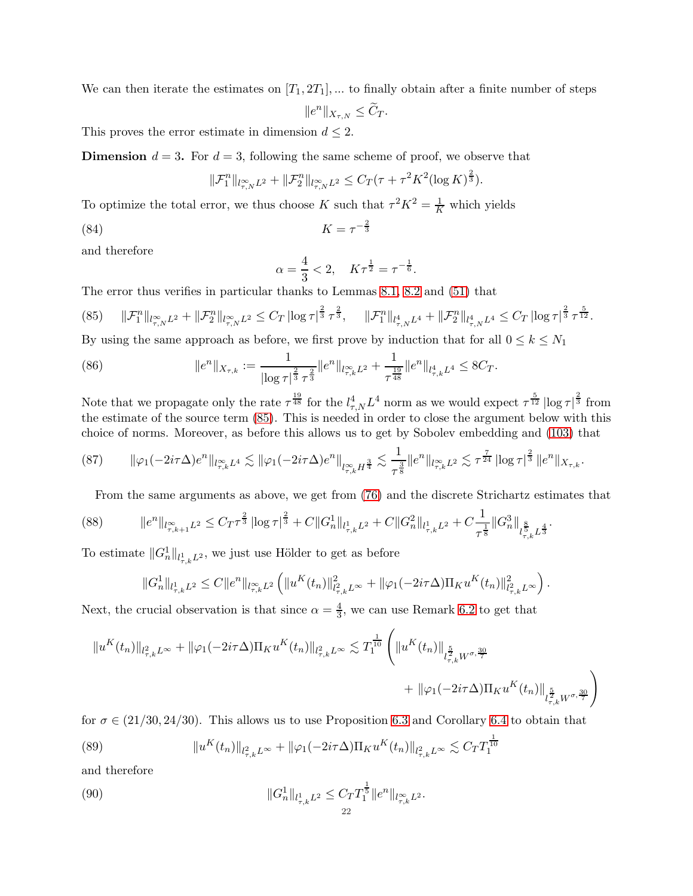We can then iterate the estimates on $[T_1, 2T_1], ...$ to finally obtain after a finite number of steps

$$\|e^n\|_{X_{\tau,N}} \leq \widetilde{C}_T.$$

This proves the error estimate in dimension $d \leq 2$.

**Dimension $d = 3$.** For $d = 3$, following the same scheme of proof, we observe that

$$\|\mathcal{F}_1^n\|_{l^\infty_{\tau,N} L^2} + \|\mathcal{F}_2^n\|_{l^\infty_{\tau,N} L^2} \leq C_T(\tau + \tau^2 K^2 (\log K)^{\frac{2}{3}}).$$

To optimize the total error, we thus choose $K$ such that $\tau^2 K^2 = \frac{1}{K}$ which yields

$$K = \tau^{-\frac{2}{3}} \tag{84}$$

and therefore

$$\alpha = \frac{4}{3} < 2, \quad K\tau^{\frac{1}{2}} = \tau^{-\frac{1}{6}}.$$

The error thus verifies in particular thanks to Lemmas 8.1, 8.2 and (51) that

$$\|\mathcal{F}_1^n\|_{l^\infty_{\tau,N} L^2} + \|\mathcal{F}_2^n\|_{l^\infty_{\tau,N} L^2} \leq C_T \left|\log \tau\right|^{\frac{2}{3}} \tau^{\frac{2}{3}}, \quad \|\mathcal{F}_1^n\|_{l^4_{\tau,N} L^4} + \|\mathcal{F}_2^n\|_{l^4_{\tau,N} L^4} \leq C_T \left|\log \tau\right|^{\frac{2}{3}} \tau^{\frac{5}{12}}. \tag{85}$$

By using the same approach as before, we first prove by induction that for all $0 \leq k \leq N_1$

$$\|e^n\|_{X_{\tau,k}} := \frac{1}{\left|\log \tau\right|^{\frac{2}{3}} \tau^{\frac{2}{3}}} \|e^n\|_{l^\infty_{\tau,k} L^2} + \frac{1}{\tau^{\frac{19}{48}}} \|e^n\|_{l^4_{\tau,k} L^4} \leq 8C_T. \tag{86}$$

Note that we propagate only the rate $\tau^{\frac{19}{48}}$ for the $l^4_{\tau,N} L^4$ norm as we would expect $\tau^{\frac{5}{12}} \left|\log \tau\right|^{\frac{2}{3}}$ from the estimate of the source term (85). This is needed in order to close the argument below with this choice of norms. Moreover, as before this allows us to get by Sobolev embedding and (103) that

$$\|\varphi_1(-2i\tau\Delta) e^n\|_{l^\infty_{\tau,k} L^4} \lesssim \|\varphi_1(-2i\tau\Delta) e^n\|_{l^\infty_{\tau,k} H^{\frac{3}{4}}} \lesssim \frac{1}{\tau^{\frac{3}{8}}} \|e^n\|_{l^\infty_{\tau,k} L^2} \lesssim \tau^{\frac{7}{24}} \left|\log \tau\right|^{\frac{2}{3}} \|e^n\|_{X_{\tau,k}}. \tag{87}$$

From the same arguments as above, we get from (76) and the discrete Strichartz estimates that

$$\|e^n\|_{l^\infty_{\tau,k+1} L^2} \leq C_T \tau^{\frac{2}{3}} \left|\log \tau\right|^{\frac{2}{3}} + C\|G_n^1\|_{l^1_{\tau,k} L^2} + C\|G_n^2\|_{l^1_{\tau,k} L^2} + C\frac{1}{\tau^{\frac{1}{8}}} \|G_n^3\|_{l^{\frac{8}{5}}_{\tau,k} L^{\frac{4}{3}}}. \tag{88}$$

To estimate $\|G_n^1\|_{l^1_{\tau,k} L^2}$, we just use Hölder to get as before

$$\|G_n^1\|_{l^1_{\tau,k} L^2} \leq C\|e^n\|_{l^\infty_{\tau,k} L^2} \left( \|u^K(t_n)\|^2_{l^2_{\tau,k} L^\infty} + \|\varphi_1(-2i\tau\Delta)\Pi_K u^K(t_n)\|^2_{l^2_{\tau,k} L^\infty} \right).$$

Next, the crucial observation is that since $\alpha = \frac{4}{3}$, we can use Remark 6.2 to get that

$$\|u^K(t_n)\|_{l^2_{\tau,k} L^\infty} + \|\varphi_1(-2i\tau\Delta)\Pi_K u^K(t_n)\|_{l^2_{\tau,k} L^\infty} \lesssim T_1^{\frac{1}{10}} \Bigg( \|u^K(t_n)\|_{l^{\frac{5}{2}}_{\tau,k} W^{\sigma,\frac{30}{7}}} + \|\varphi_1(-2i\tau\Delta)\Pi_K u^K(t_n)\|_{l^{\frac{5}{2}}_{\tau,k} W^{\sigma,\frac{30}{7}}} \Bigg)$$

for $\sigma \in (21/30, 24/30)$. This allows us to use Proposition 6.3 and Corollary 6.4 to obtain that

$$\|u^K(t_n)\|_{l^2_{\tau,k} L^\infty} + \|\varphi_1(-2i\tau\Delta)\Pi_K u^K(t_n)\|_{l^2_{\tau,k} L^\infty} \lesssim C_T T_1^{\frac{1}{10}} \tag{89}$$

and therefore

$$\|G_n^1\|_{l^1_{\tau,k} L^2} \leq C_T T_1^{\frac{1}{5}} \|e^n\|_{l^\infty_{\tau,k} L^2}. \tag{90}$$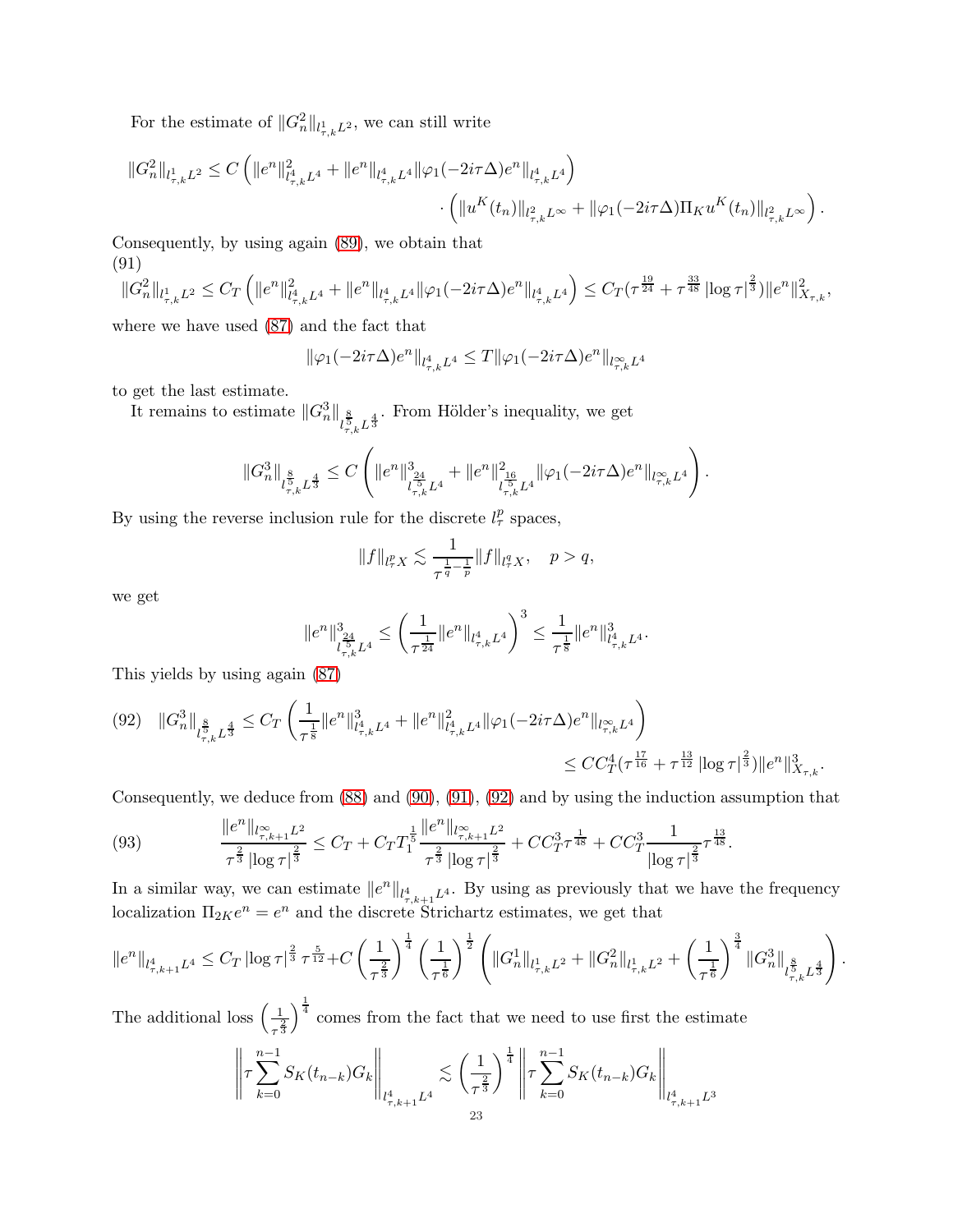For the estimate of $\|G_n^2\|_{l^1_{\tau,k}L^2}$, we can still write

$$\|G_n^2\|_{l^1_{\tau,k}L^2} \leq C \left( \|e^n\|^2_{l^4_{\tau,k}L^4} + \|e^n\|_{l^4_{\tau,k}L^4} \|\varphi_1(-2i\tau\Delta)e^n\|_{l^4_{\tau,k}L^4} \right) \cdot \left( \|u^K(t_n)\|_{l^2_{\tau,k}L^\infty} + \|\varphi_1(-2i\tau\Delta)\Pi_K u^K(t_n)\|_{l^2_{\tau,k}L^\infty} \right).$$

Consequently, by using again (89), we obtain that

$$\|G_n^2\|_{l^1_{\tau,k}L^2} \leq C_T \left( \|e^n\|^2_{l^4_{\tau,k}L^4} + \|e^n\|_{l^4_{\tau,k}L^4} \|\varphi_1(-2i\tau\Delta)e^n\|_{l^4_{\tau,k}L^4} \right) \leq C_T (\tau^{\frac{19}{24}} + \tau^{\frac{33}{48}} |\log \tau|^{\frac{2}{3}}) \|e^n\|^2_{X_{\tau,k}}, \tag{91}$$

where we have used (87) and the fact that

$$\|\varphi_1(-2i\tau\Delta)e^n\|_{l^4_{\tau,k}L^4} \leq T \|\varphi_1(-2i\tau\Delta)e^n\|_{l^\infty_{\tau,k}L^4}$$

to get the last estimate.

It remains to estimate $\|G_n^3\|_{l^{\frac{8}{5}}_{\tau,k}L^{\frac{4}{3}}}$. From Hölder's inequality, we get

$$\|G_n^3\|_{l^{\frac{8}{5}}_{\tau,k}L^{\frac{4}{3}}} \leq C \left( \|e^n\|^3_{l^{\frac{24}{5}}_{\tau,k}L^4} + \|e^n\|^2_{l^{\frac{16}{5}}_{\tau,k}L^4} \|\varphi_1(-2i\tau\Delta)e^n\|_{l^\infty_{\tau,k}L^4} \right).$$

By using the reverse inclusion rule for the discrete $l^p_\tau$ spaces,

$$\|f\|_{l^p_\tau X} \lesssim \frac{1}{\tau^{\frac{1}{q}-\frac{1}{p}}} \|f\|_{l^q_\tau X}, \quad p > q,$$

we get

$$\|e^n\|^3_{l^{\frac{24}{5}}_{\tau,k}L^4} \leq \left( \frac{1}{\tau^{\frac{1}{24}}} \|e^n\|_{l^4_{\tau,k}L^4} \right)^3 \leq \frac{1}{\tau^{\frac{1}{8}}} \|e^n\|^3_{l^4_{\tau,k}L^4}.$$

This yields by using again (87)

$$\begin{aligned} \|G_n^3\|_{l^{\frac{8}{5}}_{\tau,k}L^{\frac{4}{3}}} &\leq C_T \left( \frac{1}{\tau^{\frac{1}{8}}} \|e^n\|^3_{l^4_{\tau,k}L^4} + \|e^n\|^2_{l^4_{\tau,k}L^4} \|\varphi_1(-2i\tau\Delta)e^n\|_{l^\infty_{\tau,k}L^4} \right) \\ &\leq C C_T^4 (\tau^{\frac{17}{16}} + \tau^{\frac{13}{12}} |\log \tau|^{\frac{2}{3}}) \|e^n\|^3_{X_{\tau,k}}. \end{aligned} \tag{92}$$

Consequently, we deduce from (88) and (90), (91), (92) and by using the induction assumption that

$$\frac{\|e^n\|_{l^\infty_{\tau,k+1}L^2}}{\tau^{\frac{2}{3}} |\log \tau|^{\frac{2}{3}}} \leq C_T + C_T T_1^{\frac{1}{5}} \frac{\|e^n\|_{l^\infty_{\tau,k+1}L^2}}{\tau^{\frac{2}{3}} |\log \tau|^{\frac{2}{3}}} + C C_T^3 \tau^{\frac{1}{48}} + C C_T^3 \frac{1}{|\log \tau|^{\frac{2}{3}}} \tau^{\frac{13}{48}}. \tag{93}$$

In a similar way, we can estimate $\|e^n\|_{l^4_{\tau,k+1}L^4}$. By using as previously that we have the frequency localization $\Pi_{2K} e^n = e^n$ and the discrete Strichartz estimates, we get that

$$\|e^n\|_{l^4_{\tau,k+1}L^4} \leq C_T |\log \tau|^{\frac{2}{3}} \tau^{\frac{5}{12}} + C \left( \frac{1}{\tau^{\frac{2}{3}}} \right)^{\frac{1}{4}} \left( \frac{1}{\tau^{\frac{1}{6}}} \right)^{\frac{1}{2}} \left( \|G_n^1\|_{l^1_{\tau,k}L^2} + \|G_n^2\|_{l^1_{\tau,k}L^2} + \left( \frac{1}{\tau^{\frac{1}{6}}} \right)^{\frac{3}{4}} \|G_n^3\|_{l^{\frac{8}{5}}_{\tau,k}L^{\frac{4}{3}}} \right).$$

The additional loss $\left( \frac{1}{\tau^{\frac{2}{3}}} \right)^{\frac{1}{4}}$ comes from the fact that we need to use first the estimate

$$\left\| \tau \sum_{k=0}^{n-1} S_K(t_{n-k}) G_k \right\|_{l^4_{\tau,k+1}L^4} \lesssim \left( \frac{1}{\tau^{\frac{2}{3}}} \right)^{\frac{1}{4}} \left\| \tau \sum_{k=0}^{n-1} S_K(t_{n-k}) G_k \right\|_{l^4_{\tau,k+1}L^3}$$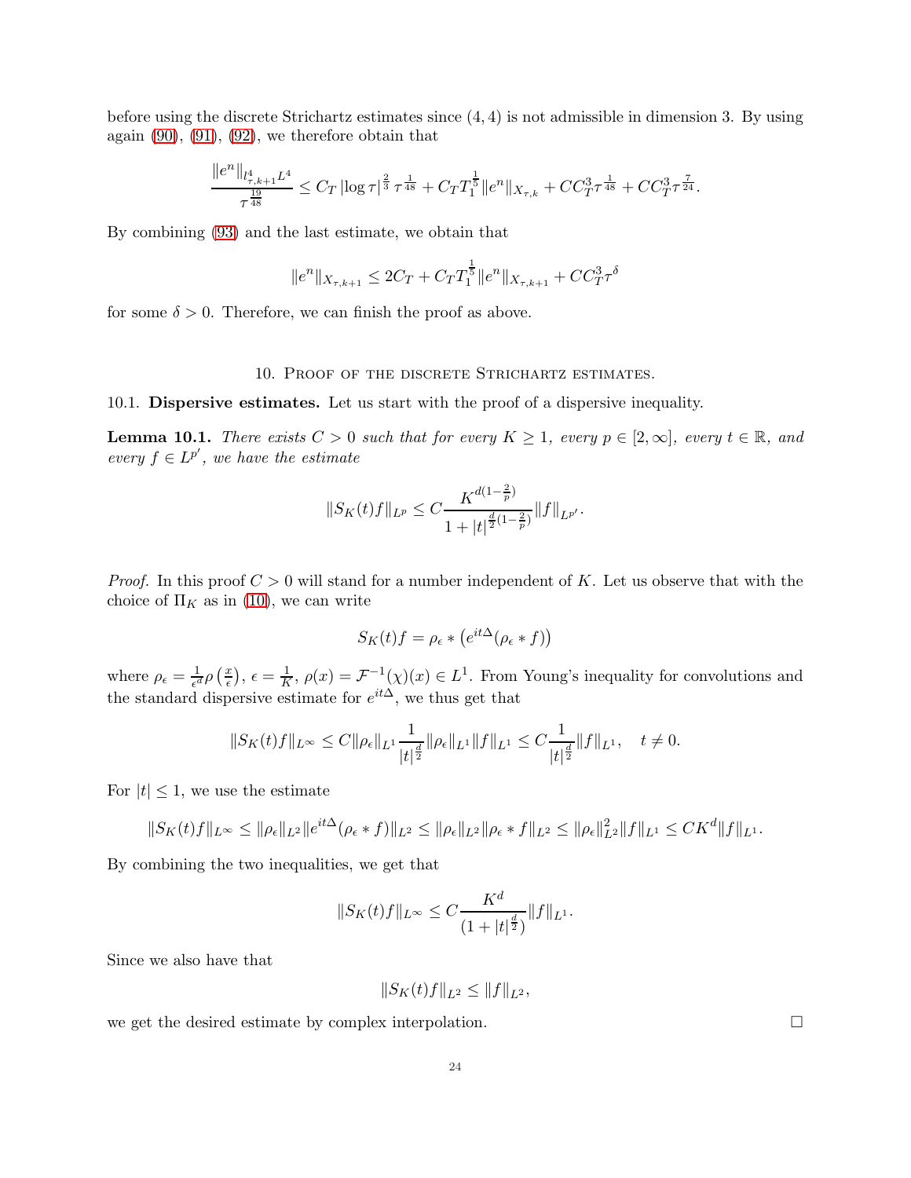before using the discrete Strichartz estimates since $(4,4)$ is not admissible in dimension 3. By using again (90), (91), (92), we therefore obtain that

$$\frac{\|e^n\|_{l^4_{\tau,k+1}L^4}}{\tau^{\frac{19}{48}}} \leq C_T\, |\log \tau|^{\frac{2}{3}}\, \tau^{\frac{1}{48}} + C_T T_1^{\frac{1}{5}} \|e^n\|_{X_{\tau,k}} + CC_T^3 \tau^{\frac{1}{48}} + CC_T^3 \tau^{\frac{7}{24}}.$$

By combining (93) and the last estimate, we obtain that

$$\|e^n\|_{X_{\tau,k+1}} \leq 2C_T + C_T T_1^{\frac{1}{5}} \|e^n\|_{X_{\tau,k+1}} + CC_T^3 \tau^{\delta}$$

for some $\delta > 0$. Therefore, we can finish the proof as above.

## 10. Proof of the discrete Strichartz estimates.

### 10.1. Dispersive estimates.

Let us start with the proof of a dispersive inequality.

**Lemma 10.1.** *There exists $C > 0$ such that for every $K \geq 1$, every $p \in [2, \infty]$, every $t \in \mathbb{R}$, and every $f \in L^{p'}$, we have the estimate*

$$\|S_K(t) f\|_{L^p} \leq C \frac{K^{d(1-\frac{2}{p})}}{1 + |t|^{\frac{d}{2}(1-\frac{2}{p})}} \|f\|_{L^{p'}}.$$

*Proof.* In this proof $C > 0$ will stand for a number independent of $K$. Let us observe that with the choice of $\Pi_K$ as in (10), we can write

$$S_K(t) f = \rho_\epsilon * \left(e^{it\Delta}(\rho_\epsilon * f)\right)$$

where $\rho_\epsilon = \frac{1}{\epsilon^d} \rho\left(\frac{x}{\epsilon}\right)$, $\epsilon = \frac{1}{K}$, $\rho(x) = \mathcal{F}^{-1}(\chi)(x) \in L^1$. From Young's inequality for convolutions and the standard dispersive estimate for $e^{it\Delta}$, we thus get that

$$\|S_K(t) f\|_{L^\infty} \leq C \|\rho_\epsilon\|_{L^1} \frac{1}{|t|^{\frac{d}{2}}} \|\rho_\epsilon\|_{L^1} \|f\|_{L^1} \leq C \frac{1}{|t|^{\frac{d}{2}}} \|f\|_{L^1}, \quad t \neq 0.$$

For $|t| \leq 1$, we use the estimate

$$\|S_K(t) f\|_{L^\infty} \leq \|\rho_\epsilon\|_{L^2} \|e^{it\Delta}(\rho_\epsilon * f)\|_{L^2} \leq \|\rho_\epsilon\|_{L^2} \|\rho_\epsilon * f\|_{L^2} \leq \|\rho_\epsilon\|_{L^2}^2 \|f\|_{L^1} \leq C K^d \|f\|_{L^1}.$$

By combining the two inequalities, we get that

$$\|S_K(t) f\|_{L^\infty} \leq C \frac{K^d}{(1 + |t|^{\frac{d}{2}})} \|f\|_{L^1}.$$

Since we also have that

$$\|S_K(t) f\|_{L^2} \leq \|f\|_{L^2},$$

we get the desired estimate by complex interpolation. $\square$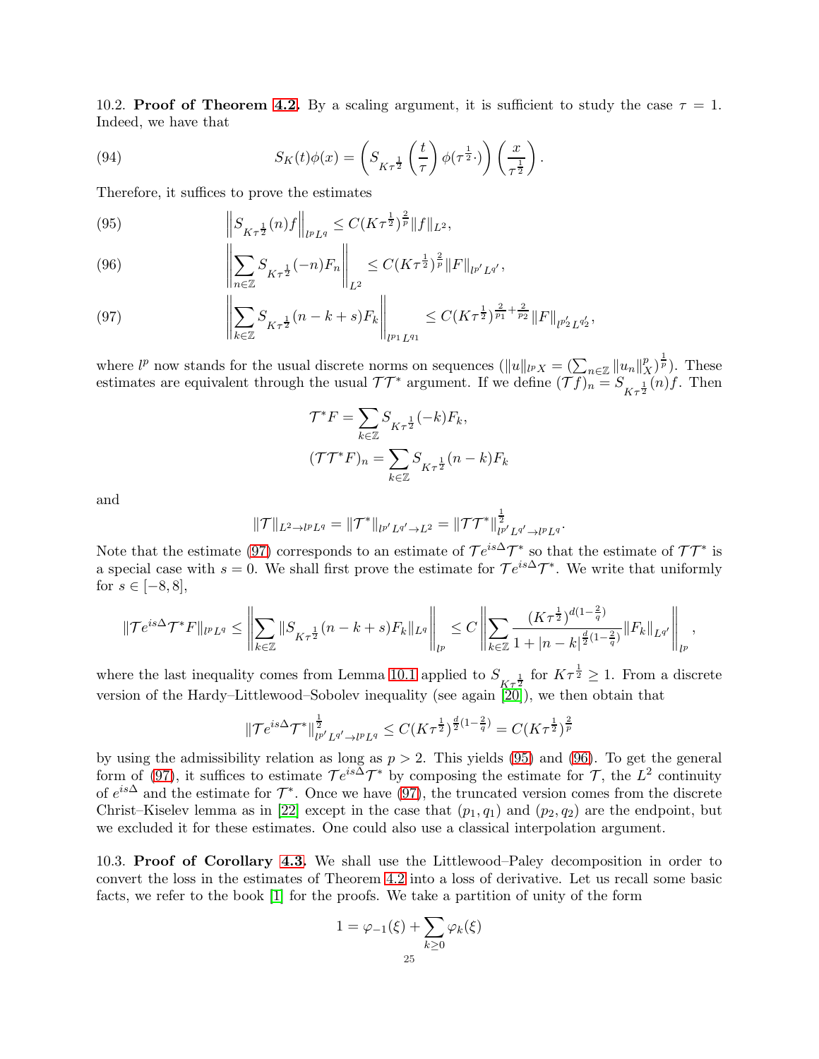10.2. **Proof of Theorem 4.2.** By a scaling argument, it is sufficient to study the case $\tau = 1$. Indeed, we have that

$$S_K(t)\phi(x) = \left(S_{K\tau^{\frac{1}{2}}}\left(\frac{t}{\tau}\right)\phi(\tau^{\frac{1}{2}}\cdot)\right)\left(\frac{x}{\tau^{\frac{1}{2}}}\right). \tag{94}$$

Therefore, it suffices to prove the estimates

$$\left\|S_{K\tau^{\frac{1}{2}}}(n)f\right\|_{l^pL^q} \leq C(K\tau^{\frac{1}{2}})^{\frac{2}{p}}\|f\|_{L^2}, \tag{95}$$

$$\left\|\sum_{n\in\mathbb{Z}} S_{K\tau^{\frac{1}{2}}}(-n)F_n\right\|_{L^2} \leq C(K\tau^{\frac{1}{2}})^{\frac{2}{p}}\|F\|_{l^{p'}L^{q'}}, \tag{96}$$

$$\left\|\sum_{k\in\mathbb{Z}} S_{K\tau^{\frac{1}{2}}}(n-k+s)F_k\right\|_{l^{p_1}L^{q_1}} \leq C(K\tau^{\frac{1}{2}})^{\frac{2}{p_1}+\frac{2}{p_2}}\|F\|_{l^{p_2'}L^{q_2'}}, \tag{97}$$

where $l^p$ now stands for the usual discrete norms on sequences ($\|u\|_{l^pX} = (\sum_{n\in\mathbb{Z}}\|u_n\|_X^p)^{\frac{1}{p}}$). These estimates are equivalent through the usual $\mathcal{T}\mathcal{T}^*$ argument. If we define $(\mathcal{T}f)_n = S_{K\tau^{\frac{1}{2}}}(n)f$. Then

$$\mathcal{T}^*F = \sum_{k\in\mathbb{Z}} S_{K\tau^{\frac{1}{2}}}(-k)F_k,$$

$$(\mathcal{T}\mathcal{T}^*F)_n = \sum_{k\in\mathbb{Z}} S_{K\tau^{\frac{1}{2}}}(n-k)F_k$$

and

$$\|\mathcal{T}\|_{L^2\to l^pL^q} = \|\mathcal{T}^*\|_{l^{p'}L^{q'}\to L^2} = \|\mathcal{T}\mathcal{T}^*\|_{l^{p'}L^{q'}\to l^pL^q}^{\frac{1}{2}}.$$

Note that the estimate (97) corresponds to an estimate of $\mathcal{T}e^{is\Delta}\mathcal{T}^*$ so that the estimate of $\mathcal{T}\mathcal{T}^*$ is a special case with $s = 0$. We shall first prove the estimate for $\mathcal{T}e^{is\Delta}\mathcal{T}^*$. We write that uniformly for $s \in [-8, 8]$,

$$\|\mathcal{T}e^{is\Delta}\mathcal{T}^*F\|_{l^pL^q} \leq \left\|\sum_{k\in\mathbb{Z}}\|S_{K\tau^{\frac{1}{2}}}(n-k+s)F_k\|_{L^q}\right\|_{l^p} \leq C\left\|\sum_{k\in\mathbb{Z}}\frac{(K\tau^{\frac{1}{2}})^{d(1-\frac{2}{q})}}{1+|n-k|^{\frac{d}{2}(1-\frac{2}{q})}}\|F_k\|_{L^{q'}}\right\|_{l^p},$$

where the last inequality comes from Lemma 10.1 applied to $S_{K\tau^{\frac{1}{2}}}$ for $K\tau^{\frac{1}{2}} \geq 1$. From a discrete version of the Hardy–Littlewood–Sobolev inequality (see again [20]), we then obtain that

$$\|\mathcal{T}e^{is\Delta}\mathcal{T}^*\|_{l^{p'}L^{q'}\to l^pL^q}^{\frac{1}{2}} \leq C(K\tau^{\frac{1}{2}})^{\frac{d}{2}(1-\frac{2}{q})} = C(K\tau^{\frac{1}{2}})^{\frac{2}{p}}$$

by using the admissibility relation as long as $p > 2$. This yields (95) and (96). To get the general form of (97), it suffices to estimate $\mathcal{T}e^{is\Delta}\mathcal{T}^*$ by composing the estimate for $\mathcal{T}$, the $L^2$ continuity of $e^{is\Delta}$ and the estimate for $\mathcal{T}^*$. Once we have (97), the truncated version comes from the discrete Christ–Kiselev lemma as in [22] except in the case that $(p_1, q_1)$ and $(p_2, q_2)$ are the endpoint, but we excluded it for these estimates. One could also use a classical interpolation argument.

10.3. **Proof of Corollary 4.3.** We shall use the Littlewood–Paley decomposition in order to convert the loss in the estimates of Theorem 4.2 into a loss of derivative. Let us recall some basic facts, we refer to the book [1] for the proofs. We take a partition of unity of the form

$$1 = \varphi_{-1}(\xi) + \sum_{k\geq 0}\varphi_k(\xi)$$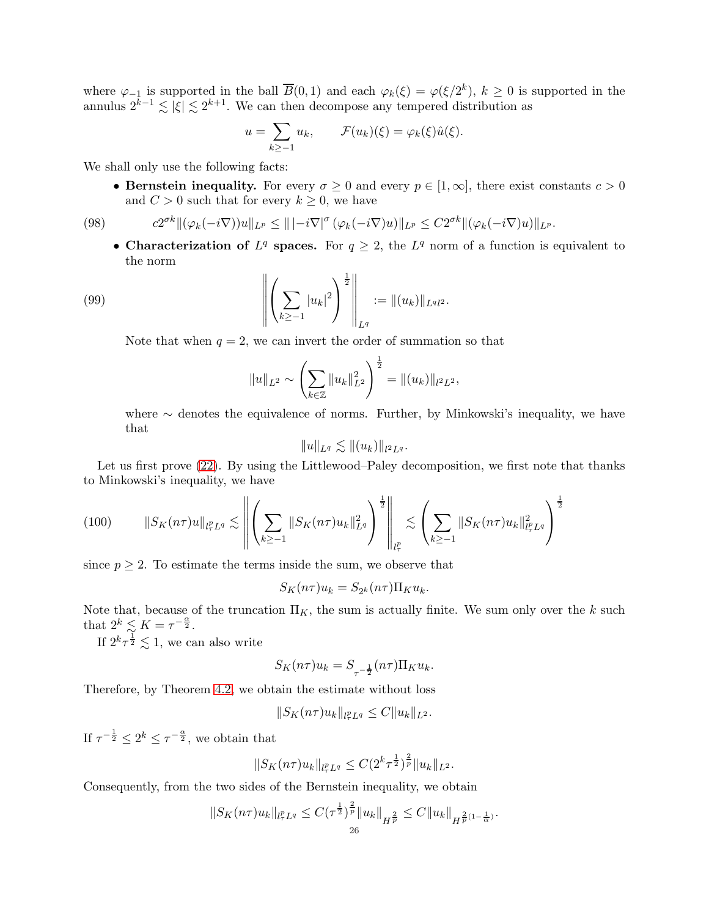where $\varphi_{-1}$ is supported in the ball $\overline{B}(0,1)$ and each $\varphi_k(\xi) = \varphi(\xi/2^k)$, $k \geq 0$ is supported in the annulus $2^{k-1} \lesssim |\xi| \lesssim 2^{k+1}$. We can then decompose any tempered distribution as

$$u = \sum_{k \geq -1} u_k, \qquad \mathcal{F}(u_k)(\xi) = \varphi_k(\xi)\hat{u}(\xi).$$

We shall only use the following facts:

- **Bernstein inequality.** For every $\sigma \geq 0$ and every $p \in [1, \infty]$, there exist constants $c > 0$ and $C > 0$ such that for every $k \geq 0$, we have

$$c2^{\sigma k}\|(\varphi_k(-i\nabla))u\|_{L^p} \leq \| |-i\nabla|^\sigma (\varphi_k(-i\nabla)u)\|_{L^p} \leq C2^{\sigma k}\|(\varphi_k(-i\nabla)u)\|_{L^p}. \tag{98}$$

- **Characterization of $L^q$ spaces.** For $q \geq 2$, the $L^q$ norm of a function is equivalent to the norm

$$\left\| \left( \sum_{k \geq -1} |u_k|^2 \right)^{\frac{1}{2}} \right\|_{L^q} := \|(u_k)\|_{L^q l^2}. \tag{99}$$

  Note that when $q = 2$, we can invert the order of summation so that

$$\|u\|_{L^2} \sim \left( \sum_{k \in \mathbb{Z}} \|u_k\|_{L^2}^2 \right)^{\frac{1}{2}} = \|(u_k)\|_{l^2 L^2},$$

  where $\sim$ denotes the equivalence of norms. Further, by Minkowski's inequality, we have that

$$\|u\|_{L^q} \lesssim \|(u_k)\|_{l^2 L^q}.$$

Let us first prove (22). By using the Littlewood–Paley decomposition, we first note that thanks to Minkowski's inequality, we have

$$\|S_K(n\tau)u\|_{l_\tau^p L^q} \lesssim \left\| \left( \sum_{k \geq -1} \|S_K(n\tau)u_k\|_{L^q}^2 \right)^{\frac{1}{2}} \right\|_{l_\tau^p} \lesssim \left( \sum_{k \geq -1} \|S_K(n\tau)u_k\|_{l_\tau^p L^q}^2 \right)^{\frac{1}{2}} \tag{100}$$

since $p \geq 2$. To estimate the terms inside the sum, we observe that

$$S_K(n\tau)u_k = S_{2^k}(n\tau)\Pi_K u_k.$$

Note that, because of the truncation $\Pi_K$, the sum is actually finite. We sum only over the $k$ such that $2^k \lesssim K = \tau^{-\frac{\alpha}{2}}$.

If $2^k \tau^{\frac{1}{2}} \lesssim 1$, we can also write

$$S_K(n\tau)u_k = S_{\tau^{-\frac{1}{2}}}(n\tau)\Pi_K u_k.$$

Therefore, by Theorem 4.2, we obtain the estimate without loss

$$\|S_K(n\tau)u_k\|_{l_\tau^p L^q} \leq C\|u_k\|_{L^2}.$$

If $\tau^{-\frac{1}{2}} \leq 2^k \leq \tau^{-\frac{\alpha}{2}}$, we obtain that

$$\|S_K(n\tau)u_k\|_{l_\tau^p L^q} \leq C(2^k \tau^{\frac{1}{2}})^{\frac{2}{p}}\|u_k\|_{L^2}.$$

Consequently, from the two sides of the Bernstein inequality, we obtain

$$\|S_K(n\tau)u_k\|_{l_\tau^p L^q} \leq C(\tau^{\frac{1}{2}})^{\frac{2}{p}}\|u_k\|_{H^{\frac{2}{p}}} \leq C\|u_k\|_{H^{\frac{2}{p}(1-\frac{1}{\alpha})}}.$$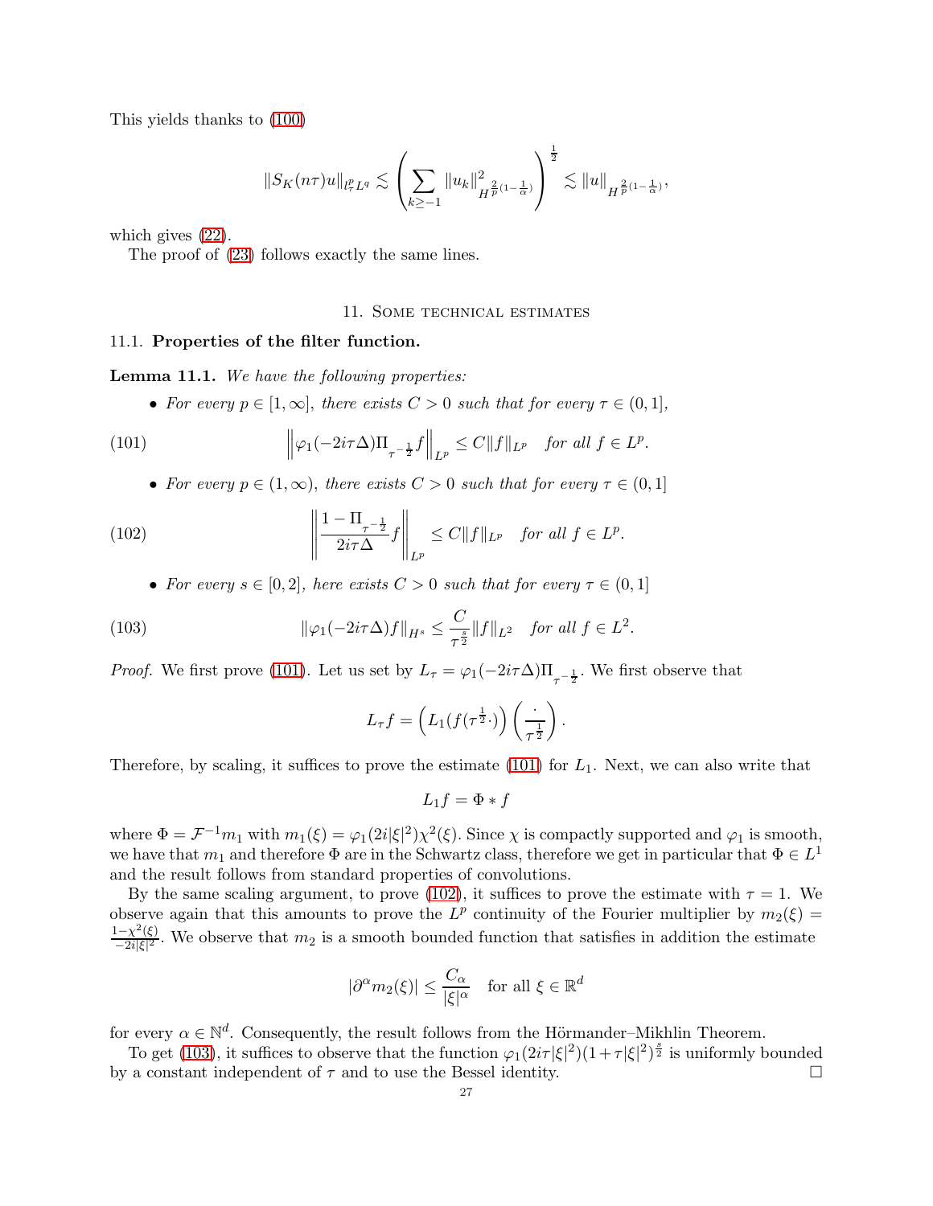This yields thanks to (100)

$$\|S_K(n\tau)u\|_{l^p_\tau L^q} \lesssim \left(\sum_{k\geq -1} \|u_k\|^2_{H^{\frac{2}{p}(1-\frac{1}{\alpha})}}\right)^{\frac{1}{2}} \lesssim \|u\|_{H^{\frac{2}{p}(1-\frac{1}{\alpha})}},$$

which gives (22).

The proof of (23) follows exactly the same lines.

## 11. Some technical estimates

### 11.1. Properties of the filter function.

**Lemma 11.1.** *We have the following properties:*

- *For every $p \in [1, \infty]$, there exists $C > 0$ such that for every $\tau \in (0, 1]$,*

$$\left\| \varphi_1(-2i\tau\Delta)\Pi_{\tau^{-\frac{1}{2}}} f \right\|_{L^p} \leq C\|f\|_{L^p} \quad \text{for all } f \in L^p. \tag{101}$$

- *For every $p \in (1, \infty)$, there exists $C > 0$ such that for every $\tau \in (0, 1]$*

$$\left\| \frac{1 - \Pi_{\tau^{-\frac{1}{2}}}}{2i\tau\Delta} f \right\|_{L^p} \leq C\|f\|_{L^p} \quad \text{for all } f \in L^p. \tag{102}$$

- *For every $s \in [0, 2]$, here exists $C > 0$ such that for every $\tau \in (0, 1]$*

$$\|\varphi_1(-2i\tau\Delta)f\|_{H^s} \leq \frac{C}{\tau^{\frac{s}{2}}}\|f\|_{L^2} \quad \text{for all } f \in L^2. \tag{103}$$

*Proof.* We first prove (101). Let us set by $L_\tau = \varphi_1(-2i\tau\Delta)\Pi_{\tau^{-\frac{1}{2}}}$. We first observe that

$$L_\tau f = \left(L_1(f(\tau^{\frac{1}{2}}\cdot))\right)\left(\frac{\cdot}{\tau^{\frac{1}{2}}}\right).$$

Therefore, by scaling, it suffices to prove the estimate (101) for $L_1$. Next, we can also write that

$$L_1 f = \Phi * f$$

where $\Phi = \mathcal{F}^{-1}m_1$ with $m_1(\xi) = \varphi_1(2i|\xi|^2)\chi^2(\xi)$. Since $\chi$ is compactly supported and $\varphi_1$ is smooth, we have that $m_1$ and therefore $\Phi$ are in the Schwartz class, therefore we get in particular that $\Phi \in L^1$ and the result follows from standard properties of convolutions.

By the same scaling argument, to prove (102), it suffices to prove the estimate with $\tau = 1$. We observe again that this amounts to prove the $L^p$ continuity of the Fourier multiplier by $m_2(\xi) = \frac{1-\chi^2(\xi)}{-2i|\xi|^2}$. We observe that $m_2$ is a smooth bounded function that satisfies in addition the estimate

$$|\partial^\alpha m_2(\xi)| \leq \frac{C_\alpha}{|\xi|^\alpha} \quad \text{for all } \xi \in \mathbb{R}^d$$

for every $\alpha \in \mathbb{N}^d$. Consequently, the result follows from the Hörmander–Mikhlin Theorem.

To get (103), it suffices to observe that the function $\varphi_1(2i\tau|\xi|^2)(1+\tau|\xi|^2)^{\frac{s}{2}}$ is uniformly bounded by a constant independent of $\tau$ and to use the Bessel identity. $\square$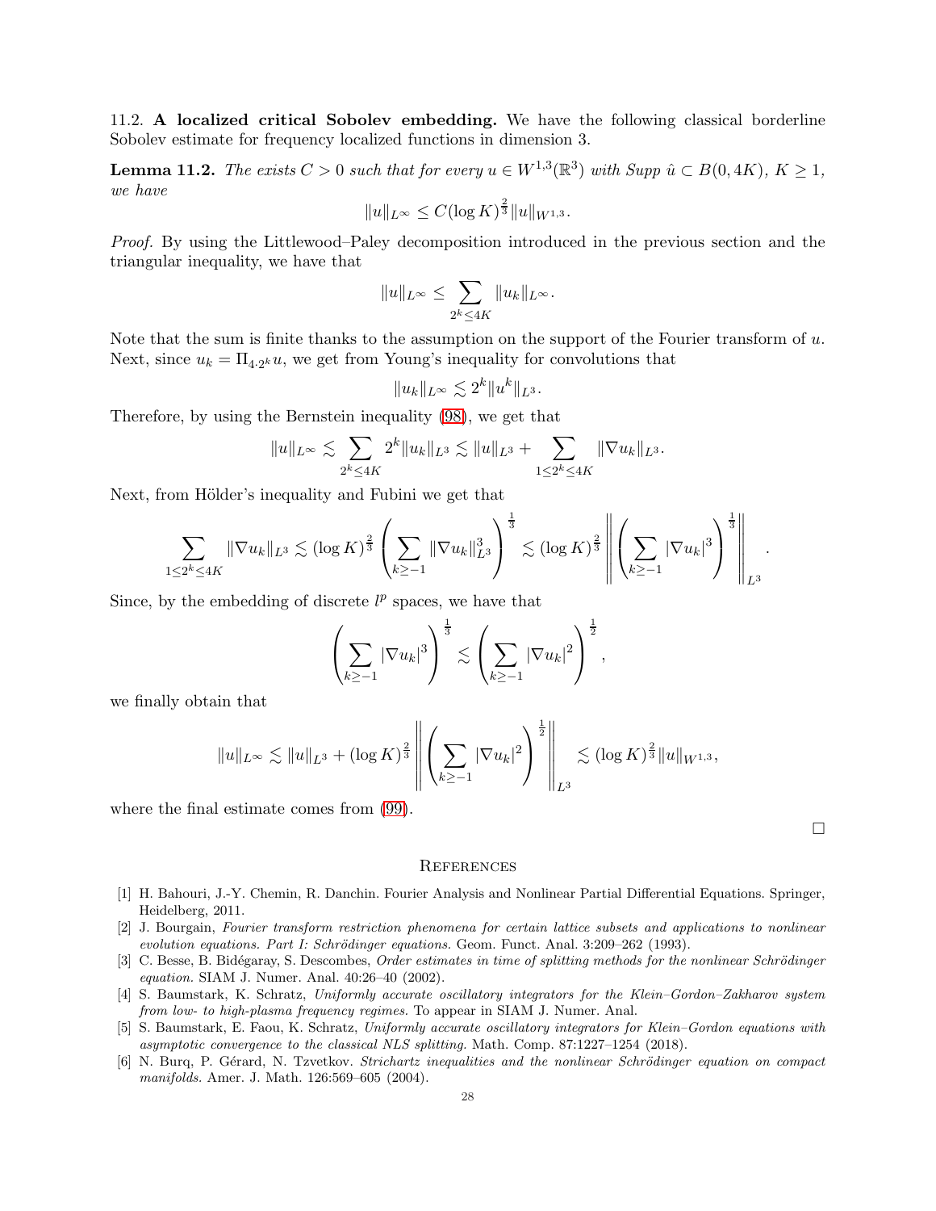11.2. **A localized critical Sobolev embedding.** We have the following classical borderline Sobolev estimate for frequency localized functions in dimension 3.

**Lemma 11.2.** *The exists $C > 0$ such that for every $u \in W^{1,3}(\mathbb{R}^3)$ with Supp $\hat{u} \subset B(0, 4K)$, $K \geq 1$, we have*

$$\|u\|_{L^\infty} \leq C(\log K)^{\frac{2}{3}} \|u\|_{W^{1,3}}.$$

*Proof.* By using the Littlewood–Paley decomposition introduced in the previous section and the triangular inequality, we have that

$$\|u\|_{L^\infty} \leq \sum_{2^k \leq 4K} \|u_k\|_{L^\infty}.$$

Note that the sum is finite thanks to the assumption on the support of the Fourier transform of $u$. Next, since $u_k = \Pi_{4 \cdot 2^k} u$, we get from Young's inequality for convolutions that

$$\|u_k\|_{L^\infty} \lesssim 2^k \|u^k\|_{L^3}.$$

Therefore, by using the Bernstein inequality (98), we get that

$$\|u\|_{L^\infty} \lesssim \sum_{2^k \leq 4K} 2^k \|u_k\|_{L^3} \lesssim \|u\|_{L^3} + \sum_{1 \leq 2^k \leq 4K} \|\nabla u_k\|_{L^3}.$$

Next, from Hölder's inequality and Fubini we get that

$$\sum_{1 \leq 2^k \leq 4K} \|\nabla u_k\|_{L^3} \lesssim (\log K)^{\frac{2}{3}} \left( \sum_{k \geq -1} \|\nabla u_k\|_{L^3}^3 \right)^{\frac{1}{3}} \lesssim (\log K)^{\frac{2}{3}} \left\| \left( \sum_{k \geq -1} |\nabla u_k|^3 \right)^{\frac{1}{3}} \right\|_{L^3}.$$

Since, by the embedding of discrete $l^p$ spaces, we have that

$$\left( \sum_{k \geq -1} |\nabla u_k|^3 \right)^{\frac{1}{3}} \lesssim \left( \sum_{k \geq -1} |\nabla u_k|^2 \right)^{\frac{1}{2}},$$

we finally obtain that

$$\|u\|_{L^\infty} \lesssim \|u\|_{L^3} + (\log K)^{\frac{2}{3}} \left\| \left( \sum_{k \geq -1} |\nabla u_k|^2 \right)^{\frac{1}{2}} \right\|_{L^3} \lesssim (\log K)^{\frac{2}{3}} \|u\|_{W^{1,3}},$$

where the final estimate comes from (99).

□

## References

[1] H. Bahouri, J.-Y. Chemin, R. Danchin. Fourier Analysis and Nonlinear Partial Differential Equations. Springer, Heidelberg, 2011.

[2] J. Bourgain, *Fourier transform restriction phenomena for certain lattice subsets and applications to nonlinear evolution equations. Part I: Schrödinger equations.* Geom. Funct. Anal. 3:209–262 (1993).

[3] C. Besse, B. Bidégaray, S. Descombes, *Order estimates in time of splitting methods for the nonlinear Schrödinger equation.* SIAM J. Numer. Anal. 40:26–40 (2002).

[4] S. Baumstark, K. Schratz, *Uniformly accurate oscillatory integrators for the Klein–Gordon–Zakharov system from low- to high-plasma frequency regimes.* To appear in SIAM J. Numer. Anal.

[5] S. Baumstark, E. Faou, K. Schratz, *Uniformly accurate oscillatory integrators for Klein–Gordon equations with asymptotic convergence to the classical NLS splitting.* Math. Comp. 87:1227–1254 (2018).

[6] N. Burq, P. Gérard, N. Tzvetkov. *Strichartz inequalities and the nonlinear Schrödinger equation on compact manifolds.* Amer. J. Math. 126:569–605 (2004).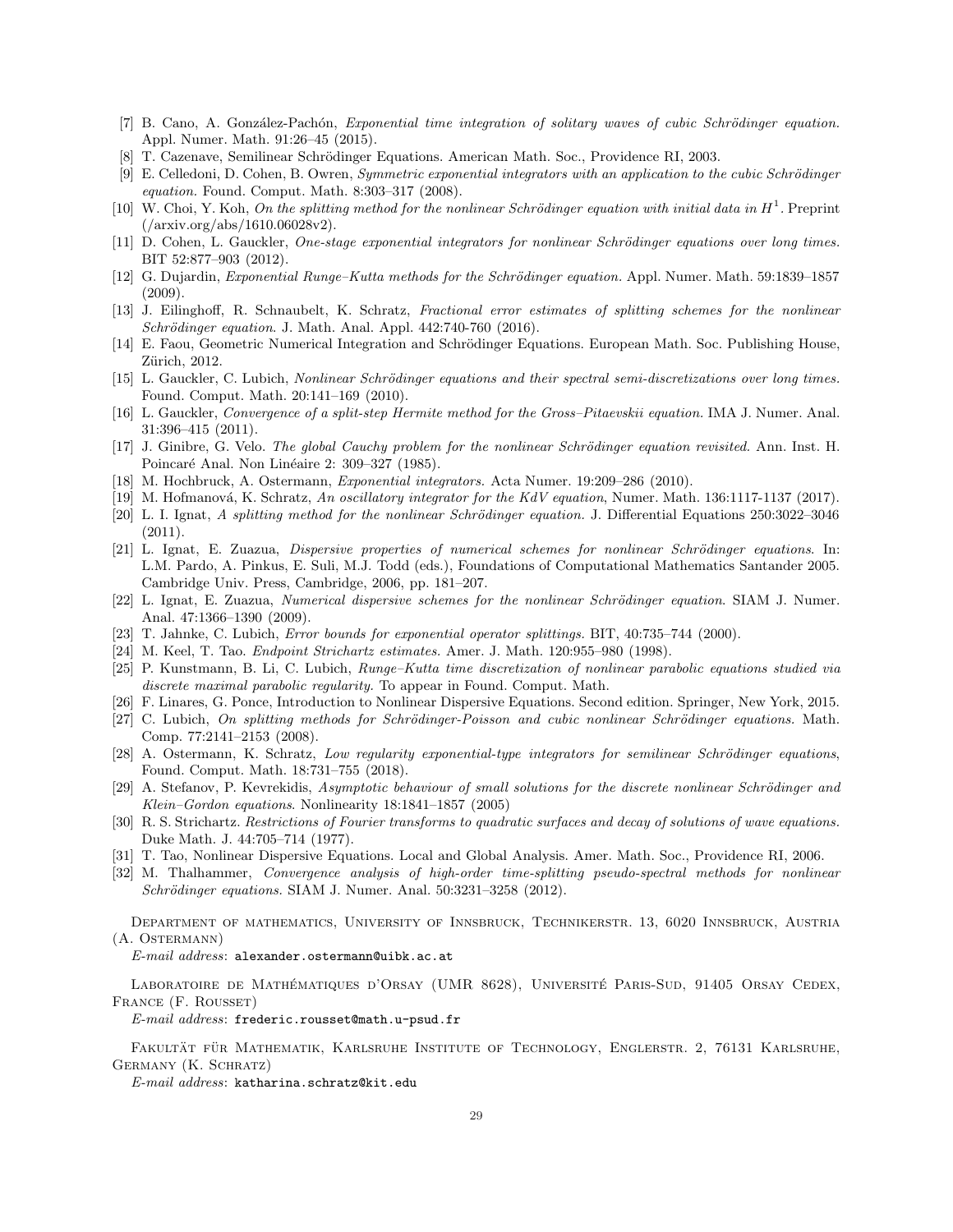[7] B. Cano, A. González-Pachón, *Exponential time integration of solitary waves of cubic Schrödinger equation.* Appl. Numer. Math. 91:26–45 (2015).

[8] T. Cazenave, Semilinear Schrödinger Equations. American Math. Soc., Providence RI, 2003.

[9] E. Celledoni, D. Cohen, B. Owren, *Symmetric exponential integrators with an application to the cubic Schrödinger equation.* Found. Comput. Math. 8:303–317 (2008).

[10] W. Choi, Y. Koh, *On the splitting method for the nonlinear Schrödinger equation with initial data in $H^1$.* Preprint (/arxiv.org/abs/1610.06028v2).

[11] D. Cohen, L. Gauckler, *One-stage exponential integrators for nonlinear Schrödinger equations over long times.* BIT 52:877–903 (2012).

[12] G. Dujardin, *Exponential Runge–Kutta methods for the Schrödinger equation.* Appl. Numer. Math. 59:1839–1857 (2009).

[13] J. Eilinghoff, R. Schnaubelt, K. Schratz, *Fractional error estimates of splitting schemes for the nonlinear Schrödinger equation*. J. Math. Anal. Appl. 442:740-760 (2016).

[14] E. Faou, Geometric Numerical Integration and Schrödinger Equations. European Math. Soc. Publishing House, Zürich, 2012.

[15] L. Gauckler, C. Lubich, *Nonlinear Schrödinger equations and their spectral semi-discretizations over long times.* Found. Comput. Math. 20:141–169 (2010).

[16] L. Gauckler, *Convergence of a split-step Hermite method for the Gross–Pitaevskii equation.* IMA J. Numer. Anal. 31:396–415 (2011).

[17] J. Ginibre, G. Velo. *The global Cauchy problem for the nonlinear Schrödinger equation revisited.* Ann. Inst. H. Poincaré Anal. Non Linéaire 2: 309–327 (1985).

[18] M. Hochbruck, A. Ostermann, *Exponential integrators.* Acta Numer. 19:209–286 (2010).

[19] M. Hofmanová, K. Schratz, *An oscillatory integrator for the KdV equation*, Numer. Math. 136:1117-1137 (2017).

[20] L. I. Ignat, *A splitting method for the nonlinear Schrödinger equation.* J. Differential Equations 250:3022–3046 (2011).

[21] L. Ignat, E. Zuazua, *Dispersive properties of numerical schemes for nonlinear Schrödinger equations*. In: L.M. Pardo, A. Pinkus, E. Suli, M.J. Todd (eds.), Foundations of Computational Mathematics Santander 2005. Cambridge Univ. Press, Cambridge, 2006, pp. 181–207.

[22] L. Ignat, E. Zuazua, *Numerical dispersive schemes for the nonlinear Schrödinger equation*. SIAM J. Numer. Anal. 47:1366–1390 (2009).

[23] T. Jahnke, C. Lubich, *Error bounds for exponential operator splittings.* BIT, 40:735–744 (2000).

[24] M. Keel, T. Tao. *Endpoint Strichartz estimates.* Amer. J. Math. 120:955–980 (1998).

[25] P. Kunstmann, B. Li, C. Lubich, *Runge–Kutta time discretization of nonlinear parabolic equations studied via discrete maximal parabolic regularity.* To appear in Found. Comput. Math.

[26] F. Linares, G. Ponce, Introduction to Nonlinear Dispersive Equations. Second edition. Springer, New York, 2015.

[27] C. Lubich, *On splitting methods for Schrödinger-Poisson and cubic nonlinear Schrödinger equations.* Math. Comp. 77:2141–2153 (2008).

[28] A. Ostermann, K. Schratz, *Low regularity exponential-type integrators for semilinear Schrödinger equations*, Found. Comput. Math. 18:731–755 (2018).

[29] A. Stefanov, P. Kevrekidis, *Asymptotic behaviour of small solutions for the discrete nonlinear Schrödinger and Klein–Gordon equations*. Nonlinearity 18:1841–1857 (2005)

[30] R. S. Strichartz. *Restrictions of Fourier transforms to quadratic surfaces and decay of solutions of wave equations.* Duke Math. J. 44:705–714 (1977).

[31] T. Tao, Nonlinear Dispersive Equations. Local and Global Analysis. Amer. Math. Soc., Providence RI, 2006.

[32] M. Thalhammer, *Convergence analysis of high-order time-splitting pseudo-spectral methods for nonlinear Schrödinger equations.* SIAM J. Numer. Anal. 50:3231–3258 (2012).

Department of mathematics, University of Innsbruck, Technikerstr. 13, 6020 Innsbruck, Austria (A. Ostermann)

*E-mail address*: alexander.ostermann@uibk.ac.at

Laboratoire de Mathématiques d'Orsay (UMR 8628), Université Paris-Sud, 91405 Orsay Cedex, France (F. Rousset)

*E-mail address*: frederic.rousset@math.u-psud.fr

Fakultät für Mathematik, Karlsruhe Institute of Technology, Englerstr. 2, 76131 Karlsruhe, Germany (K. Schratz)

*E-mail address*: katharina.schratz@kit.edu